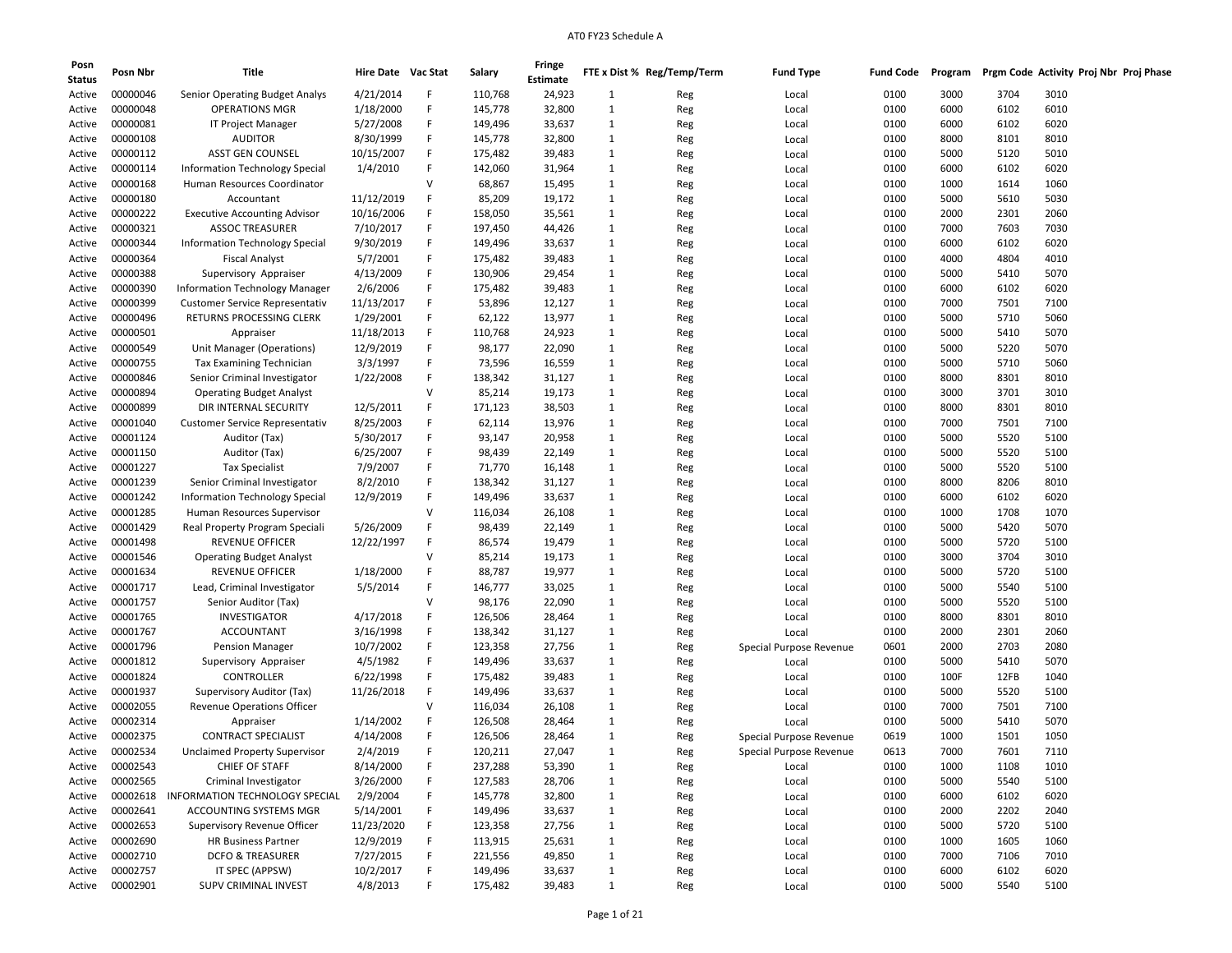# AT0 FY23 Schedule A

| Posn Status | Posn Nbr | Title | Hire Date | Vac Stat | Salary | Fringe Estimate | FTE x Dist % | Reg/Temp/Term | Fund Type | Fund Code | Program | Prgm Code | Activity | Proj Nbr | Proj Phase |
|---|---|---|---|---|---|---|---|---|---|---|---|---|---|---|---|
| Active | 00000046 | Senior Operating Budget Analys | 4/21/2014 | F | 110,768 | 24,923 | 1 | Reg | Local | 0100 | 3000 | 3704 | 3010 | | |
| Active | 00000048 | OPERATIONS MGR | 1/18/2000 | F | 145,778 | 32,800 | 1 | Reg | Local | 0100 | 6000 | 6102 | 6010 | | |
| Active | 00000081 | IT Project Manager | 5/27/2008 | F | 149,496 | 33,637 | 1 | Reg | Local | 0100 | 6000 | 6102 | 6020 | | |
| Active | 00000108 | AUDITOR | 8/30/1999 | F | 145,778 | 32,800 | 1 | Reg | Local | 0100 | 8000 | 8101 | 8010 | | |
| Active | 00000112 | ASST GEN COUNSEL | 10/15/2007 | F | 175,482 | 39,483 | 1 | Reg | Local | 0100 | 5000 | 5120 | 5010 | | |
| Active | 00000114 | Information Technology Special | 1/4/2010 | F | 142,060 | 31,964 | 1 | Reg | Local | 0100 | 6000 | 6102 | 6020 | | |
| Active | 00000168 | Human Resources Coordinator | | V | 68,867 | 15,495 | 1 | Reg | Local | 0100 | 1000 | 1614 | 1060 | | |
| Active | 00000180 | Accountant | 11/12/2019 | F | 85,209 | 19,172 | 1 | Reg | Local | 0100 | 5000 | 5610 | 5030 | | |
| Active | 00000222 | Executive Accounting Advisor | 10/16/2006 | F | 158,050 | 35,561 | 1 | Reg | Local | 0100 | 2000 | 2301 | 2060 | | |
| Active | 00000321 | ASSOC TREASURER | 7/10/2017 | F | 197,450 | 44,426 | 1 | Reg | Local | 0100 | 7000 | 7603 | 7030 | | |
| Active | 00000344 | Information Technology Special | 9/30/2019 | F | 149,496 | 33,637 | 1 | Reg | Local | 0100 | 6000 | 6102 | 6020 | | |
| Active | 00000364 | Fiscal Analyst | 5/7/2001 | F | 175,482 | 39,483 | 1 | Reg | Local | 0100 | 4000 | 4804 | 4010 | | |
| Active | 00000388 | Supervisory Appraiser | 4/13/2009 | F | 130,906 | 29,454 | 1 | Reg | Local | 0100 | 5000 | 5410 | 5070 | | |
| Active | 00000390 | Information Technology Manager | 2/6/2006 | F | 175,482 | 39,483 | 1 | Reg | Local | 0100 | 6000 | 6102 | 6020 | | |
| Active | 00000399 | Customer Service Representativ | 11/13/2017 | F | 53,896 | 12,127 | 1 | Reg | Local | 0100 | 7000 | 7501 | 7100 | | |
| Active | 00000496 | RETURNS PROCESSING CLERK | 1/29/2001 | F | 62,122 | 13,977 | 1 | Reg | Local | 0100 | 5000 | 5710 | 5060 | | |
| Active | 00000501 | Appraiser | 11/18/2013 | F | 110,768 | 24,923 | 1 | Reg | Local | 0100 | 5000 | 5410 | 5070 | | |
| Active | 00000549 | Unit Manager (Operations) | 12/9/2019 | F | 98,177 | 22,090 | 1 | Reg | Local | 0100 | 5000 | 5220 | 5070 | | |
| Active | 00000755 | Tax Examining Technician | 3/3/1997 | F | 73,596 | 16,559 | 1 | Reg | Local | 0100 | 5000 | 5710 | 5060 | | |
| Active | 00000846 | Senior Criminal Investigator | 1/22/2008 | F | 138,342 | 31,127 | 1 | Reg | Local | 0100 | 8000 | 8301 | 8010 | | |
| Active | 00000894 | Operating Budget Analyst | | V | 85,214 | 19,173 | 1 | Reg | Local | 0100 | 3000 | 3701 | 3010 | | |
| Active | 00000899 | DIR INTERNAL SECURITY | 12/5/2011 | F | 171,123 | 38,503 | 1 | Reg | Local | 0100 | 8000 | 8301 | 8010 | | |
| Active | 00001040 | Customer Service Representativ | 8/25/2003 | F | 62,114 | 13,976 | 1 | Reg | Local | 0100 | 7000 | 7501 | 7100 | | |
| Active | 00001124 | Auditor (Tax) | 5/30/2017 | F | 93,147 | 20,958 | 1 | Reg | Local | 0100 | 5000 | 5520 | 5100 | | |
| Active | 00001150 | Auditor (Tax) | 6/25/2007 | F | 98,439 | 22,149 | 1 | Reg | Local | 0100 | 5000 | 5520 | 5100 | | |
| Active | 00001227 | Tax Specialist | 7/9/2007 | F | 71,770 | 16,148 | 1 | Reg | Local | 0100 | 5000 | 5520 | 5100 | | |
| Active | 00001239 | Senior Criminal Investigator | 8/2/2010 | F | 138,342 | 31,127 | 1 | Reg | Local | 0100 | 8000 | 8206 | 8010 | | |
| Active | 00001242 | Information Technology Special | 12/9/2019 | F | 149,496 | 33,637 | 1 | Reg | Local | 0100 | 6000 | 6102 | 6020 | | |
| Active | 00001285 | Human Resources Supervisor | | V | 116,034 | 26,108 | 1 | Reg | Local | 0100 | 1000 | 1708 | 1070 | | |
| Active | 00001429 | Real Property Program Speciali | 5/26/2009 | F | 98,439 | 22,149 | 1 | Reg | Local | 0100 | 5000 | 5420 | 5070 | | |
| Active | 00001498 | REVENUE OFFICER | 12/22/1997 | F | 86,574 | 19,479 | 1 | Reg | Local | 0100 | 5000 | 5720 | 5100 | | |
| Active | 00001546 | Operating Budget Analyst | | V | 85,214 | 19,173 | 1 | Reg | Local | 0100 | 3000 | 3704 | 3010 | | |
| Active | 00001634 | REVENUE OFFICER | 1/18/2000 | F | 88,787 | 19,977 | 1 | Reg | Local | 0100 | 5000 | 5720 | 5100 | | |
| Active | 00001717 | Lead, Criminal Investigator | 5/5/2014 | F | 146,777 | 33,025 | 1 | Reg | Local | 0100 | 5000 | 5540 | 5100 | | |
| Active | 00001757 | Senior Auditor (Tax) | | V | 98,176 | 22,090 | 1 | Reg | Local | 0100 | 5000 | 5520 | 5100 | | |
| Active | 00001765 | INVESTIGATOR | 4/17/2018 | F | 126,506 | 28,464 | 1 | Reg | Local | 0100 | 8000 | 8301 | 8010 | | |
| Active | 00001767 | ACCOUNTANT | 3/16/1998 | F | 138,342 | 31,127 | 1 | Reg | Local | 0100 | 2000 | 2301 | 2060 | | |
| Active | 00001796 | Pension Manager | 10/7/2002 | F | 123,358 | 27,756 | 1 | Reg | Special Purpose Revenue | 0601 | 2000 | 2703 | 2080 | | |
| Active | 00001812 | Supervisory Appraiser | 4/5/1982 | F | 149,496 | 33,637 | 1 | Reg | Local | 0100 | 5000 | 5410 | 5070 | | |
| Active | 00001824 | CONTROLLER | 6/22/1998 | F | 175,482 | 39,483 | 1 | Reg | Local | 0100 | 100F | 12FB | 1040 | | |
| Active | 00001937 | Supervisory Auditor (Tax) | 11/26/2018 | F | 149,496 | 33,637 | 1 | Reg | Local | 0100 | 5000 | 5520 | 5100 | | |
| Active | 00002055 | Revenue Operations Officer | | V | 116,034 | 26,108 | 1 | Reg | Local | 0100 | 7000 | 7501 | 7100 | | |
| Active | 00002314 | Appraiser | 1/14/2002 | F | 126,508 | 28,464 | 1 | Reg | Local | 0100 | 5000 | 5410 | 5070 | | |
| Active | 00002375 | CONTRACT SPECIALIST | 4/14/2008 | F | 126,506 | 28,464 | 1 | Reg | Special Purpose Revenue | 0619 | 1000 | 1501 | 1050 | | |
| Active | 00002534 | Unclaimed Property Supervisor | 2/4/2019 | F | 120,211 | 27,047 | 1 | Reg | Special Purpose Revenue | 0613 | 7000 | 7601 | 7110 | | |
| Active | 00002543 | CHIEF OF STAFF | 8/14/2000 | F | 237,288 | 53,390 | 1 | Reg | Local | 0100 | 1000 | 1108 | 1010 | | |
| Active | 00002565 | Criminal Investigator | 3/26/2000 | F | 127,583 | 28,706 | 1 | Reg | Local | 0100 | 5000 | 5540 | 5100 | | |
| Active | 00002618 | INFORMATION TECHNOLOGY SPECIAL | 2/9/2004 | F | 145,778 | 32,800 | 1 | Reg | Local | 0100 | 6000 | 6102 | 6020 | | |
| Active | 00002641 | ACCOUNTING SYSTEMS MGR | 5/14/2001 | F | 149,496 | 33,637 | 1 | Reg | Local | 0100 | 2000 | 2202 | 2040 | | |
| Active | 00002653 | Supervisory Revenue Officer | 11/23/2020 | F | 123,358 | 27,756 | 1 | Reg | Local | 0100 | 5000 | 5720 | 5100 | | |
| Active | 00002690 | HR Business Partner | 12/9/2019 | F | 113,915 | 25,631 | 1 | Reg | Local | 0100 | 1000 | 1605 | 1060 | | |
| Active | 00002710 | DCFO & TREASURER | 7/27/2015 | F | 221,556 | 49,850 | 1 | Reg | Local | 0100 | 7000 | 7106 | 7010 | | |
| Active | 00002757 | IT SPEC (APPSW) | 10/2/2017 | F | 149,496 | 33,637 | 1 | Reg | Local | 0100 | 6000 | 6102 | 6020 | | |
| Active | 00002901 | SUPV CRIMINAL INVEST | 4/8/2013 | F | 175,482 | 39,483 | 1 | Reg | Local | 0100 | 5000 | 5540 | 5100 | | |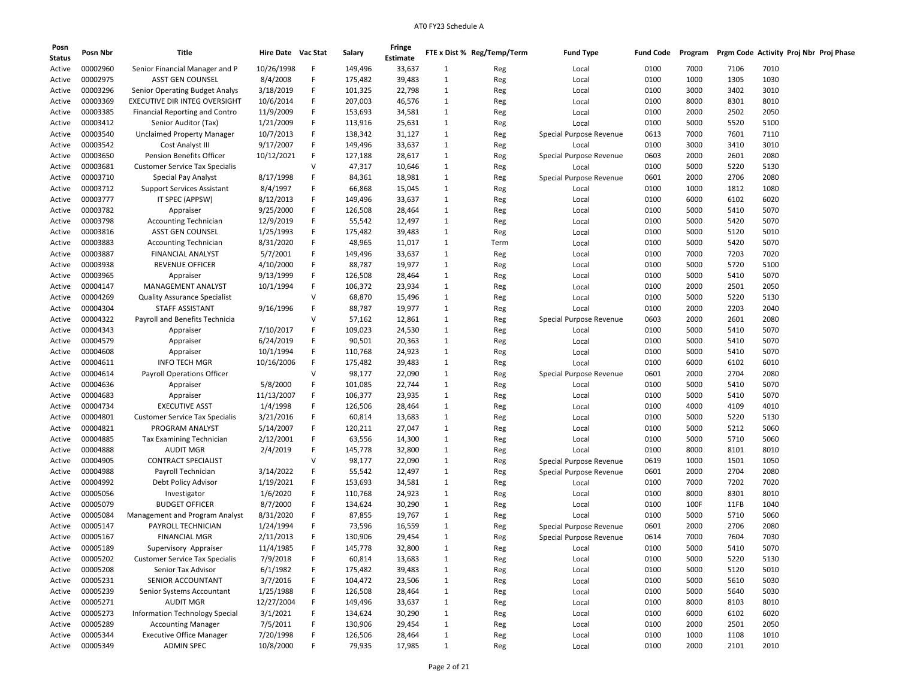# AT0 FY23 Schedule A

| Posn Status | Posn Nbr | Title | Hire Date | Vac Stat | Salary | Fringe Estimate | FTE x Dist % | Reg/Temp/Term | Fund Type | Fund Code | Program | Prgm Code | Activity | Proj Nbr | Proj Phase |
|---|---|---|---|---|---|---|---|---|---|---|---|---|---|---|---|
| Active | 00002960 | Senior Financial Manager and P | 10/26/1998 | F | 149,496 | 33,637 | 1 | Reg | Local | 0100 | 7000 | 7106 | 7010 | | |
| Active | 00002975 | ASST GEN COUNSEL | 8/4/2008 | F | 175,482 | 39,483 | 1 | Reg | Local | 0100 | 1000 | 1305 | 1030 | | |
| Active | 00003296 | Senior Operating Budget Analys | 3/18/2019 | F | 101,325 | 22,798 | 1 | Reg | Local | 0100 | 3000 | 3402 | 3010 | | |
| Active | 00003369 | EXECUTIVE DIR INTEG OVERSIGHT | 10/6/2014 | F | 207,003 | 46,576 | 1 | Reg | Local | 0100 | 8000 | 8301 | 8010 | | |
| Active | 00003385 | Financial Reporting and Contro | 11/9/2009 | F | 153,693 | 34,581 | 1 | Reg | Local | 0100 | 2000 | 2502 | 2050 | | |
| Active | 00003412 | Senior Auditor (Tax) | 1/21/2009 | F | 113,916 | 25,631 | 1 | Reg | Local | 0100 | 5000 | 5520 | 5100 | | |
| Active | 00003540 | Unclaimed Property Manager | 10/7/2013 | F | 138,342 | 31,127 | 1 | Reg | Special Purpose Revenue | 0613 | 7000 | 7601 | 7110 | | |
| Active | 00003542 | Cost Analyst III | 9/17/2007 | F | 149,496 | 33,637 | 1 | Reg | Local | 0100 | 3000 | 3410 | 3010 | | |
| Active | 00003650 | Pension Benefits Officer | 10/12/2021 | F | 127,188 | 28,617 | 1 | Reg | Special Purpose Revenue | 0603 | 2000 | 2601 | 2080 | | |
| Active | 00003681 | Customer Service Tax Specialis | | V | 47,317 | 10,646 | 1 | Reg | Local | 0100 | 5000 | 5220 | 5130 | | |
| Active | 00003710 | Special Pay Analyst | 8/17/1998 | F | 84,361 | 18,981 | 1 | Reg | Special Purpose Revenue | 0601 | 2000 | 2706 | 2080 | | |
| Active | 00003712 | Support Services Assistant | 8/4/1997 | F | 66,868 | 15,045 | 1 | Reg | Local | 0100 | 1000 | 1812 | 1080 | | |
| Active | 00003777 | IT SPEC (APPSW) | 8/12/2013 | F | 149,496 | 33,637 | 1 | Reg | Local | 0100 | 6000 | 6102 | 6020 | | |
| Active | 00003782 | Appraiser | 9/25/2000 | F | 126,508 | 28,464 | 1 | Reg | Local | 0100 | 5000 | 5410 | 5070 | | |
| Active | 00003798 | Accounting Technician | 12/9/2019 | F | 55,542 | 12,497 | 1 | Reg | Local | 0100 | 5000 | 5420 | 5070 | | |
| Active | 00003816 | ASST GEN COUNSEL | 1/25/1993 | F | 175,482 | 39,483 | 1 | Reg | Local | 0100 | 5000 | 5120 | 5010 | | |
| Active | 00003883 | Accounting Technician | 8/31/2020 | F | 48,965 | 11,017 | 1 | Term | Local | 0100 | 5000 | 5420 | 5070 | | |
| Active | 00003887 | FINANCIAL ANALYST | 5/7/2001 | F | 149,496 | 33,637 | 1 | Reg | Local | 0100 | 7000 | 7203 | 7020 | | |
| Active | 00003938 | REVENUE OFFICER | 4/10/2000 | F | 88,787 | 19,977 | 1 | Reg | Local | 0100 | 5000 | 5720 | 5100 | | |
| Active | 00003965 | Appraiser | 9/13/1999 | F | 126,508 | 28,464 | 1 | Reg | Local | 0100 | 5000 | 5410 | 5070 | | |
| Active | 00004147 | MANAGEMENT ANALYST | 10/1/1994 | F | 106,372 | 23,934 | 1 | Reg | Local | 0100 | 2000 | 2501 | 2050 | | |
| Active | 00004269 | Quality Assurance Specialist | | V | 68,870 | 15,496 | 1 | Reg | Local | 0100 | 5000 | 5220 | 5130 | | |
| Active | 00004304 | STAFF ASSISTANT | 9/16/1996 | F | 88,787 | 19,977 | 1 | Reg | Local | 0100 | 2000 | 2203 | 2040 | | |
| Active | 00004322 | Payroll and Benefits Technicia | | V | 57,162 | 12,861 | 1 | Reg | Special Purpose Revenue | 0603 | 2000 | 2601 | 2080 | | |
| Active | 00004343 | Appraiser | 7/10/2017 | F | 109,023 | 24,530 | 1 | Reg | Local | 0100 | 5000 | 5410 | 5070 | | |
| Active | 00004579 | Appraiser | 6/24/2019 | F | 90,501 | 20,363 | 1 | Reg | Local | 0100 | 5000 | 5410 | 5070 | | |
| Active | 00004608 | Appraiser | 10/1/1994 | F | 110,768 | 24,923 | 1 | Reg | Local | 0100 | 5000 | 5410 | 5070 | | |
| Active | 00004611 | INFO TECH MGR | 10/16/2006 | F | 175,482 | 39,483 | 1 | Reg | Local | 0100 | 6000 | 6102 | 6010 | | |
| Active | 00004614 | Payroll Operations Officer | | V | 98,177 | 22,090 | 1 | Reg | Special Purpose Revenue | 0601 | 2000 | 2704 | 2080 | | |
| Active | 00004636 | Appraiser | 5/8/2000 | F | 101,085 | 22,744 | 1 | Reg | Local | 0100 | 5000 | 5410 | 5070 | | |
| Active | 00004683 | Appraiser | 11/13/2007 | F | 106,377 | 23,935 | 1 | Reg | Local | 0100 | 5000 | 5410 | 5070 | | |
| Active | 00004734 | EXECUTIVE ASST | 1/4/1998 | F | 126,506 | 28,464 | 1 | Reg | Local | 0100 | 4000 | 4109 | 4010 | | |
| Active | 00004801 | Customer Service Tax Specialis | 3/21/2016 | F | 60,814 | 13,683 | 1 | Reg | Local | 0100 | 5000 | 5220 | 5130 | | |
| Active | 00004821 | PROGRAM ANALYST | 5/14/2007 | F | 120,211 | 27,047 | 1 | Reg | Local | 0100 | 5000 | 5212 | 5060 | | |
| Active | 00004885 | Tax Examining Technician | 2/12/2001 | F | 63,556 | 14,300 | 1 | Reg | Local | 0100 | 5000 | 5710 | 5060 | | |
| Active | 00004888 | AUDIT MGR | 2/4/2019 | F | 145,778 | 32,800 | 1 | Reg | Local | 0100 | 8000 | 8101 | 8010 | | |
| Active | 00004905 | CONTRACT SPECIALIST | | V | 98,177 | 22,090 | 1 | Reg | Special Purpose Revenue | 0619 | 1000 | 1501 | 1050 | | |
| Active | 00004988 | Payroll Technician | 3/14/2022 | F | 55,542 | 12,497 | 1 | Reg | Special Purpose Revenue | 0601 | 2000 | 2704 | 2080 | | |
| Active | 00004992 | Debt Policy Advisor | 1/19/2021 | F | 153,693 | 34,581 | 1 | Reg | Local | 0100 | 7000 | 7202 | 7020 | | |
| Active | 00005056 | Investigator | 1/6/2020 | F | 110,768 | 24,923 | 1 | Reg | Local | 0100 | 8000 | 8301 | 8010 | | |
| Active | 00005079 | BUDGET OFFICER | 8/7/2000 | F | 134,624 | 30,290 | 1 | Reg | Local | 0100 | 100F | 11FB | 1040 | | |
| Active | 00005084 | Management and Program Analyst | 8/31/2020 | F | 87,855 | 19,767 | 1 | Reg | Local | 0100 | 5000 | 5710 | 5060 | | |
| Active | 00005147 | PAYROLL TECHNICIAN | 1/24/1994 | F | 73,596 | 16,559 | 1 | Reg | Special Purpose Revenue | 0601 | 2000 | 2706 | 2080 | | |
| Active | 00005167 | FINANCIAL MGR | 2/11/2013 | F | 130,906 | 29,454 | 1 | Reg | Special Purpose Revenue | 0614 | 7000 | 7604 | 7030 | | |
| Active | 00005189 | Supervisory Appraiser | 11/4/1985 | F | 145,778 | 32,800 | 1 | Reg | Local | 0100 | 5000 | 5410 | 5070 | | |
| Active | 00005202 | Customer Service Tax Specialis | 7/9/2018 | F | 60,814 | 13,683 | 1 | Reg | Local | 0100 | 5000 | 5220 | 5130 | | |
| Active | 00005208 | Senior Tax Advisor | 6/1/1982 | F | 175,482 | 39,483 | 1 | Reg | Local | 0100 | 5000 | 5120 | 5010 | | |
| Active | 00005231 | SENIOR ACCOUNTANT | 3/7/2016 | F | 104,472 | 23,506 | 1 | Reg | Local | 0100 | 5000 | 5610 | 5030 | | |
| Active | 00005239 | Senior Systems Accountant | 1/25/1988 | F | 126,508 | 28,464 | 1 | Reg | Local | 0100 | 5000 | 5640 | 5030 | | |
| Active | 00005271 | AUDIT MGR | 12/27/2004 | F | 149,496 | 33,637 | 1 | Reg | Local | 0100 | 8000 | 8103 | 8010 | | |
| Active | 00005273 | Information Technology Special | 3/1/2021 | F | 134,624 | 30,290 | 1 | Reg | Local | 0100 | 6000 | 6102 | 6020 | | |
| Active | 00005289 | Accounting Manager | 7/5/2011 | F | 130,906 | 29,454 | 1 | Reg | Local | 0100 | 2000 | 2501 | 2050 | | |
| Active | 00005344 | Executive Office Manager | 7/20/1998 | F | 126,506 | 28,464 | 1 | Reg | Local | 0100 | 1000 | 1108 | 1010 | | |
| Active | 00005349 | ADMIN SPEC | 10/8/2000 | F | 79,935 | 17,985 | 1 | Reg | Local | 0100 | 2000 | 2101 | 2010 | | |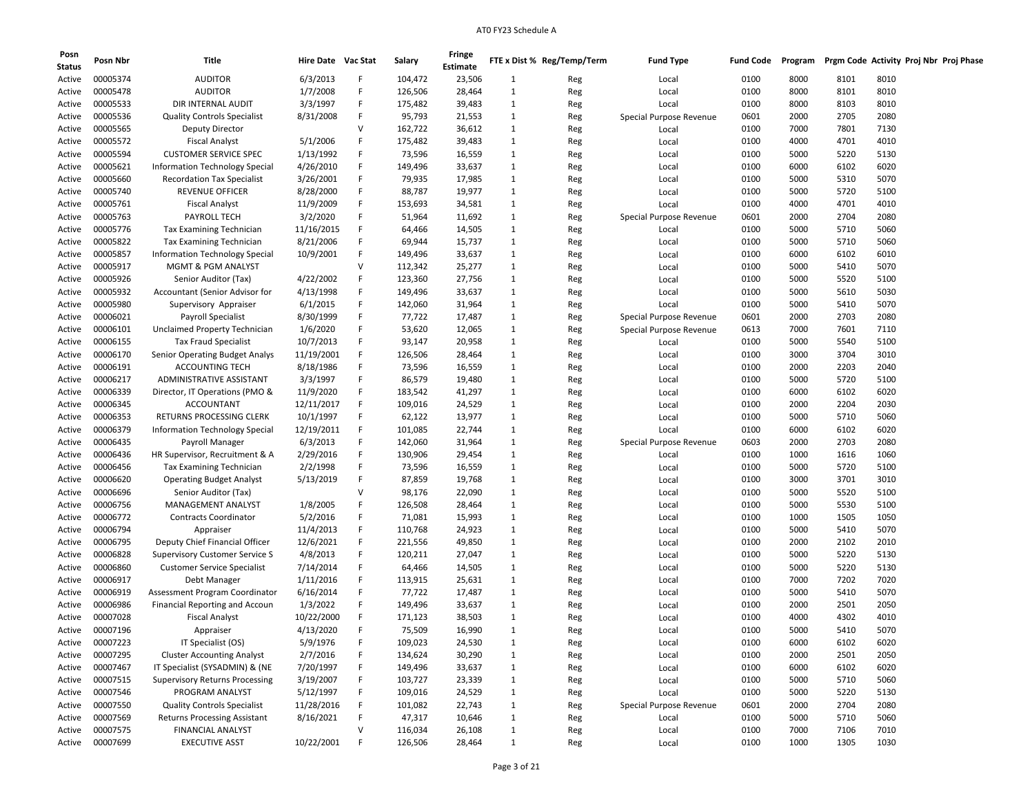| Posn Status | Posn Nbr | Title | Hire Date | Vac Stat | Salary | Fringe Estimate | FTE x Dist % | Reg/Temp/Term | Fund Type | Fund Code | Program | Prgm Code | Activity | Proj Nbr | Proj Phase |
|---|---|---|---|---|---|---|---|---|---|---|---|---|---|---|---|
| Active | 00005374 | AUDITOR | 6/3/2013 | F | 104,472 | 23,506 | 1 | Reg | Local | 0100 | 8000 | 8101 | 8010 | | |
| Active | 00005478 | AUDITOR | 1/7/2008 | F | 126,506 | 28,464 | 1 | Reg | Local | 0100 | 8000 | 8101 | 8010 | | |
| Active | 00005533 | DIR INTERNAL AUDIT | 3/3/1997 | F | 175,482 | 39,483 | 1 | Reg | Local | 0100 | 8000 | 8103 | 8010 | | |
| Active | 00005536 | Quality Controls Specialist | 8/31/2008 | F | 95,793 | 21,553 | 1 | Reg | Special Purpose Revenue | 0601 | 2000 | 2705 | 2080 | | |
| Active | 00005565 | Deputy Director | | V | 162,722 | 36,612 | 1 | Reg | Local | 0100 | 7000 | 7801 | 7130 | | |
| Active | 00005572 | Fiscal Analyst | 5/1/2006 | F | 175,482 | 39,483 | 1 | Reg | Local | 0100 | 4000 | 4701 | 4010 | | |
| Active | 00005594 | CUSTOMER SERVICE SPEC | 1/13/1992 | F | 73,596 | 16,559 | 1 | Reg | Local | 0100 | 5000 | 5220 | 5130 | | |
| Active | 00005621 | Information Technology Special | 4/26/2010 | F | 149,496 | 33,637 | 1 | Reg | Local | 0100 | 6000 | 6102 | 6020 | | |
| Active | 00005660 | Recordation Tax Specialist | 3/26/2001 | F | 79,935 | 17,985 | 1 | Reg | Local | 0100 | 5000 | 5310 | 5070 | | |
| Active | 00005740 | REVENUE OFFICER | 8/28/2000 | F | 88,787 | 19,977 | 1 | Reg | Local | 0100 | 5000 | 5720 | 5100 | | |
| Active | 00005761 | Fiscal Analyst | 11/9/2009 | F | 153,693 | 34,581 | 1 | Reg | Local | 0100 | 4000 | 4701 | 4010 | | |
| Active | 00005763 | PAYROLL TECH | 3/2/2020 | F | 51,964 | 11,692 | 1 | Reg | Special Purpose Revenue | 0601 | 2000 | 2704 | 2080 | | |
| Active | 00005776 | Tax Examining Technician | 11/16/2015 | F | 64,466 | 14,505 | 1 | Reg | Local | 0100 | 5000 | 5710 | 5060 | | |
| Active | 00005822 | Tax Examining Technician | 8/21/2006 | F | 69,944 | 15,737 | 1 | Reg | Local | 0100 | 5000 | 5710 | 5060 | | |
| Active | 00005857 | Information Technology Special | 10/9/2001 | F | 149,496 | 33,637 | 1 | Reg | Local | 0100 | 6000 | 6102 | 6010 | | |
| Active | 00005917 | MGMT & PGM ANALYST | | V | 112,342 | 25,277 | 1 | Reg | Local | 0100 | 5000 | 5410 | 5070 | | |
| Active | 00005926 | Senior Auditor (Tax) | 4/22/2002 | F | 123,360 | 27,756 | 1 | Reg | Local | 0100 | 5000 | 5520 | 5100 | | |
| Active | 00005932 | Accountant (Senior Advisor for | 4/13/1998 | F | 149,496 | 33,637 | 1 | Reg | Local | 0100 | 5000 | 5610 | 5030 | | |
| Active | 00005980 | Supervisory Appraiser | 6/1/2015 | F | 142,060 | 31,964 | 1 | Reg | Local | 0100 | 5000 | 5410 | 5070 | | |
| Active | 00006021 | Payroll Specialist | 8/30/1999 | F | 77,722 | 17,487 | 1 | Reg | Special Purpose Revenue | 0601 | 2000 | 2703 | 2080 | | |
| Active | 00006101 | Unclaimed Property Technician | 1/6/2020 | F | 53,620 | 12,065 | 1 | Reg | Special Purpose Revenue | 0613 | 7000 | 7601 | 7110 | | |
| Active | 00006155 | Tax Fraud Specialist | 10/7/2013 | F | 93,147 | 20,958 | 1 | Reg | Local | 0100 | 5000 | 5540 | 5100 | | |
| Active | 00006170 | Senior Operating Budget Analys | 11/19/2001 | F | 126,506 | 28,464 | 1 | Reg | Local | 0100 | 3000 | 3704 | 3010 | | |
| Active | 00006191 | ACCOUNTING TECH | 8/18/1986 | F | 73,596 | 16,559 | 1 | Reg | Local | 0100 | 2000 | 2203 | 2040 | | |
| Active | 00006217 | ADMINISTRATIVE ASSISTANT | 3/3/1997 | F | 86,579 | 19,480 | 1 | Reg | Local | 0100 | 5000 | 5720 | 5100 | | |
| Active | 00006339 | Director, IT Operations (PMO & | 11/9/2020 | F | 183,542 | 41,297 | 1 | Reg | Local | 0100 | 6000 | 6102 | 6020 | | |
| Active | 00006345 | ACCOUNTANT | 12/11/2017 | F | 109,016 | 24,529 | 1 | Reg | Local | 0100 | 2000 | 2204 | 2030 | | |
| Active | 00006353 | RETURNS PROCESSING CLERK | 10/1/1997 | F | 62,122 | 13,977 | 1 | Reg | Local | 0100 | 5000 | 5710 | 5060 | | |
| Active | 00006379 | Information Technology Special | 12/19/2011 | F | 101,085 | 22,744 | 1 | Reg | Local | 0100 | 6000 | 6102 | 6020 | | |
| Active | 00006435 | Payroll Manager | 6/3/2013 | F | 142,060 | 31,964 | 1 | Reg | Special Purpose Revenue | 0603 | 2000 | 2703 | 2080 | | |
| Active | 00006436 | HR Supervisor, Recruitment & A | 2/29/2016 | F | 130,906 | 29,454 | 1 | Reg | Local | 0100 | 1000 | 1616 | 1060 | | |
| Active | 00006456 | Tax Examining Technician | 2/2/1998 | F | 73,596 | 16,559 | 1 | Reg | Local | 0100 | 5000 | 5720 | 5100 | | |
| Active | 00006620 | Operating Budget Analyst | 5/13/2019 | F | 87,859 | 19,768 | 1 | Reg | Local | 0100 | 3000 | 3701 | 3010 | | |
| Active | 00006696 | Senior Auditor (Tax) | | V | 98,176 | 22,090 | 1 | Reg | Local | 0100 | 5000 | 5520 | 5100 | | |
| Active | 00006756 | MANAGEMENT ANALYST | 1/8/2005 | F | 126,508 | 28,464 | 1 | Reg | Local | 0100 | 5000 | 5530 | 5100 | | |
| Active | 00006772 | Contracts Coordinator | 5/2/2016 | F | 71,081 | 15,993 | 1 | Reg | Local | 0100 | 1000 | 1505 | 1050 | | |
| Active | 00006794 | Appraiser | 11/4/2013 | F | 110,768 | 24,923 | 1 | Reg | Local | 0100 | 5000 | 5410 | 5070 | | |
| Active | 00006795 | Deputy Chief Financial Officer | 12/6/2021 | F | 221,556 | 49,850 | 1 | Reg | Local | 0100 | 2000 | 2102 | 2010 | | |
| Active | 00006828 | Supervisory Customer Service S | 4/8/2013 | F | 120,211 | 27,047 | 1 | Reg | Local | 0100 | 5000 | 5220 | 5130 | | |
| Active | 00006860 | Customer Service Specialist | 7/14/2014 | F | 64,466 | 14,505 | 1 | Reg | Local | 0100 | 5000 | 5220 | 5130 | | |
| Active | 00006917 | Debt Manager | 1/11/2016 | F | 113,915 | 25,631 | 1 | Reg | Local | 0100 | 7000 | 7202 | 7020 | | |
| Active | 00006919 | Assessment Program Coordinator | 6/16/2014 | F | 77,722 | 17,487 | 1 | Reg | Local | 0100 | 5000 | 5410 | 5070 | | |
| Active | 00006986 | Financial Reporting and Accoun | 1/3/2022 | F | 149,496 | 33,637 | 1 | Reg | Local | 0100 | 2000 | 2501 | 2050 | | |
| Active | 00007028 | Fiscal Analyst | 10/22/2000 | F | 171,123 | 38,503 | 1 | Reg | Local | 0100 | 4000 | 4302 | 4010 | | |
| Active | 00007196 | Appraiser | 4/13/2020 | F | 75,509 | 16,990 | 1 | Reg | Local | 0100 | 5000 | 5410 | 5070 | | |
| Active | 00007223 | IT Specialist (OS) | 5/9/1976 | F | 109,023 | 24,530 | 1 | Reg | Local | 0100 | 6000 | 6102 | 6020 | | |
| Active | 00007295 | Cluster Accounting Analyst | 2/7/2016 | F | 134,624 | 30,290 | 1 | Reg | Local | 0100 | 2000 | 2501 | 2050 | | |
| Active | 00007467 | IT Specialist (SYSADMIN) & (NE | 7/20/1997 | F | 149,496 | 33,637 | 1 | Reg | Local | 0100 | 6000 | 6102 | 6020 | | |
| Active | 00007515 | Supervisory Returns Processing | 3/19/2007 | F | 103,727 | 23,339 | 1 | Reg | Local | 0100 | 5000 | 5710 | 5060 | | |
| Active | 00007546 | PROGRAM ANALYST | 5/12/1997 | F | 109,016 | 24,529 | 1 | Reg | Local | 0100 | 5000 | 5220 | 5130 | | |
| Active | 00007550 | Quality Controls Specialist | 11/28/2016 | F | 101,082 | 22,743 | 1 | Reg | Special Purpose Revenue | 0601 | 2000 | 2704 | 2080 | | |
| Active | 00007569 | Returns Processing Assistant | 8/16/2021 | F | 47,317 | 10,646 | 1 | Reg | Local | 0100 | 5000 | 5710 | 5060 | | |
| Active | 00007575 | FINANCIAL ANALYST | | V | 116,034 | 26,108 | 1 | Reg | Local | 0100 | 7000 | 7106 | 7010 | | |
| Active | 00007699 | EXECUTIVE ASST | 10/22/2001 | F | 126,506 | 28,464 | 1 | Reg | Local | 0100 | 1000 | 1305 | 1030 | | |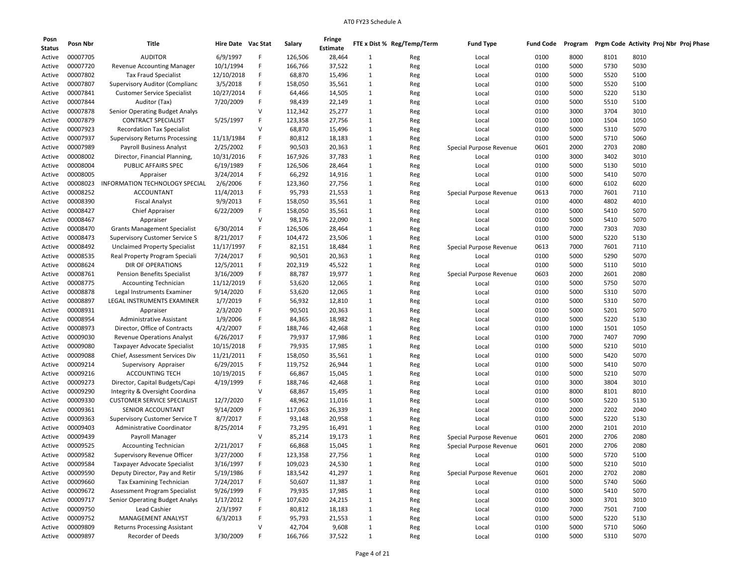# AT0 FY23 Schedule A

| Posn Status | Posn Nbr | Title | Hire Date | Vac Stat | Salary | Fringe Estimate | FTE x Dist % | Reg/Temp/Term | Fund Type | Fund Code | Program | Prgm Code | Activity | Proj Nbr | Proj Phase |
|---|---|---|---|---|---|---|---|---|---|---|---|---|---|---|---|
| Active | 00007705 | AUDITOR | 6/9/1997 | F | 126,506 | 28,464 | 1 | Reg | Local | 0100 | 8000 | 8101 | 8010 | | |
| Active | 00007720 | Revenue Accounting Manager | 10/1/1994 | F | 166,766 | 37,522 | 1 | Reg | Local | 0100 | 5000 | 5730 | 5030 | | |
| Active | 00007802 | Tax Fraud Specialist | 12/10/2018 | F | 68,870 | 15,496 | 1 | Reg | Local | 0100 | 5000 | 5520 | 5100 | | |
| Active | 00007807 | Supervisory Auditor (Complianc | 3/5/2018 | F | 158,050 | 35,561 | 1 | Reg | Local | 0100 | 5000 | 5520 | 5100 | | |
| Active | 00007841 | Customer Service Specialist | 10/27/2014 | F | 64,466 | 14,505 | 1 | Reg | Local | 0100 | 5000 | 5220 | 5130 | | |
| Active | 00007844 | Auditor (Tax) | 7/20/2009 | F | 98,439 | 22,149 | 1 | Reg | Local | 0100 | 5000 | 5510 | 5100 | | |
| Active | 00007878 | Senior Operating Budget Analys | | V | 112,342 | 25,277 | 1 | Reg | Local | 0100 | 3000 | 3704 | 3010 | | |
| Active | 00007879 | CONTRACT SPECIALIST | 5/25/1997 | F | 123,358 | 27,756 | 1 | Reg | Local | 0100 | 1000 | 1504 | 1050 | | |
| Active | 00007923 | Recordation Tax Specialist | | V | 68,870 | 15,496 | 1 | Reg | Local | 0100 | 5000 | 5310 | 5070 | | |
| Active | 00007937 | Supervisory Returns Processing | 11/13/1984 | F | 80,812 | 18,183 | 1 | Reg | Local | 0100 | 5000 | 5710 | 5060 | | |
| Active | 00007989 | Payroll Business Analyst | 2/25/2002 | F | 90,503 | 20,363 | 1 | Reg | Special Purpose Revenue | 0601 | 2000 | 2703 | 2080 | | |
| Active | 00008002 | Director, Financial Planning, | 10/31/2016 | F | 167,926 | 37,783 | 1 | Reg | Local | 0100 | 3000 | 3402 | 3010 | | |
| Active | 00008004 | PUBLIC AFFAIRS SPEC | 6/19/1989 | F | 126,506 | 28,464 | 1 | Reg | Local | 0100 | 5000 | 5130 | 5010 | | |
| Active | 00008005 | Appraiser | 3/24/2014 | F | 66,292 | 14,916 | 1 | Reg | Local | 0100 | 5000 | 5410 | 5070 | | |
| Active | 00008023 | INFORMATION TECHNOLOGY SPECIAL | 2/6/2006 | F | 123,360 | 27,756 | 1 | Reg | Local | 0100 | 6000 | 6102 | 6020 | | |
| Active | 00008252 | ACCOUNTANT | 11/4/2013 | F | 95,793 | 21,553 | 1 | Reg | Special Purpose Revenue | 0613 | 7000 | 7601 | 7110 | | |
| Active | 00008390 | Fiscal Analyst | 9/9/2013 | F | 158,050 | 35,561 | 1 | Reg | Local | 0100 | 4000 | 4802 | 4010 | | |
| Active | 00008427 | Chief Appraiser | 6/22/2009 | F | 158,050 | 35,561 | 1 | Reg | Local | 0100 | 5000 | 5410 | 5070 | | |
| Active | 00008467 | Appraiser | | V | 98,176 | 22,090 | 1 | Reg | Local | 0100 | 5000 | 5410 | 5070 | | |
| Active | 00008470 | Grants Management Specialist | 6/30/2014 | F | 126,506 | 28,464 | 1 | Reg | Local | 0100 | 7000 | 7303 | 7030 | | |
| Active | 00008473 | Supervisory Customer Service S | 8/21/2017 | F | 104,472 | 23,506 | 1 | Reg | Local | 0100 | 5000 | 5220 | 5130 | | |
| Active | 00008492 | Unclaimed Property Specialist | 11/17/1997 | F | 82,151 | 18,484 | 1 | Reg | Special Purpose Revenue | 0613 | 7000 | 7601 | 7110 | | |
| Active | 00008535 | Real Property Program Speciali | 7/24/2017 | F | 90,501 | 20,363 | 1 | Reg | Local | 0100 | 5000 | 5290 | 5070 | | |
| Active | 00008624 | DIR OF OPERATIONS | 12/5/2011 | F | 202,319 | 45,522 | 1 | Reg | Local | 0100 | 5000 | 5110 | 5010 | | |
| Active | 00008761 | Pension Benefits Specialist | 3/16/2009 | F | 88,787 | 19,977 | 1 | Reg | Special Purpose Revenue | 0603 | 2000 | 2601 | 2080 | | |
| Active | 00008775 | Accounting Technician | 11/12/2019 | F | 53,620 | 12,065 | 1 | Reg | Local | 0100 | 5000 | 5750 | 5070 | | |
| Active | 00008878 | Legal Instruments Examiner | 9/14/2020 | F | 53,620 | 12,065 | 1 | Reg | Local | 0100 | 5000 | 5310 | 5070 | | |
| Active | 00008897 | LEGAL INSTRUMENTS EXAMINER | 1/7/2019 | F | 56,932 | 12,810 | 1 | Reg | Local | 0100 | 5000 | 5310 | 5070 | | |
| Active | 00008931 | Appraiser | 2/3/2020 | F | 90,501 | 20,363 | 1 | Reg | Local | 0100 | 5000 | 5201 | 5070 | | |
| Active | 00008954 | Administrative Assistant | 1/9/2006 | F | 84,365 | 18,982 | 1 | Reg | Local | 0100 | 5000 | 5220 | 5130 | | |
| Active | 00008973 | Director, Office of Contracts | 4/2/2007 | F | 188,746 | 42,468 | 1 | Reg | Local | 0100 | 1000 | 1501 | 1050 | | |
| Active | 00009030 | Revenue Operations Analyst | 6/26/2017 | F | 79,937 | 17,986 | 1 | Reg | Local | 0100 | 7000 | 7407 | 7090 | | |
| Active | 00009080 | Taxpayer Advocate Specialist | 10/15/2018 | F | 79,935 | 17,985 | 1 | Reg | Local | 0100 | 5000 | 5210 | 5010 | | |
| Active | 00009088 | Chief, Assessment Services Div | 11/21/2011 | F | 158,050 | 35,561 | 1 | Reg | Local | 0100 | 5000 | 5420 | 5070 | | |
| Active | 00009214 | Supervisory Appraiser | 6/29/2015 | F | 119,752 | 26,944 | 1 | Reg | Local | 0100 | 5000 | 5410 | 5070 | | |
| Active | 00009216 | ACCOUNTING TECH | 10/19/2015 | F | 66,867 | 15,045 | 1 | Reg | Local | 0100 | 5000 | 5210 | 5070 | | |
| Active | 00009273 | Director, Capital Budgets/Capi | 4/19/1999 | F | 188,746 | 42,468 | 1 | Reg | Local | 0100 | 3000 | 3804 | 3010 | | |
| Active | 00009290 | Integrity & Oversight Coordina | | V | 68,867 | 15,495 | 1 | Reg | Local | 0100 | 8000 | 8101 | 8010 | | |
| Active | 00009330 | CUSTOMER SERVICE SPECIALIST | 12/7/2020 | F | 48,962 | 11,016 | 1 | Reg | Local | 0100 | 5000 | 5220 | 5130 | | |
| Active | 00009361 | SENIOR ACCOUNTANT | 9/14/2009 | F | 117,063 | 26,339 | 1 | Reg | Local | 0100 | 2000 | 2202 | 2040 | | |
| Active | 00009363 | Supervisory Customer Service T | 8/7/2017 | F | 93,148 | 20,958 | 1 | Reg | Local | 0100 | 5000 | 5220 | 5130 | | |
| Active | 00009403 | Administrative Coordinator | 8/25/2014 | F | 73,295 | 16,491 | 1 | Reg | Local | 0100 | 2000 | 2101 | 2010 | | |
| Active | 00009439 | Payroll Manager | | V | 85,214 | 19,173 | 1 | Reg | Special Purpose Revenue | 0601 | 2000 | 2706 | 2080 | | |
| Active | 00009525 | Accounting Technician | 2/21/2017 | F | 66,868 | 15,045 | 1 | Reg | Special Purpose Revenue | 0601 | 2000 | 2706 | 2080 | | |
| Active | 00009582 | Supervisory Revenue Officer | 3/27/2000 | F | 123,358 | 27,756 | 1 | Reg | Local | 0100 | 5000 | 5720 | 5100 | | |
| Active | 00009584 | Taxpayer Advocate Specialist | 3/16/1997 | F | 109,023 | 24,530 | 1 | Reg | Local | 0100 | 5000 | 5210 | 5010 | | |
| Active | 00009590 | Deputy Director, Pay and Retir | 5/19/1986 | F | 183,542 | 41,297 | 1 | Reg | Special Purpose Revenue | 0601 | 2000 | 2702 | 2080 | | |
| Active | 00009660 | Tax Examining Technician | 7/24/2017 | F | 50,607 | 11,387 | 1 | Reg | Local | 0100 | 5000 | 5740 | 5060 | | |
| Active | 00009672 | Assessment Program Specialist | 9/26/1999 | F | 79,935 | 17,985 | 1 | Reg | Local | 0100 | 5000 | 5410 | 5070 | | |
| Active | 00009717 | Senior Operating Budget Analys | 1/17/2012 | F | 107,620 | 24,215 | 1 | Reg | Local | 0100 | 3000 | 3701 | 3010 | | |
| Active | 00009750 | Lead Cashier | 2/3/1997 | F | 80,812 | 18,183 | 1 | Reg | Local | 0100 | 7000 | 7501 | 7100 | | |
| Active | 00009752 | MANAGEMENT ANALYST | 6/3/2013 | F | 95,793 | 21,553 | 1 | Reg | Local | 0100 | 5000 | 5220 | 5130 | | |
| Active | 00009809 | Returns Processing Assistant | | V | 42,704 | 9,608 | 1 | Reg | Local | 0100 | 5000 | 5710 | 5060 | | |
| Active | 00009897 | Recorder of Deeds | 3/30/2009 | F | 166,766 | 37,522 | 1 | Reg | Local | 0100 | 5000 | 5310 | 5070 | | |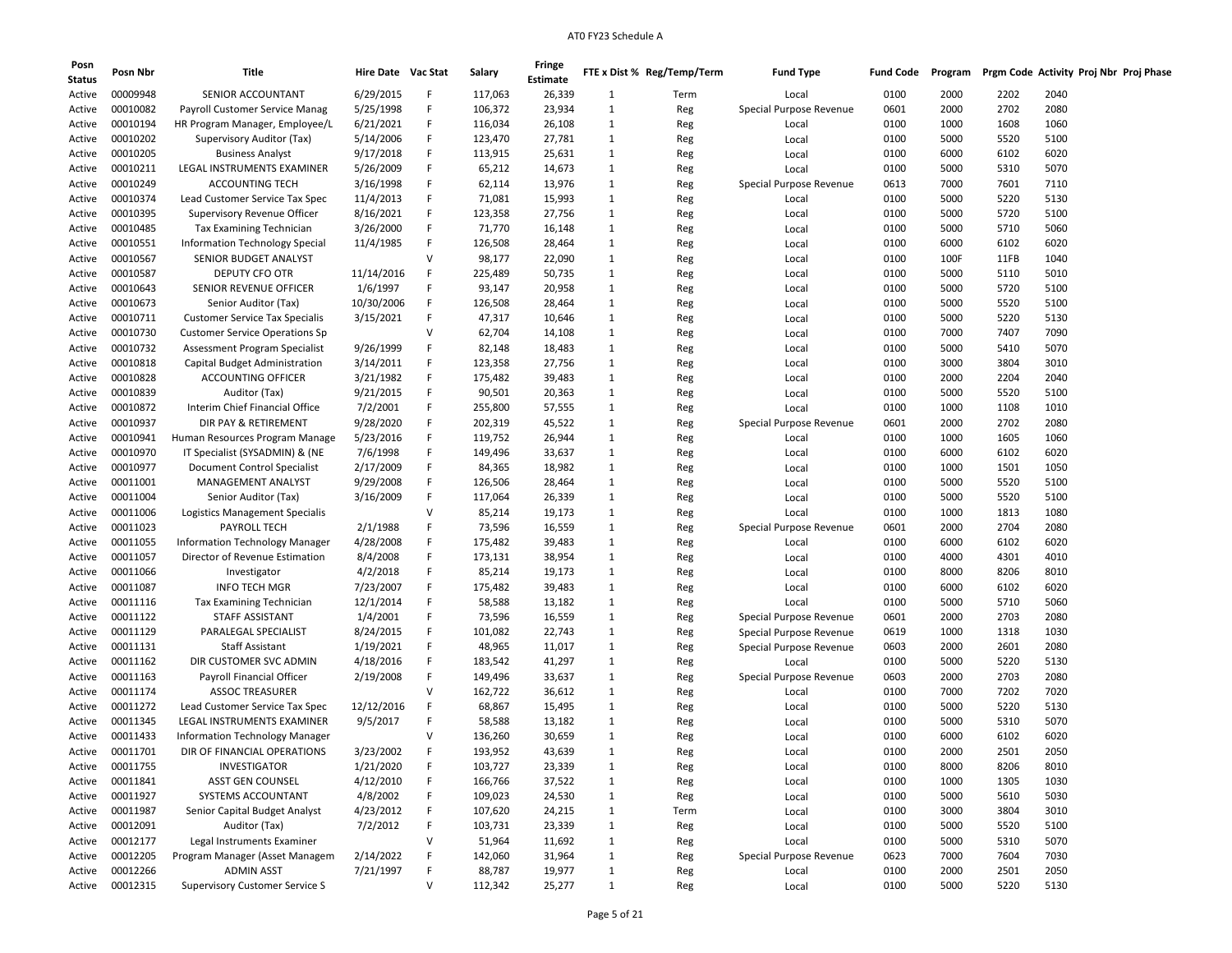# AT0 FY23 Schedule A

| Posn Status | Posn Nbr | Title | Hire Date | Vac Stat | Salary | Fringe Estimate | FTE x Dist % | Reg/Temp/Term | Fund Type | Fund Code | Program | Prgm Code | Activity | Proj Nbr | Proj Phase |
|---|---|---|---|---|---|---|---|---|---|---|---|---|---|---|---|
| Active | 00009948 | SENIOR ACCOUNTANT | 6/29/2015 | F | 117,063 | 26,339 | 1 | Term | Local | 0100 | 2000 | 2202 | 2040 | | |
| Active | 00010082 | Payroll Customer Service Manag | 5/25/1998 | F | 106,372 | 23,934 | 1 | Reg | Special Purpose Revenue | 0601 | 2000 | 2702 | 2080 | | |
| Active | 00010194 | HR Program Manager, Employee/L | 6/21/2021 | F | 116,034 | 26,108 | 1 | Reg | Local | 0100 | 1000 | 1608 | 1060 | | |
| Active | 00010202 | Supervisory Auditor (Tax) | 5/14/2006 | F | 123,470 | 27,781 | 1 | Reg | Local | 0100 | 5000 | 5520 | 5100 | | |
| Active | 00010205 | Business Analyst | 9/17/2018 | F | 113,915 | 25,631 | 1 | Reg | Local | 0100 | 6000 | 6102 | 6020 | | |
| Active | 00010211 | LEGAL INSTRUMENTS EXAMINER | 5/26/2009 | F | 65,212 | 14,673 | 1 | Reg | Local | 0100 | 5000 | 5310 | 5070 | | |
| Active | 00010249 | ACCOUNTING TECH | 3/16/1998 | F | 62,114 | 13,976 | 1 | Reg | Special Purpose Revenue | 0613 | 7000 | 7601 | 7110 | | |
| Active | 00010374 | Lead Customer Service Tax Spec | 11/4/2013 | F | 71,081 | 15,993 | 1 | Reg | Local | 0100 | 5000 | 5220 | 5130 | | |
| Active | 00010395 | Supervisory Revenue Officer | 8/16/2021 | F | 123,358 | 27,756 | 1 | Reg | Local | 0100 | 5000 | 5720 | 5100 | | |
| Active | 00010485 | Tax Examining Technician | 3/26/2000 | F | 71,770 | 16,148 | 1 | Reg | Local | 0100 | 5000 | 5710 | 5060 | | |
| Active | 00010551 | Information Technology Special | 11/4/1985 | F | 126,508 | 28,464 | 1 | Reg | Local | 0100 | 6000 | 6102 | 6020 | | |
| Active | 00010567 | SENIOR BUDGET ANALYST | | V | 98,177 | 22,090 | 1 | Reg | Local | 0100 | 100F | 11FB | 1040 | | |
| Active | 00010587 | DEPUTY CFO OTR | 11/14/2016 | F | 225,489 | 50,735 | 1 | Reg | Local | 0100 | 5000 | 5110 | 5010 | | |
| Active | 00010643 | SENIOR REVENUE OFFICER | 1/6/1997 | F | 93,147 | 20,958 | 1 | Reg | Local | 0100 | 5000 | 5720 | 5100 | | |
| Active | 00010673 | Senior Auditor (Tax) | 10/30/2006 | F | 126,508 | 28,464 | 1 | Reg | Local | 0100 | 5000 | 5520 | 5100 | | |
| Active | 00010711 | Customer Service Tax Specialis | 3/15/2021 | F | 47,317 | 10,646 | 1 | Reg | Local | 0100 | 5000 | 5220 | 5130 | | |
| Active | 00010730 | Customer Service Operations Sp | | V | 62,704 | 14,108 | 1 | Reg | Local | 0100 | 7000 | 7407 | 7090 | | |
| Active | 00010732 | Assessment Program Specialist | 9/26/1999 | F | 82,148 | 18,483 | 1 | Reg | Local | 0100 | 5000 | 5410 | 5070 | | |
| Active | 00010818 | Capital Budget Administration | 3/14/2011 | F | 123,358 | 27,756 | 1 | Reg | Local | 0100 | 3000 | 3804 | 3010 | | |
| Active | 00010828 | ACCOUNTING OFFICER | 3/21/1982 | F | 175,482 | 39,483 | 1 | Reg | Local | 0100 | 2000 | 2204 | 2040 | | |
| Active | 00010839 | Auditor (Tax) | 9/21/2015 | F | 90,501 | 20,363 | 1 | Reg | Local | 0100 | 5000 | 5520 | 5100 | | |
| Active | 00010872 | Interim Chief Financial Office | 7/2/2001 | F | 255,800 | 57,555 | 1 | Reg | Local | 0100 | 1000 | 1108 | 1010 | | |
| Active | 00010937 | DIR PAY & RETIREMENT | 9/28/2020 | F | 202,319 | 45,522 | 1 | Reg | Special Purpose Revenue | 0601 | 2000 | 2702 | 2080 | | |
| Active | 00010941 | Human Resources Program Manage | 5/23/2016 | F | 119,752 | 26,944 | 1 | Reg | Local | 0100 | 1000 | 1605 | 1060 | | |
| Active | 00010970 | IT Specialist (SYSADMIN) & (NE | 7/6/1998 | F | 149,496 | 33,637 | 1 | Reg | Local | 0100 | 6000 | 6102 | 6020 | | |
| Active | 00010977 | Document Control Specialist | 2/17/2009 | F | 84,365 | 18,982 | 1 | Reg | Local | 0100 | 1000 | 1501 | 1050 | | |
| Active | 00011001 | MANAGEMENT ANALYST | 9/29/2008 | F | 126,506 | 28,464 | 1 | Reg | Local | 0100 | 5000 | 5520 | 5100 | | |
| Active | 00011004 | Senior Auditor (Tax) | 3/16/2009 | F | 117,064 | 26,339 | 1 | Reg | Local | 0100 | 5000 | 5520 | 5100 | | |
| Active | 00011006 | Logistics Management Specialis | | V | 85,214 | 19,173 | 1 | Reg | Local | 0100 | 1000 | 1813 | 1080 | | |
| Active | 00011023 | PAYROLL TECH | 2/1/1988 | F | 73,596 | 16,559 | 1 | Reg | Special Purpose Revenue | 0601 | 2000 | 2704 | 2080 | | |
| Active | 00011055 | Information Technology Manager | 4/28/2008 | F | 175,482 | 39,483 | 1 | Reg | Local | 0100 | 6000 | 6102 | 6020 | | |
| Active | 00011057 | Director of Revenue Estimation | 8/4/2008 | F | 173,131 | 38,954 | 1 | Reg | Local | 0100 | 4000 | 4301 | 4010 | | |
| Active | 00011066 | Investigator | 4/2/2018 | F | 85,214 | 19,173 | 1 | Reg | Local | 0100 | 8000 | 8206 | 8010 | | |
| Active | 00011087 | INFO TECH MGR | 7/23/2007 | F | 175,482 | 39,483 | 1 | Reg | Local | 0100 | 6000 | 6102 | 6020 | | |
| Active | 00011116 | Tax Examining Technician | 12/1/2014 | F | 58,588 | 13,182 | 1 | Reg | Local | 0100 | 5000 | 5710 | 5060 | | |
| Active | 00011122 | STAFF ASSISTANT | 1/4/2001 | F | 73,596 | 16,559 | 1 | Reg | Special Purpose Revenue | 0601 | 2000 | 2703 | 2080 | | |
| Active | 00011129 | PARALEGAL SPECIALIST | 8/24/2015 | F | 101,082 | 22,743 | 1 | Reg | Special Purpose Revenue | 0619 | 1000 | 1318 | 1030 | | |
| Active | 00011131 | Staff Assistant | 1/19/2021 | F | 48,965 | 11,017 | 1 | Reg | Special Purpose Revenue | 0603 | 2000 | 2601 | 2080 | | |
| Active | 00011162 | DIR CUSTOMER SVC ADMIN | 4/18/2016 | F | 183,542 | 41,297 | 1 | Reg | Local | 0100 | 5000 | 5220 | 5130 | | |
| Active | 00011163 | Payroll Financial Officer | 2/19/2008 | F | 149,496 | 33,637 | 1 | Reg | Special Purpose Revenue | 0603 | 2000 | 2703 | 2080 | | |
| Active | 00011174 | ASSOC TREASURER | | V | 162,722 | 36,612 | 1 | Reg | Local | 0100 | 7000 | 7202 | 7020 | | |
| Active | 00011272 | Lead Customer Service Tax Spec | 12/12/2016 | F | 68,867 | 15,495 | 1 | Reg | Local | 0100 | 5000 | 5220 | 5130 | | |
| Active | 00011345 | LEGAL INSTRUMENTS EXAMINER | 9/5/2017 | F | 58,588 | 13,182 | 1 | Reg | Local | 0100 | 5000 | 5310 | 5070 | | |
| Active | 00011433 | Information Technology Manager | | V | 136,260 | 30,659 | 1 | Reg | Local | 0100 | 6000 | 6102 | 6020 | | |
| Active | 00011701 | DIR OF FINANCIAL OPERATIONS | 3/23/2002 | F | 193,952 | 43,639 | 1 | Reg | Local | 0100 | 2000 | 2501 | 2050 | | |
| Active | 00011755 | INVESTIGATOR | 1/21/2020 | F | 103,727 | 23,339 | 1 | Reg | Local | 0100 | 8000 | 8206 | 8010 | | |
| Active | 00011841 | ASST GEN COUNSEL | 4/12/2010 | F | 166,766 | 37,522 | 1 | Reg | Local | 0100 | 1000 | 1305 | 1030 | | |
| Active | 00011927 | SYSTEMS ACCOUNTANT | 4/8/2002 | F | 109,023 | 24,530 | 1 | Reg | Local | 0100 | 5000 | 5610 | 5030 | | |
| Active | 00011987 | Senior Capital Budget Analyst | 4/23/2012 | F | 107,620 | 24,215 | 1 | Term | Local | 0100 | 3000 | 3804 | 3010 | | |
| Active | 00012091 | Auditor (Tax) | 7/2/2012 | F | 103,731 | 23,339 | 1 | Reg | Local | 0100 | 5000 | 5520 | 5100 | | |
| Active | 00012177 | Legal Instruments Examiner | | V | 51,964 | 11,692 | 1 | Reg | Local | 0100 | 5000 | 5310 | 5070 | | |
| Active | 00012205 | Program Manager (Asset Managem | 2/14/2022 | F | 142,060 | 31,964 | 1 | Reg | Special Purpose Revenue | 0623 | 7000 | 7604 | 7030 | | |
| Active | 00012266 | ADMIN ASST | 7/21/1997 | F | 88,787 | 19,977 | 1 | Reg | Local | 0100 | 2000 | 2501 | 2050 | | |
| Active | 00012315 | Supervisory Customer Service S | | V | 112,342 | 25,277 | 1 | Reg | Local | 0100 | 5000 | 5220 | 5130 | | |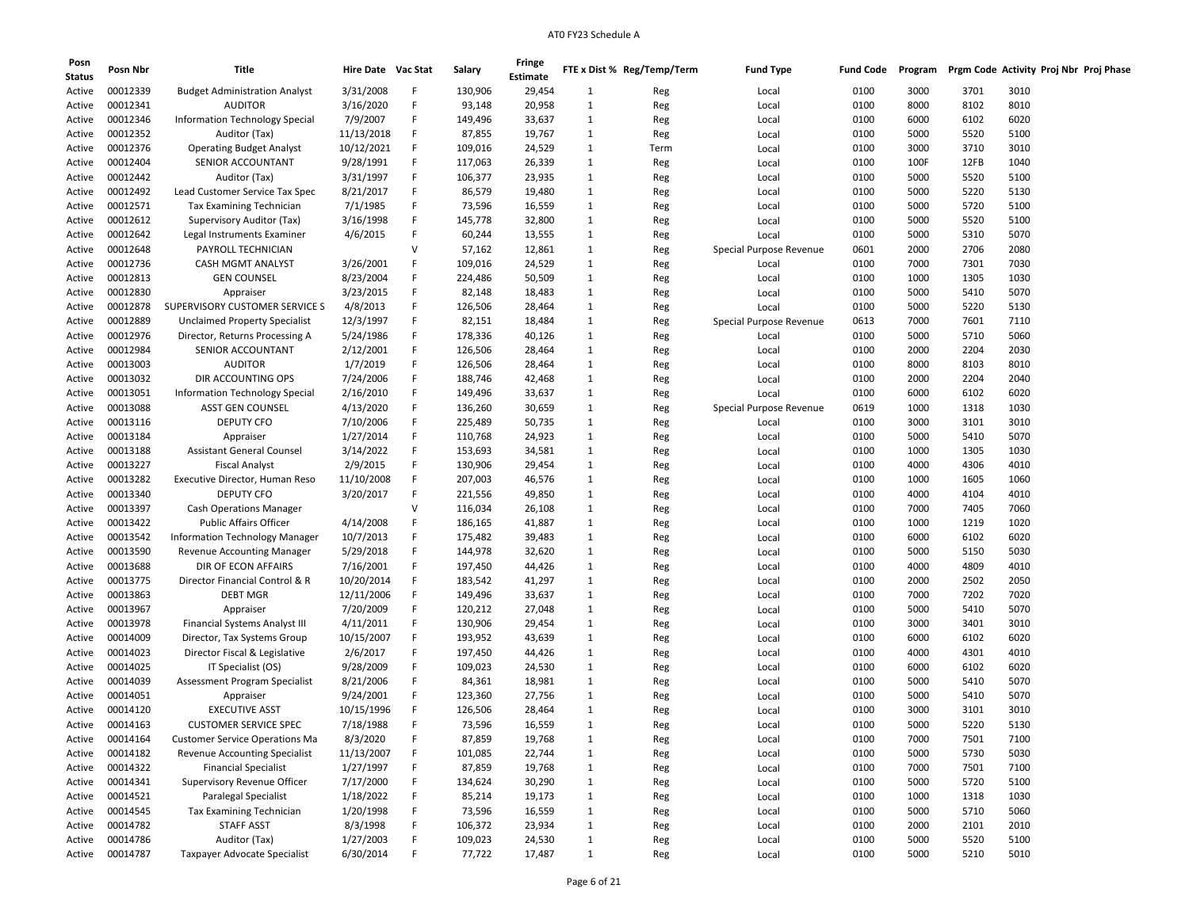# AT0 FY23 Schedule A

| Posn Status | Posn Nbr | Title | Hire Date | Vac Stat | Salary | Fringe Estimate | FTE x Dist % | Reg/Temp/Term | Fund Type | Fund Code | Program | Prgm Code | Activity | Proj Nbr | Proj Phase |
|---|---|---|---|---|---|---|---|---|---|---|---|---|---|---|---|
| Active | 00012339 | Budget Administration Analyst | 3/31/2008 | F | 130,906 | 29,454 | 1 | Reg | Local | 0100 | 3000 | 3701 | 3010 | | |
| Active | 00012341 | AUDITOR | 3/16/2020 | F | 93,148 | 20,958 | 1 | Reg | Local | 0100 | 8000 | 8102 | 8010 | | |
| Active | 00012346 | Information Technology Special | 7/9/2007 | F | 149,496 | 33,637 | 1 | Reg | Local | 0100 | 6000 | 6102 | 6020 | | |
| Active | 00012352 | Auditor (Tax) | 11/13/2018 | F | 87,855 | 19,767 | 1 | Reg | Local | 0100 | 5000 | 5520 | 5100 | | |
| Active | 00012376 | Operating Budget Analyst | 10/12/2021 | F | 109,016 | 24,529 | 1 | Term | Local | 0100 | 3000 | 3710 | 3010 | | |
| Active | 00012404 | SENIOR ACCOUNTANT | 9/28/1991 | F | 117,063 | 26,339 | 1 | Reg | Local | 0100 | 100F | 12FB | 1040 | | |
| Active | 00012442 | Auditor (Tax) | 3/31/1997 | F | 106,377 | 23,935 | 1 | Reg | Local | 0100 | 5000 | 5520 | 5100 | | |
| Active | 00012492 | Lead Customer Service Tax Spec | 8/21/2017 | F | 86,579 | 19,480 | 1 | Reg | Local | 0100 | 5000 | 5220 | 5130 | | |
| Active | 00012571 | Tax Examining Technician | 7/1/1985 | F | 73,596 | 16,559 | 1 | Reg | Local | 0100 | 5000 | 5720 | 5100 | | |
| Active | 00012612 | Supervisory Auditor (Tax) | 3/16/1998 | F | 145,778 | 32,800 | 1 | Reg | Local | 0100 | 5000 | 5520 | 5100 | | |
| Active | 00012642 | Legal Instruments Examiner | 4/6/2015 | F | 60,244 | 13,555 | 1 | Reg | Local | 0100 | 5000 | 5310 | 5070 | | |
| Active | 00012648 | PAYROLL TECHNICIAN | | V | 57,162 | 12,861 | 1 | Reg | Special Purpose Revenue | 0601 | 2000 | 2706 | 2080 | | |
| Active | 00012736 | CASH MGMT ANALYST | 3/26/2001 | F | 109,016 | 24,529 | 1 | Reg | Local | 0100 | 7000 | 7301 | 7030 | | |
| Active | 00012813 | GEN COUNSEL | 8/23/2004 | F | 224,486 | 50,509 | 1 | Reg | Local | 0100 | 1000 | 1305 | 1030 | | |
| Active | 00012830 | Appraiser | 3/23/2015 | F | 82,148 | 18,483 | 1 | Reg | Local | 0100 | 5000 | 5410 | 5070 | | |
| Active | 00012878 | SUPERVISORY CUSTOMER SERVICE S | 4/8/2013 | F | 126,506 | 28,464 | 1 | Reg | Local | 0100 | 5000 | 5220 | 5130 | | |
| Active | 00012889 | Unclaimed Property Specialist | 12/3/1997 | F | 82,151 | 18,484 | 1 | Reg | Special Purpose Revenue | 0613 | 7000 | 7601 | 7110 | | |
| Active | 00012976 | Director, Returns Processing A | 5/24/1986 | F | 178,336 | 40,126 | 1 | Reg | Local | 0100 | 5000 | 5710 | 5060 | | |
| Active | 00012984 | SENIOR ACCOUNTANT | 2/12/2001 | F | 126,506 | 28,464 | 1 | Reg | Local | 0100 | 2000 | 2204 | 2030 | | |
| Active | 00013003 | AUDITOR | 1/7/2019 | F | 126,506 | 28,464 | 1 | Reg | Local | 0100 | 8000 | 8103 | 8010 | | |
| Active | 00013032 | DIR ACCOUNTING OPS | 7/24/2006 | F | 188,746 | 42,468 | 1 | Reg | Local | 0100 | 2000 | 2204 | 2040 | | |
| Active | 00013051 | Information Technology Special | 2/16/2010 | F | 149,496 | 33,637 | 1 | Reg | Local | 0100 | 6000 | 6102 | 6020 | | |
| Active | 00013088 | ASST GEN COUNSEL | 4/13/2020 | F | 136,260 | 30,659 | 1 | Reg | Special Purpose Revenue | 0619 | 1000 | 1318 | 1030 | | |
| Active | 00013116 | DEPUTY CFO | 7/10/2006 | F | 225,489 | 50,735 | 1 | Reg | Local | 0100 | 3000 | 3101 | 3010 | | |
| Active | 00013184 | Appraiser | 1/27/2014 | F | 110,768 | 24,923 | 1 | Reg | Local | 0100 | 5000 | 5410 | 5070 | | |
| Active | 00013188 | Assistant General Counsel | 3/14/2022 | F | 153,693 | 34,581 | 1 | Reg | Local | 0100 | 1000 | 1305 | 1030 | | |
| Active | 00013227 | Fiscal Analyst | 2/9/2015 | F | 130,906 | 29,454 | 1 | Reg | Local | 0100 | 4000 | 4306 | 4010 | | |
| Active | 00013282 | Executive Director, Human Reso | 11/10/2008 | F | 207,003 | 46,576 | 1 | Reg | Local | 0100 | 1000 | 1605 | 1060 | | |
| Active | 00013340 | DEPUTY CFO | 3/20/2017 | F | 221,556 | 49,850 | 1 | Reg | Local | 0100 | 4000 | 4104 | 4010 | | |
| Active | 00013397 | Cash Operations Manager | | V | 116,034 | 26,108 | 1 | Reg | Local | 0100 | 7000 | 7405 | 7060 | | |
| Active | 00013422 | Public Affairs Officer | 4/14/2008 | F | 186,165 | 41,887 | 1 | Reg | Local | 0100 | 1000 | 1219 | 1020 | | |
| Active | 00013542 | Information Technology Manager | 10/7/2013 | F | 175,482 | 39,483 | 1 | Reg | Local | 0100 | 6000 | 6102 | 6020 | | |
| Active | 00013590 | Revenue Accounting Manager | 5/29/2018 | F | 144,978 | 32,620 | 1 | Reg | Local | 0100 | 5000 | 5150 | 5030 | | |
| Active | 00013688 | DIR OF ECON AFFAIRS | 7/16/2001 | F | 197,450 | 44,426 | 1 | Reg | Local | 0100 | 4000 | 4809 | 4010 | | |
| Active | 00013775 | Director Financial Control & R | 10/20/2014 | F | 183,542 | 41,297 | 1 | Reg | Local | 0100 | 2000 | 2502 | 2050 | | |
| Active | 00013863 | DEBT MGR | 12/11/2006 | F | 149,496 | 33,637 | 1 | Reg | Local | 0100 | 7000 | 7202 | 7020 | | |
| Active | 00013967 | Appraiser | 7/20/2009 | F | 120,212 | 27,048 | 1 | Reg | Local | 0100 | 5000 | 5410 | 5070 | | |
| Active | 00013978 | Financial Systems Analyst III | 4/11/2011 | F | 130,906 | 29,454 | 1 | Reg | Local | 0100 | 3000 | 3401 | 3010 | | |
| Active | 00014009 | Director, Tax Systems Group | 10/15/2007 | F | 193,952 | 43,639 | 1 | Reg | Local | 0100 | 6000 | 6102 | 6020 | | |
| Active | 00014023 | Director Fiscal & Legislative | 2/6/2017 | F | 197,450 | 44,426 | 1 | Reg | Local | 0100 | 4000 | 4301 | 4010 | | |
| Active | 00014025 | IT Specialist (OS) | 9/28/2009 | F | 109,023 | 24,530 | 1 | Reg | Local | 0100 | 6000 | 6102 | 6020 | | |
| Active | 00014039 | Assessment Program Specialist | 8/21/2006 | F | 84,361 | 18,981 | 1 | Reg | Local | 0100 | 5000 | 5410 | 5070 | | |
| Active | 00014051 | Appraiser | 9/24/2001 | F | 123,360 | 27,756 | 1 | Reg | Local | 0100 | 5000 | 5410 | 5070 | | |
| Active | 00014120 | EXECUTIVE ASST | 10/15/1996 | F | 126,506 | 28,464 | 1 | Reg | Local | 0100 | 3000 | 3101 | 3010 | | |
| Active | 00014163 | CUSTOMER SERVICE SPEC | 7/18/1988 | F | 73,596 | 16,559 | 1 | Reg | Local | 0100 | 5000 | 5220 | 5130 | | |
| Active | 00014164 | Customer Service Operations Ma | 8/3/2020 | F | 87,859 | 19,768 | 1 | Reg | Local | 0100 | 7000 | 7501 | 7100 | | |
| Active | 00014182 | Revenue Accounting Specialist | 11/13/2007 | F | 101,085 | 22,744 | 1 | Reg | Local | 0100 | 5000 | 5730 | 5030 | | |
| Active | 00014322 | Financial Specialist | 1/27/1997 | F | 87,859 | 19,768 | 1 | Reg | Local | 0100 | 7000 | 7501 | 7100 | | |
| Active | 00014341 | Supervisory Revenue Officer | 7/17/2000 | F | 134,624 | 30,290 | 1 | Reg | Local | 0100 | 5000 | 5720 | 5100 | | |
| Active | 00014521 | Paralegal Specialist | 1/18/2022 | F | 85,214 | 19,173 | 1 | Reg | Local | 0100 | 1000 | 1318 | 1030 | | |
| Active | 00014545 | Tax Examining Technician | 1/20/1998 | F | 73,596 | 16,559 | 1 | Reg | Local | 0100 | 5000 | 5710 | 5060 | | |
| Active | 00014782 | STAFF ASST | 8/3/1998 | F | 106,372 | 23,934 | 1 | Reg | Local | 0100 | 2000 | 2101 | 2010 | | |
| Active | 00014786 | Auditor (Tax) | 1/27/2003 | F | 109,023 | 24,530 | 1 | Reg | Local | 0100 | 5000 | 5520 | 5100 | | |
| Active | 00014787 | Taxpayer Advocate Specialist | 6/30/2014 | F | 77,722 | 17,487 | 1 | Reg | Local | 0100 | 5000 | 5210 | 5010 | | |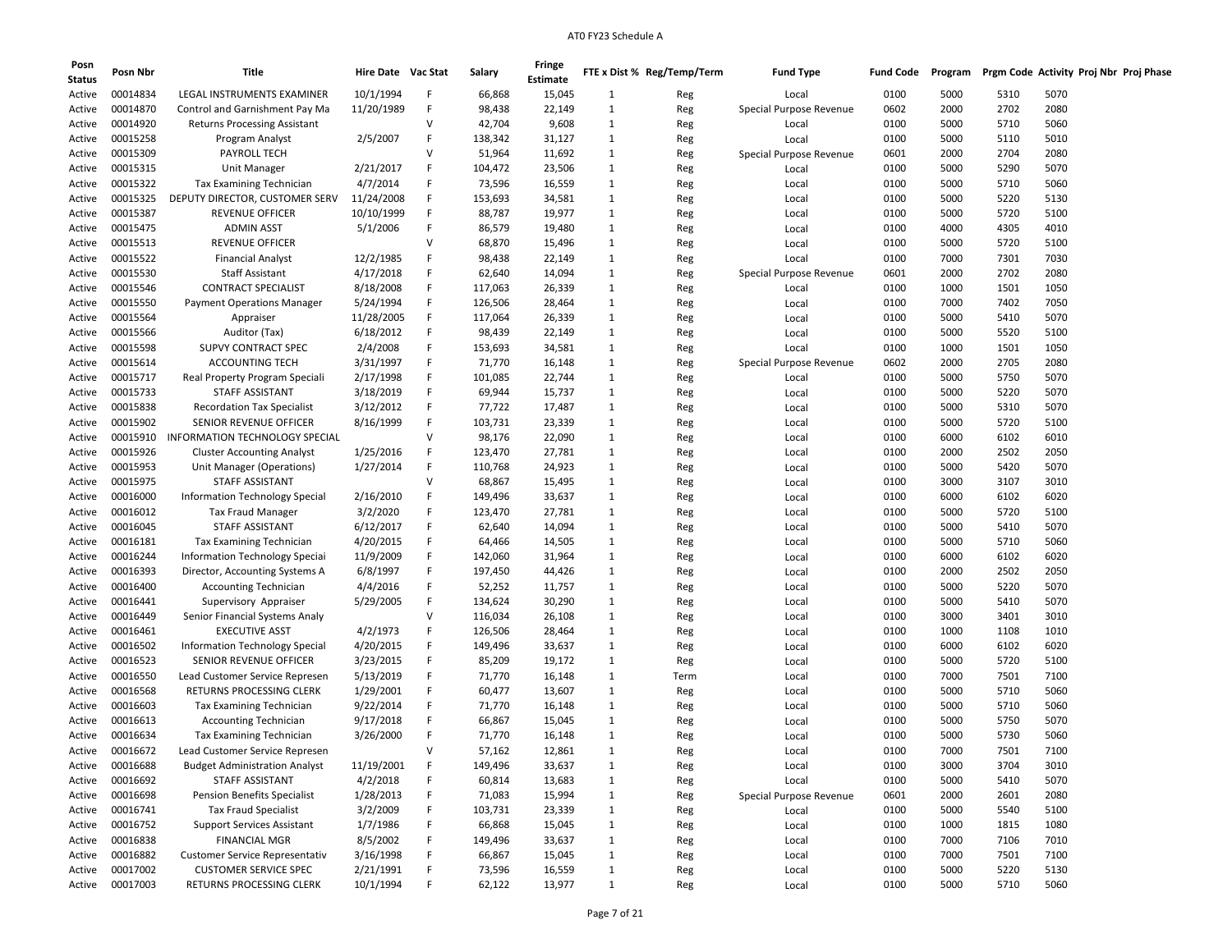| Posn Status | Posn Nbr | Title | Hire Date | Vac Stat | Salary | Fringe Estimate | FTE x Dist % | Reg/Temp/Term | Fund Type | Fund Code | Program | Prgm Code | Activity | Proj Nbr | Proj Phase |
|---|---|---|---|---|---|---|---|---|---|---|---|---|---|---|---|
| Active | 00014834 | LEGAL INSTRUMENTS EXAMINER | 10/1/1994 | F | 66,868 | 15,045 | 1 | Reg | Local | 0100 | 5000 | 5310 | 5070 | | |
| Active | 00014870 | Control and Garnishment Pay Ma | 11/20/1989 | F | 98,438 | 22,149 | 1 | Reg | Special Purpose Revenue | 0602 | 2000 | 2702 | 2080 | | |
| Active | 00014920 | Returns Processing Assistant | | V | 42,704 | 9,608 | 1 | Reg | Local | 0100 | 5000 | 5710 | 5060 | | |
| Active | 00015258 | Program Analyst | 2/5/2007 | F | 138,342 | 31,127 | 1 | Reg | Local | 0100 | 5000 | 5110 | 5010 | | |
| Active | 00015309 | PAYROLL TECH | | V | 51,964 | 11,692 | 1 | Reg | Special Purpose Revenue | 0601 | 2000 | 2704 | 2080 | | |
| Active | 00015315 | Unit Manager | 2/21/2017 | F | 104,472 | 23,506 | 1 | Reg | Local | 0100 | 5000 | 5290 | 5070 | | |
| Active | 00015322 | Tax Examining Technician | 4/7/2014 | F | 73,596 | 16,559 | 1 | Reg | Local | 0100 | 5000 | 5710 | 5060 | | |
| Active | 00015325 | DEPUTY DIRECTOR, CUSTOMER SERV | 11/24/2008 | F | 153,693 | 34,581 | 1 | Reg | Local | 0100 | 5000 | 5220 | 5130 | | |
| Active | 00015387 | REVENUE OFFICER | 10/10/1999 | F | 88,787 | 19,977 | 1 | Reg | Local | 0100 | 5000 | 5720 | 5100 | | |
| Active | 00015475 | ADMIN ASST | 5/1/2006 | F | 86,579 | 19,480 | 1 | Reg | Local | 0100 | 4000 | 4305 | 4010 | | |
| Active | 00015513 | REVENUE OFFICER | | V | 68,870 | 15,496 | 1 | Reg | Local | 0100 | 5000 | 5720 | 5100 | | |
| Active | 00015522 | Financial Analyst | 12/2/1985 | F | 98,438 | 22,149 | 1 | Reg | Local | 0100 | 7000 | 7301 | 7030 | | |
| Active | 00015530 | Staff Assistant | 4/17/2018 | F | 62,640 | 14,094 | 1 | Reg | Special Purpose Revenue | 0601 | 2000 | 2702 | 2080 | | |
| Active | 00015546 | CONTRACT SPECIALIST | 8/18/2008 | F | 117,063 | 26,339 | 1 | Reg | Local | 0100 | 1000 | 1501 | 1050 | | |
| Active | 00015550 | Payment Operations Manager | 5/24/1994 | F | 126,506 | 28,464 | 1 | Reg | Local | 0100 | 7000 | 7402 | 7050 | | |
| Active | 00015564 | Appraiser | 11/28/2005 | F | 117,064 | 26,339 | 1 | Reg | Local | 0100 | 5000 | 5410 | 5070 | | |
| Active | 00015566 | Auditor (Tax) | 6/18/2012 | F | 98,439 | 22,149 | 1 | Reg | Local | 0100 | 5000 | 5520 | 5100 | | |
| Active | 00015598 | SUPVY CONTRACT SPEC | 2/4/2008 | F | 153,693 | 34,581 | 1 | Reg | Local | 0100 | 1000 | 1501 | 1050 | | |
| Active | 00015614 | ACCOUNTING TECH | 3/31/1997 | F | 71,770 | 16,148 | 1 | Reg | Special Purpose Revenue | 0602 | 2000 | 2705 | 2080 | | |
| Active | 00015717 | Real Property Program Speciali | 2/17/1998 | F | 101,085 | 22,744 | 1 | Reg | Local | 0100 | 5000 | 5750 | 5070 | | |
| Active | 00015733 | STAFF ASSISTANT | 3/18/2019 | F | 69,944 | 15,737 | 1 | Reg | Local | 0100 | 5000 | 5220 | 5070 | | |
| Active | 00015838 | Recordation Tax Specialist | 3/12/2012 | F | 77,722 | 17,487 | 1 | Reg | Local | 0100 | 5000 | 5310 | 5070 | | |
| Active | 00015902 | SENIOR REVENUE OFFICER | 8/16/1999 | F | 103,731 | 23,339 | 1 | Reg | Local | 0100 | 5000 | 5720 | 5100 | | |
| Active | 00015910 | INFORMATION TECHNOLOGY SPECIAL | | V | 98,176 | 22,090 | 1 | Reg | Local | 0100 | 6000 | 6102 | 6010 | | |
| Active | 00015926 | Cluster Accounting Analyst | 1/25/2016 | F | 123,470 | 27,781 | 1 | Reg | Local | 0100 | 2000 | 2502 | 2050 | | |
| Active | 00015953 | Unit Manager (Operations) | 1/27/2014 | F | 110,768 | 24,923 | 1 | Reg | Local | 0100 | 5000 | 5420 | 5070 | | |
| Active | 00015975 | STAFF ASSISTANT | | V | 68,867 | 15,495 | 1 | Reg | Local | 0100 | 3000 | 3107 | 3010 | | |
| Active | 00016000 | Information Technology Special | 2/16/2010 | F | 149,496 | 33,637 | 1 | Reg | Local | 0100 | 6000 | 6102 | 6020 | | |
| Active | 00016012 | Tax Fraud Manager | 3/2/2020 | F | 123,470 | 27,781 | 1 | Reg | Local | 0100 | 5000 | 5720 | 5100 | | |
| Active | 00016045 | STAFF ASSISTANT | 6/12/2017 | F | 62,640 | 14,094 | 1 | Reg | Local | 0100 | 5000 | 5410 | 5070 | | |
| Active | 00016181 | Tax Examining Technician | 4/20/2015 | F | 64,466 | 14,505 | 1 | Reg | Local | 0100 | 5000 | 5710 | 5060 | | |
| Active | 00016244 | Information Technology Speciai | 11/9/2009 | F | 142,060 | 31,964 | 1 | Reg | Local | 0100 | 6000 | 6102 | 6020 | | |
| Active | 00016393 | Director, Accounting Systems A | 6/8/1997 | F | 197,450 | 44,426 | 1 | Reg | Local | 0100 | 2000 | 2502 | 2050 | | |
| Active | 00016400 | Accounting Technician | 4/4/2016 | F | 52,252 | 11,757 | 1 | Reg | Local | 0100 | 5000 | 5220 | 5070 | | |
| Active | 00016441 | Supervisory Appraiser | 5/29/2005 | F | 134,624 | 30,290 | 1 | Reg | Local | 0100 | 5000 | 5410 | 5070 | | |
| Active | 00016449 | Senior Financial Systems Analy | | V | 116,034 | 26,108 | 1 | Reg | Local | 0100 | 3000 | 3401 | 3010 | | |
| Active | 00016461 | EXECUTIVE ASST | 4/2/1973 | F | 126,506 | 28,464 | 1 | Reg | Local | 0100 | 1000 | 1108 | 1010 | | |
| Active | 00016502 | Information Technology Special | 4/20/2015 | F | 149,496 | 33,637 | 1 | Reg | Local | 0100 | 6000 | 6102 | 6020 | | |
| Active | 00016523 | SENIOR REVENUE OFFICER | 3/23/2015 | F | 85,209 | 19,172 | 1 | Reg | Local | 0100 | 5000 | 5720 | 5100 | | |
| Active | 00016550 | Lead Customer Service Represen | 5/13/2019 | F | 71,770 | 16,148 | 1 | Term | Local | 0100 | 7000 | 7501 | 7100 | | |
| Active | 00016568 | RETURNS PROCESSING CLERK | 1/29/2001 | F | 60,477 | 13,607 | 1 | Reg | Local | 0100 | 5000 | 5710 | 5060 | | |
| Active | 00016603 | Tax Examining Technician | 9/22/2014 | F | 71,770 | 16,148 | 1 | Reg | Local | 0100 | 5000 | 5710 | 5060 | | |
| Active | 00016613 | Accounting Technician | 9/17/2018 | F | 66,867 | 15,045 | 1 | Reg | Local | 0100 | 5000 | 5750 | 5070 | | |
| Active | 00016634 | Tax Examining Technician | 3/26/2000 | F | 71,770 | 16,148 | 1 | Reg | Local | 0100 | 5000 | 5730 | 5060 | | |
| Active | 00016672 | Lead Customer Service Represen | | V | 57,162 | 12,861 | 1 | Reg | Local | 0100 | 7000 | 7501 | 7100 | | |
| Active | 00016688 | Budget Administration Analyst | 11/19/2001 | F | 149,496 | 33,637 | 1 | Reg | Local | 0100 | 3000 | 3704 | 3010 | | |
| Active | 00016692 | STAFF ASSISTANT | 4/2/2018 | F | 60,814 | 13,683 | 1 | Reg | Local | 0100 | 5000 | 5410 | 5070 | | |
| Active | 00016698 | Pension Benefits Specialist | 1/28/2013 | F | 71,083 | 15,994 | 1 | Reg | Special Purpose Revenue | 0601 | 2000 | 2601 | 2080 | | |
| Active | 00016741 | Tax Fraud Specialist | 3/2/2009 | F | 103,731 | 23,339 | 1 | Reg | Local | 0100 | 5000 | 5540 | 5100 | | |
| Active | 00016752 | Support Services Assistant | 1/7/1986 | F | 66,868 | 15,045 | 1 | Reg | Local | 0100 | 1000 | 1815 | 1080 | | |
| Active | 00016838 | FINANCIAL MGR | 8/5/2002 | F | 149,496 | 33,637 | 1 | Reg | Local | 0100 | 7000 | 7106 | 7010 | | |
| Active | 00016882 | Customer Service Representativ | 3/16/1998 | F | 66,867 | 15,045 | 1 | Reg | Local | 0100 | 7000 | 7501 | 7100 | | |
| Active | 00017002 | CUSTOMER SERVICE SPEC | 2/21/1991 | F | 73,596 | 16,559 | 1 | Reg | Local | 0100 | 5000 | 5220 | 5130 | | |
| Active | 00017003 | RETURNS PROCESSING CLERK | 10/1/1994 | F | 62,122 | 13,977 | 1 | Reg | Local | 0100 | 5000 | 5710 | 5060 | | |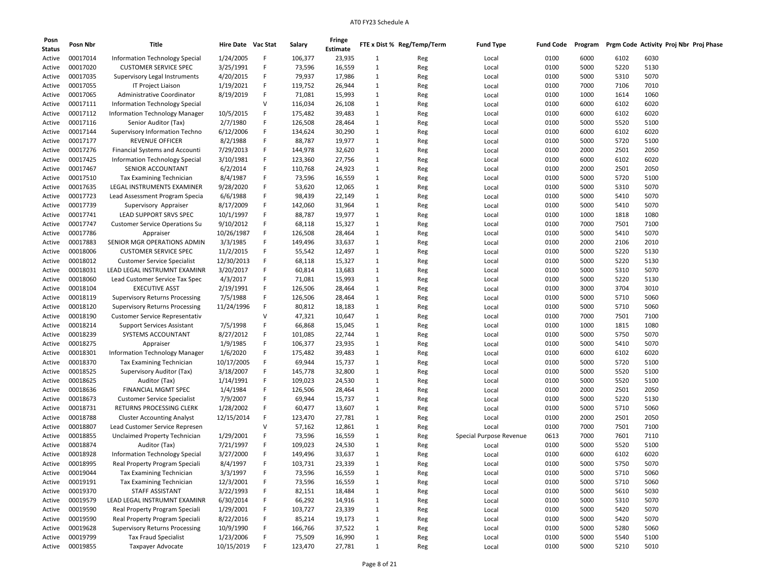| Posn Status | Posn Nbr | Title | Hire Date | Vac Stat | Salary | Fringe Estimate | FTE x Dist % | Reg/Temp/Term | Fund Type | Fund Code | Program | Prgm Code | Activity | Proj Nbr | Proj Phase |
|---|---|---|---|---|---|---|---|---|---|---|---|---|---|---|---|
| Active | 00017014 | Information Technology Special | 1/24/2005 | F | 106,377 | 23,935 | 1 | Reg | Local | 0100 | 6000 | 6102 | 6030 | | |
| Active | 00017020 | CUSTOMER SERVICE SPEC | 3/25/1991 | F | 73,596 | 16,559 | 1 | Reg | Local | 0100 | 5000 | 5220 | 5130 | | |
| Active | 00017035 | Supervisory Legal Instruments | 4/20/2015 | F | 79,937 | 17,986 | 1 | Reg | Local | 0100 | 5000 | 5310 | 5070 | | |
| Active | 00017055 | IT Project Liaison | 1/19/2021 | F | 119,752 | 26,944 | 1 | Reg | Local | 0100 | 7000 | 7106 | 7010 | | |
| Active | 00017065 | Administrative Coordinator | 8/19/2019 | F | 71,081 | 15,993 | 1 | Reg | Local | 0100 | 1000 | 1614 | 1060 | | |
| Active | 00017111 | Information Technology Special | | V | 116,034 | 26,108 | 1 | Reg | Local | 0100 | 6000 | 6102 | 6020 | | |
| Active | 00017112 | Information Technology Manager | 10/5/2015 | F | 175,482 | 39,483 | 1 | Reg | Local | 0100 | 6000 | 6102 | 6020 | | |
| Active | 00017116 | Senior Auditor (Tax) | 2/7/1980 | F | 126,508 | 28,464 | 1 | Reg | Local | 0100 | 5000 | 5520 | 5100 | | |
| Active | 00017144 | Supervisory Information Techno | 6/12/2006 | F | 134,624 | 30,290 | 1 | Reg | Local | 0100 | 6000 | 6102 | 6020 | | |
| Active | 00017177 | REVENUE OFFICER | 8/2/1988 | F | 88,787 | 19,977 | 1 | Reg | Local | 0100 | 5000 | 5720 | 5100 | | |
| Active | 00017276 | Financial Systems and Accounti | 7/29/2013 | F | 144,978 | 32,620 | 1 | Reg | Local | 0100 | 2000 | 2501 | 2050 | | |
| Active | 00017425 | Information Technology Special | 3/10/1981 | F | 123,360 | 27,756 | 1 | Reg | Local | 0100 | 6000 | 6102 | 6020 | | |
| Active | 00017467 | SENIOR ACCOUNTANT | 6/2/2014 | F | 110,768 | 24,923 | 1 | Reg | Local | 0100 | 2000 | 2501 | 2050 | | |
| Active | 00017510 | Tax Examining Technician | 8/4/1987 | F | 73,596 | 16,559 | 1 | Reg | Local | 0100 | 5000 | 5720 | 5100 | | |
| Active | 00017635 | LEGAL INSTRUMENTS EXAMINER | 9/28/2020 | F | 53,620 | 12,065 | 1 | Reg | Local | 0100 | 5000 | 5310 | 5070 | | |
| Active | 00017723 | Lead Assessment Program Specia | 6/6/1988 | F | 98,439 | 22,149 | 1 | Reg | Local | 0100 | 5000 | 5410 | 5070 | | |
| Active | 00017739 | Supervisory Appraiser | 8/17/2009 | F | 142,060 | 31,964 | 1 | Reg | Local | 0100 | 5000 | 5410 | 5070 | | |
| Active | 00017741 | LEAD SUPPORT SRVS SPEC | 10/1/1997 | F | 88,787 | 19,977 | 1 | Reg | Local | 0100 | 1000 | 1818 | 1080 | | |
| Active | 00017747 | Customer Service Operations Su | 9/10/2012 | F | 68,118 | 15,327 | 1 | Reg | Local | 0100 | 7000 | 7501 | 7100 | | |
| Active | 00017786 | Appraiser | 10/26/1987 | F | 126,508 | 28,464 | 1 | Reg | Local | 0100 | 5000 | 5410 | 5070 | | |
| Active | 00017883 | SENIOR MGR OPERATIONS ADMIN | 3/3/1985 | F | 149,496 | 33,637 | 1 | Reg | Local | 0100 | 2000 | 2106 | 2010 | | |
| Active | 00018006 | CUSTOMER SERVICE SPEC | 11/2/2015 | F | 55,542 | 12,497 | 1 | Reg | Local | 0100 | 5000 | 5220 | 5130 | | |
| Active | 00018012 | Customer Service Specialist | 12/30/2013 | F | 68,118 | 15,327 | 1 | Reg | Local | 0100 | 5000 | 5220 | 5130 | | |
| Active | 00018031 | LEAD LEGAL INSTRUMNT EXAMINR | 3/20/2017 | F | 60,814 | 13,683 | 1 | Reg | Local | 0100 | 5000 | 5310 | 5070 | | |
| Active | 00018060 | Lead Customer Service Tax Spec | 4/3/2017 | F | 71,081 | 15,993 | 1 | Reg | Local | 0100 | 5000 | 5220 | 5130 | | |
| Active | 00018104 | EXECUTIVE ASST | 2/19/1991 | F | 126,506 | 28,464 | 1 | Reg | Local | 0100 | 3000 | 3704 | 3010 | | |
| Active | 00018119 | Supervisory Returns Processing | 7/5/1988 | F | 126,506 | 28,464 | 1 | Reg | Local | 0100 | 5000 | 5710 | 5060 | | |
| Active | 00018120 | Supervisory Returns Processing | 11/24/1996 | F | 80,812 | 18,183 | 1 | Reg | Local | 0100 | 5000 | 5710 | 5060 | | |
| Active | 00018190 | Customer Service Representativ | | V | 47,321 | 10,647 | 1 | Reg | Local | 0100 | 7000 | 7501 | 7100 | | |
| Active | 00018214 | Support Services Assistant | 7/5/1998 | F | 66,868 | 15,045 | 1 | Reg | Local | 0100 | 1000 | 1815 | 1080 | | |
| Active | 00018239 | SYSTEMS ACCOUNTANT | 8/27/2012 | F | 101,085 | 22,744 | 1 | Reg | Local | 0100 | 5000 | 5750 | 5070 | | |
| Active | 00018275 | Appraiser | 1/9/1985 | F | 106,377 | 23,935 | 1 | Reg | Local | 0100 | 5000 | 5410 | 5070 | | |
| Active | 00018301 | Information Technology Manager | 1/6/2020 | F | 175,482 | 39,483 | 1 | Reg | Local | 0100 | 6000 | 6102 | 6020 | | |
| Active | 00018370 | Tax Examining Technician | 10/17/2005 | F | 69,944 | 15,737 | 1 | Reg | Local | 0100 | 5000 | 5720 | 5100 | | |
| Active | 00018525 | Supervisory Auditor (Tax) | 3/18/2007 | F | 145,778 | 32,800 | 1 | Reg | Local | 0100 | 5000 | 5520 | 5100 | | |
| Active | 00018625 | Auditor (Tax) | 1/14/1991 | F | 109,023 | 24,530 | 1 | Reg | Local | 0100 | 5000 | 5520 | 5100 | | |
| Active | 00018636 | FINANCIAL MGMT SPEC | 1/4/1984 | F | 126,506 | 28,464 | 1 | Reg | Local | 0100 | 2000 | 2501 | 2050 | | |
| Active | 00018673 | Customer Service Specialist | 7/9/2007 | F | 69,944 | 15,737 | 1 | Reg | Local | 0100 | 5000 | 5220 | 5130 | | |
| Active | 00018731 | RETURNS PROCESSING CLERK | 1/28/2002 | F | 60,477 | 13,607 | 1 | Reg | Local | 0100 | 5000 | 5710 | 5060 | | |
| Active | 00018788 | Cluster Accounting Analyst | 12/15/2014 | F | 123,470 | 27,781 | 1 | Reg | Local | 0100 | 2000 | 2501 | 2050 | | |
| Active | 00018807 | Lead Customer Service Represen | | V | 57,162 | 12,861 | 1 | Reg | Local | 0100 | 7000 | 7501 | 7100 | | |
| Active | 00018855 | Unclaimed Property Technician | 1/29/2001 | F | 73,596 | 16,559 | 1 | Reg | Special Purpose Revenue | 0613 | 7000 | 7601 | 7110 | | |
| Active | 00018874 | Auditor (Tax) | 7/21/1997 | F | 109,023 | 24,530 | 1 | Reg | Local | 0100 | 5000 | 5520 | 5100 | | |
| Active | 00018928 | Information Technology Special | 3/27/2000 | F | 149,496 | 33,637 | 1 | Reg | Local | 0100 | 6000 | 6102 | 6020 | | |
| Active | 00018995 | Real Property Program Speciali | 8/4/1997 | F | 103,731 | 23,339 | 1 | Reg | Local | 0100 | 5000 | 5750 | 5070 | | |
| Active | 00019044 | Tax Examining Technician | 3/3/1997 | F | 73,596 | 16,559 | 1 | Reg | Local | 0100 | 5000 | 5710 | 5060 | | |
| Active | 00019191 | Tax Examining Technician | 12/3/2001 | F | 73,596 | 16,559 | 1 | Reg | Local | 0100 | 5000 | 5710 | 5060 | | |
| Active | 00019370 | STAFF ASSISTANT | 3/22/1993 | F | 82,151 | 18,484 | 1 | Reg | Local | 0100 | 5000 | 5610 | 5030 | | |
| Active | 00019579 | LEAD LEGAL INSTRUMNT EXAMINR | 6/30/2014 | F | 66,292 | 14,916 | 1 | Reg | Local | 0100 | 5000 | 5310 | 5070 | | |
| Active | 00019590 | Real Property Program Speciali | 1/29/2001 | F | 103,727 | 23,339 | 1 | Reg | Local | 0100 | 5000 | 5420 | 5070 | | |
| Active | 00019590 | Real Property Program Speciali | 8/22/2016 | F | 85,214 | 19,173 | 1 | Reg | Local | 0100 | 5000 | 5420 | 5070 | | |
| Active | 00019628 | Supervisory Returns Processing | 10/9/1990 | F | 166,766 | 37,522 | 1 | Reg | Local | 0100 | 5000 | 5280 | 5060 | | |
| Active | 00019799 | Tax Fraud Specialist | 1/23/2006 | F | 75,509 | 16,990 | 1 | Reg | Local | 0100 | 5000 | 5540 | 5100 | | |
| Active | 00019855 | Taxpayer Advocate | 10/15/2019 | F | 123,470 | 27,781 | 1 | Reg | Local | 0100 | 5000 | 5210 | 5010 | | |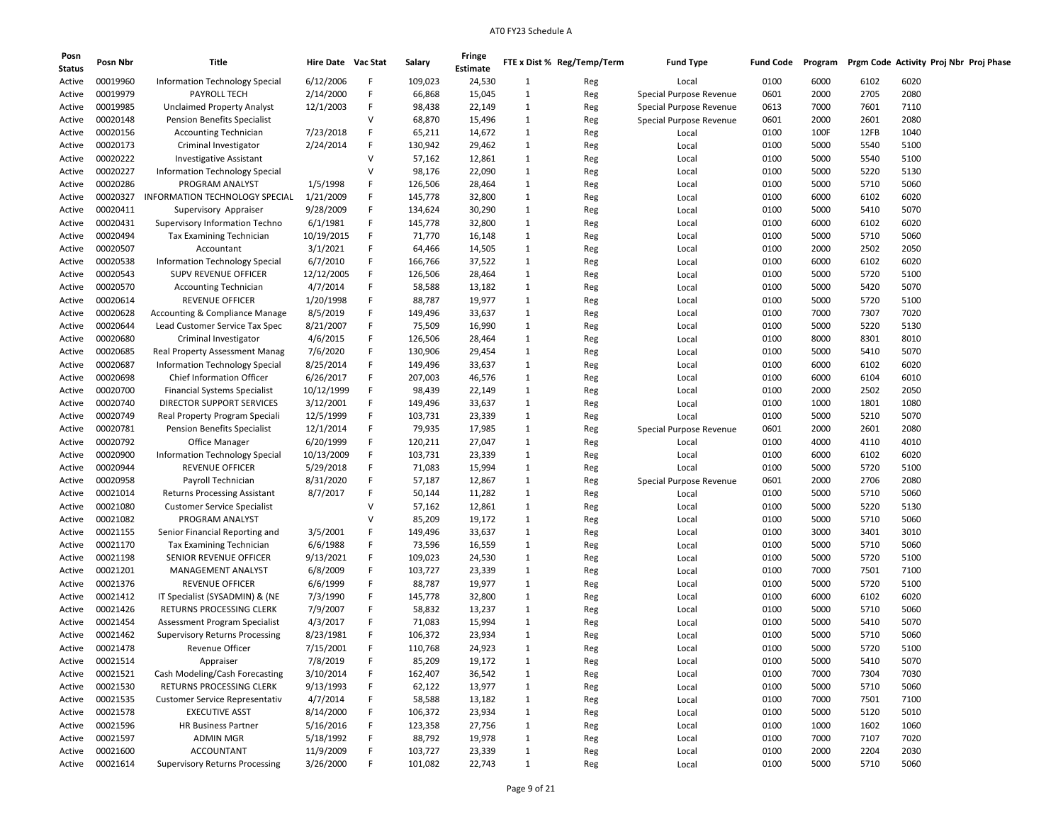| Posn Status | Posn Nbr | Title | Hire Date | Vac Stat | Salary | Fringe Estimate | FTE x Dist % | Reg/Temp/Term | Fund Type | Fund Code | Program | Prgm Code | Activity | Proj Nbr | Proj Phase |
|---|---|---|---|---|---|---|---|---|---|---|---|---|---|---|---|
| Active | 00019960 | Information Technology Special | 6/12/2006 | F | 109,023 | 24,530 | 1 | Reg | Local | 0100 | 6000 | 6102 | 6020 | | |
| Active | 00019979 | PAYROLL TECH | 2/14/2000 | F | 66,868 | 15,045 | 1 | Reg | Special Purpose Revenue | 0601 | 2000 | 2705 | 2080 | | |
| Active | 00019985 | Unclaimed Property Analyst | 12/1/2003 | F | 98,438 | 22,149 | 1 | Reg | Special Purpose Revenue | 0613 | 7000 | 7601 | 7110 | | |
| Active | 00020148 | Pension Benefits Specialist | | V | 68,870 | 15,496 | 1 | Reg | Special Purpose Revenue | 0601 | 2000 | 2601 | 2080 | | |
| Active | 00020156 | Accounting Technician | 7/23/2018 | F | 65,211 | 14,672 | 1 | Reg | Local | 0100 | 100F | 12FB | 1040 | | |
| Active | 00020173 | Criminal Investigator | 2/24/2014 | F | 130,942 | 29,462 | 1 | Reg | Local | 0100 | 5000 | 5540 | 5100 | | |
| Active | 00020222 | Investigative Assistant | | V | 57,162 | 12,861 | 1 | Reg | Local | 0100 | 5000 | 5540 | 5100 | | |
| Active | 00020227 | Information Technology Special | | V | 98,176 | 22,090 | 1 | Reg | Local | 0100 | 5000 | 5220 | 5130 | | |
| Active | 00020286 | PROGRAM ANALYST | 1/5/1998 | F | 126,506 | 28,464 | 1 | Reg | Local | 0100 | 5000 | 5710 | 5060 | | |
| Active | 00020327 | INFORMATION TECHNOLOGY SPECIAL | 1/21/2009 | F | 145,778 | 32,800 | 1 | Reg | Local | 0100 | 6000 | 6102 | 6020 | | |
| Active | 00020411 | Supervisory Appraiser | 9/28/2009 | F | 134,624 | 30,290 | 1 | Reg | Local | 0100 | 5000 | 5410 | 5070 | | |
| Active | 00020431 | Supervisory Information Techno | 6/1/1981 | F | 145,778 | 32,800 | 1 | Reg | Local | 0100 | 6000 | 6102 | 6020 | | |
| Active | 00020494 | Tax Examining Technician | 10/19/2015 | F | 71,770 | 16,148 | 1 | Reg | Local | 0100 | 5000 | 5710 | 5060 | | |
| Active | 00020507 | Accountant | 3/1/2021 | F | 64,466 | 14,505 | 1 | Reg | Local | 0100 | 2000 | 2502 | 2050 | | |
| Active | 00020538 | Information Technology Special | 6/7/2010 | F | 166,766 | 37,522 | 1 | Reg | Local | 0100 | 6000 | 6102 | 6020 | | |
| Active | 00020543 | SUPV REVENUE OFFICER | 12/12/2005 | F | 126,506 | 28,464 | 1 | Reg | Local | 0100 | 5000 | 5720 | 5100 | | |
| Active | 00020570 | Accounting Technician | 4/7/2014 | F | 58,588 | 13,182 | 1 | Reg | Local | 0100 | 5000 | 5420 | 5070 | | |
| Active | 00020614 | REVENUE OFFICER | 1/20/1998 | F | 88,787 | 19,977 | 1 | Reg | Local | 0100 | 5000 | 5720 | 5100 | | |
| Active | 00020628 | Accounting & Compliance Manage | 8/5/2019 | F | 149,496 | 33,637 | 1 | Reg | Local | 0100 | 7000 | 7307 | 7020 | | |
| Active | 00020644 | Lead Customer Service Tax Spec | 8/21/2007 | F | 75,509 | 16,990 | 1 | Reg | Local | 0100 | 5000 | 5220 | 5130 | | |
| Active | 00020680 | Criminal Investigator | 4/6/2015 | F | 126,506 | 28,464 | 1 | Reg | Local | 0100 | 8000 | 8301 | 8010 | | |
| Active | 00020685 | Real Property Assessment Manag | 7/6/2020 | F | 130,906 | 29,454 | 1 | Reg | Local | 0100 | 5000 | 5410 | 5070 | | |
| Active | 00020687 | Information Technology Special | 8/25/2014 | F | 149,496 | 33,637 | 1 | Reg | Local | 0100 | 6000 | 6102 | 6020 | | |
| Active | 00020698 | Chief Information Officer | 6/26/2017 | F | 207,003 | 46,576 | 1 | Reg | Local | 0100 | 6000 | 6104 | 6010 | | |
| Active | 00020700 | Financial Systems Specialist | 10/12/1999 | F | 98,439 | 22,149 | 1 | Reg | Local | 0100 | 2000 | 2502 | 2050 | | |
| Active | 00020740 | DIRECTOR SUPPORT SERVICES | 3/12/2001 | F | 149,496 | 33,637 | 1 | Reg | Local | 0100 | 1000 | 1801 | 1080 | | |
| Active | 00020749 | Real Property Program Speciali | 12/5/1999 | F | 103,731 | 23,339 | 1 | Reg | Local | 0100 | 5000 | 5210 | 5070 | | |
| Active | 00020781 | Pension Benefits Specialist | 12/1/2014 | F | 79,935 | 17,985 | 1 | Reg | Special Purpose Revenue | 0601 | 2000 | 2601 | 2080 | | |
| Active | 00020792 | Office Manager | 6/20/1999 | F | 120,211 | 27,047 | 1 | Reg | Local | 0100 | 4000 | 4110 | 4010 | | |
| Active | 00020900 | Information Technology Special | 10/13/2009 | F | 103,731 | 23,339 | 1 | Reg | Local | 0100 | 6000 | 6102 | 6020 | | |
| Active | 00020944 | REVENUE OFFICER | 5/29/2018 | F | 71,083 | 15,994 | 1 | Reg | Local | 0100 | 5000 | 5720 | 5100 | | |
| Active | 00020958 | Payroll Technician | 8/31/2020 | F | 57,187 | 12,867 | 1 | Reg | Special Purpose Revenue | 0601 | 2000 | 2706 | 2080 | | |
| Active | 00021014 | Returns Processing Assistant | 8/7/2017 | F | 50,144 | 11,282 | 1 | Reg | Local | 0100 | 5000 | 5710 | 5060 | | |
| Active | 00021080 | Customer Service Specialist | | V | 57,162 | 12,861 | 1 | Reg | Local | 0100 | 5000 | 5220 | 5130 | | |
| Active | 00021082 | PROGRAM ANALYST | | V | 85,209 | 19,172 | 1 | Reg | Local | 0100 | 5000 | 5710 | 5060 | | |
| Active | 00021155 | Senior Financial Reporting and | 3/5/2001 | F | 149,496 | 33,637 | 1 | Reg | Local | 0100 | 3000 | 3401 | 3010 | | |
| Active | 00021170 | Tax Examining Technician | 6/6/1988 | F | 73,596 | 16,559 | 1 | Reg | Local | 0100 | 5000 | 5710 | 5060 | | |
| Active | 00021198 | SENIOR REVENUE OFFICER | 9/13/2021 | F | 109,023 | 24,530 | 1 | Reg | Local | 0100 | 5000 | 5720 | 5100 | | |
| Active | 00021201 | MANAGEMENT ANALYST | 6/8/2009 | F | 103,727 | 23,339 | 1 | Reg | Local | 0100 | 7000 | 7501 | 7100 | | |
| Active | 00021376 | REVENUE OFFICER | 6/6/1999 | F | 88,787 | 19,977 | 1 | Reg | Local | 0100 | 5000 | 5720 | 5100 | | |
| Active | 00021412 | IT Specialist (SYSADMIN) & (NE | 7/3/1990 | F | 145,778 | 32,800 | 1 | Reg | Local | 0100 | 6000 | 6102 | 6020 | | |
| Active | 00021426 | RETURNS PROCESSING CLERK | 7/9/2007 | F | 58,832 | 13,237 | 1 | Reg | Local | 0100 | 5000 | 5710 | 5060 | | |
| Active | 00021454 | Assessment Program Specialist | 4/3/2017 | F | 71,083 | 15,994 | 1 | Reg | Local | 0100 | 5000 | 5410 | 5070 | | |
| Active | 00021462 | Supervisory Returns Processing | 8/23/1981 | F | 106,372 | 23,934 | 1 | Reg | Local | 0100 | 5000 | 5710 | 5060 | | |
| Active | 00021478 | Revenue Officer | 7/15/2001 | F | 110,768 | 24,923 | 1 | Reg | Local | 0100 | 5000 | 5720 | 5100 | | |
| Active | 00021514 | Appraiser | 7/8/2019 | F | 85,209 | 19,172 | 1 | Reg | Local | 0100 | 5000 | 5410 | 5070 | | |
| Active | 00021521 | Cash Modeling/Cash Forecasting | 3/10/2014 | F | 162,407 | 36,542 | 1 | Reg | Local | 0100 | 7000 | 7304 | 7030 | | |
| Active | 00021530 | RETURNS PROCESSING CLERK | 9/13/1993 | F | 62,122 | 13,977 | 1 | Reg | Local | 0100 | 5000 | 5710 | 5060 | | |
| Active | 00021535 | Customer Service Representativ | 4/7/2014 | F | 58,588 | 13,182 | 1 | Reg | Local | 0100 | 7000 | 7501 | 7100 | | |
| Active | 00021578 | EXECUTIVE ASST | 8/14/2000 | F | 106,372 | 23,934 | 1 | Reg | Local | 0100 | 5000 | 5120 | 5010 | | |
| Active | 00021596 | HR Business Partner | 5/16/2016 | F | 123,358 | 27,756 | 1 | Reg | Local | 0100 | 1000 | 1602 | 1060 | | |
| Active | 00021597 | ADMIN MGR | 5/18/1992 | F | 88,792 | 19,978 | 1 | Reg | Local | 0100 | 7000 | 7107 | 7020 | | |
| Active | 00021600 | ACCOUNTANT | 11/9/2009 | F | 103,727 | 23,339 | 1 | Reg | Local | 0100 | 2000 | 2204 | 2030 | | |
| Active | 00021614 | Supervisory Returns Processing | 3/26/2000 | F | 101,082 | 22,743 | 1 | Reg | Local | 0100 | 5000 | 5710 | 5060 | | |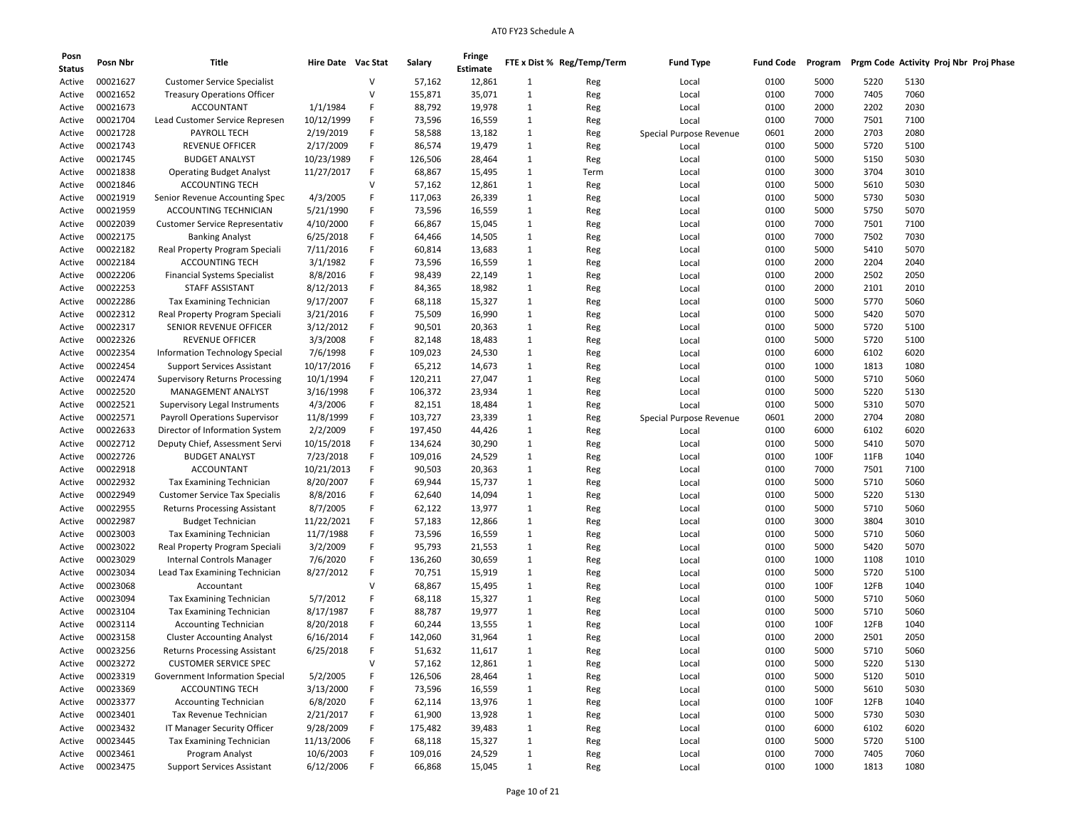# AT0 FY23 Schedule A

| Posn Status | Posn Nbr | Title | Hire Date | Vac Stat | Salary | Fringe Estimate | FTE x Dist % | Reg/Temp/Term | Fund Type | Fund Code | Program | Prgm Code | Activity | Proj Nbr | Proj Phase |
|---|---|---|---|---|---|---|---|---|---|---|---|---|---|---|---|
| Active | 00021627 | Customer Service Specialist | | V | 57,162 | 12,861 | 1 | Reg | Local | 0100 | 5000 | 5220 | 5130 | | |
| Active | 00021652 | Treasury Operations Officer | | V | 155,871 | 35,071 | 1 | Reg | Local | 0100 | 7000 | 7405 | 7060 | | |
| Active | 00021673 | ACCOUNTANT | 1/1/1984 | F | 88,792 | 19,978 | 1 | Reg | Local | 0100 | 2000 | 2202 | 2030 | | |
| Active | 00021704 | Lead Customer Service Represen | 10/12/1999 | F | 73,596 | 16,559 | 1 | Reg | Local | 0100 | 7000 | 7501 | 7100 | | |
| Active | 00021728 | PAYROLL TECH | 2/19/2019 | F | 58,588 | 13,182 | 1 | Reg | Special Purpose Revenue | 0601 | 2000 | 2703 | 2080 | | |
| Active | 00021743 | REVENUE OFFICER | 2/17/2009 | F | 86,574 | 19,479 | 1 | Reg | Local | 0100 | 5000 | 5720 | 5100 | | |
| Active | 00021745 | BUDGET ANALYST | 10/23/1989 | F | 126,506 | 28,464 | 1 | Reg | Local | 0100 | 5000 | 5150 | 5030 | | |
| Active | 00021838 | Operating Budget Analyst | 11/27/2017 | F | 68,867 | 15,495 | 1 | Term | Local | 0100 | 3000 | 3704 | 3010 | | |
| Active | 00021846 | ACCOUNTING TECH | | V | 57,162 | 12,861 | 1 | Reg | Local | 0100 | 5000 | 5610 | 5030 | | |
| Active | 00021919 | Senior Revenue Accounting Spec | 4/3/2005 | F | 117,063 | 26,339 | 1 | Reg | Local | 0100 | 5000 | 5730 | 5030 | | |
| Active | 00021959 | ACCOUNTING TECHNICIAN | 5/21/1990 | F | 73,596 | 16,559 | 1 | Reg | Local | 0100 | 5000 | 5750 | 5070 | | |
| Active | 00022039 | Customer Service Representativ | 4/10/2000 | F | 66,867 | 15,045 | 1 | Reg | Local | 0100 | 7000 | 7501 | 7100 | | |
| Active | 00022175 | Banking Analyst | 6/25/2018 | F | 64,466 | 14,505 | 1 | Reg | Local | 0100 | 7000 | 7502 | 7030 | | |
| Active | 00022182 | Real Property Program Speciali | 7/11/2016 | F | 60,814 | 13,683 | 1 | Reg | Local | 0100 | 5000 | 5410 | 5070 | | |
| Active | 00022184 | ACCOUNTING TECH | 3/1/1982 | F | 73,596 | 16,559 | 1 | Reg | Local | 0100 | 2000 | 2204 | 2040 | | |
| Active | 00022206 | Financial Systems Specialist | 8/8/2016 | F | 98,439 | 22,149 | 1 | Reg | Local | 0100 | 2000 | 2502 | 2050 | | |
| Active | 00022253 | STAFF ASSISTANT | 8/12/2013 | F | 84,365 | 18,982 | 1 | Reg | Local | 0100 | 2000 | 2101 | 2010 | | |
| Active | 00022286 | Tax Examining Technician | 9/17/2007 | F | 68,118 | 15,327 | 1 | Reg | Local | 0100 | 5000 | 5770 | 5060 | | |
| Active | 00022312 | Real Property Program Speciali | 3/21/2016 | F | 75,509 | 16,990 | 1 | Reg | Local | 0100 | 5000 | 5420 | 5070 | | |
| Active | 00022317 | SENIOR REVENUE OFFICER | 3/12/2012 | F | 90,501 | 20,363 | 1 | Reg | Local | 0100 | 5000 | 5720 | 5100 | | |
| Active | 00022326 | REVENUE OFFICER | 3/3/2008 | F | 82,148 | 18,483 | 1 | Reg | Local | 0100 | 5000 | 5720 | 5100 | | |
| Active | 00022354 | Information Technology Special | 7/6/1998 | F | 109,023 | 24,530 | 1 | Reg | Local | 0100 | 6000 | 6102 | 6020 | | |
| Active | 00022454 | Support Services Assistant | 10/17/2016 | F | 65,212 | 14,673 | 1 | Reg | Local | 0100 | 1000 | 1813 | 1080 | | |
| Active | 00022474 | Supervisory Returns Processing | 10/1/1994 | F | 120,211 | 27,047 | 1 | Reg | Local | 0100 | 5000 | 5710 | 5060 | | |
| Active | 00022520 | MANAGEMENT ANALYST | 3/16/1998 | F | 106,372 | 23,934 | 1 | Reg | Local | 0100 | 5000 | 5220 | 5130 | | |
| Active | 00022521 | Supervisory Legal Instruments | 4/3/2006 | F | 82,151 | 18,484 | 1 | Reg | Local | 0100 | 5000 | 5310 | 5070 | | |
| Active | 00022571 | Payroll Operations Supervisor | 11/8/1999 | F | 103,727 | 23,339 | 1 | Reg | Special Purpose Revenue | 0601 | 2000 | 2704 | 2080 | | |
| Active | 00022633 | Director of Information System | 2/2/2009 | F | 197,450 | 44,426 | 1 | Reg | Local | 0100 | 6000 | 6102 | 6020 | | |
| Active | 00022712 | Deputy Chief, Assessment Servi | 10/15/2018 | F | 134,624 | 30,290 | 1 | Reg | Local | 0100 | 5000 | 5410 | 5070 | | |
| Active | 00022726 | BUDGET ANALYST | 7/23/2018 | F | 109,016 | 24,529 | 1 | Reg | Local | 0100 | 100F | 11FB | 1040 | | |
| Active | 00022918 | ACCOUNTANT | 10/21/2013 | F | 90,503 | 20,363 | 1 | Reg | Local | 0100 | 7000 | 7501 | 7100 | | |
| Active | 00022932 | Tax Examining Technician | 8/20/2007 | F | 69,944 | 15,737 | 1 | Reg | Local | 0100 | 5000 | 5710 | 5060 | | |
| Active | 00022949 | Customer Service Tax Specialis | 8/8/2016 | F | 62,640 | 14,094 | 1 | Reg | Local | 0100 | 5000 | 5220 | 5130 | | |
| Active | 00022955 | Returns Processing Assistant | 8/7/2005 | F | 62,122 | 13,977 | 1 | Reg | Local | 0100 | 5000 | 5710 | 5060 | | |
| Active | 00022987 | Budget Technician | 11/22/2021 | F | 57,183 | 12,866 | 1 | Reg | Local | 0100 | 3000 | 3804 | 3010 | | |
| Active | 00023003 | Tax Examining Technician | 11/7/1988 | F | 73,596 | 16,559 | 1 | Reg | Local | 0100 | 5000 | 5710 | 5060 | | |
| Active | 00023022 | Real Property Program Speciali | 3/2/2009 | F | 95,793 | 21,553 | 1 | Reg | Local | 0100 | 5000 | 5420 | 5070 | | |
| Active | 00023029 | Internal Controls Manager | 7/6/2020 | F | 136,260 | 30,659 | 1 | Reg | Local | 0100 | 1000 | 1108 | 1010 | | |
| Active | 00023034 | Lead Tax Examining Technician | 8/27/2012 | F | 70,751 | 15,919 | 1 | Reg | Local | 0100 | 5000 | 5720 | 5100 | | |
| Active | 00023068 | Accountant | | V | 68,867 | 15,495 | 1 | Reg | Local | 0100 | 100F | 12FB | 1040 | | |
| Active | 00023094 | Tax Examining Technician | 5/7/2012 | F | 68,118 | 15,327 | 1 | Reg | Local | 0100 | 5000 | 5710 | 5060 | | |
| Active | 00023104 | Tax Examining Technician | 8/17/1987 | F | 88,787 | 19,977 | 1 | Reg | Local | 0100 | 5000 | 5710 | 5060 | | |
| Active | 00023114 | Accounting Technician | 8/20/2018 | F | 60,244 | 13,555 | 1 | Reg | Local | 0100 | 100F | 12FB | 1040 | | |
| Active | 00023158 | Cluster Accounting Analyst | 6/16/2014 | F | 142,060 | 31,964 | 1 | Reg | Local | 0100 | 2000 | 2501 | 2050 | | |
| Active | 00023256 | Returns Processing Assistant | 6/25/2018 | F | 51,632 | 11,617 | 1 | Reg | Local | 0100 | 5000 | 5710 | 5060 | | |
| Active | 00023272 | CUSTOMER SERVICE SPEC | | V | 57,162 | 12,861 | 1 | Reg | Local | 0100 | 5000 | 5220 | 5130 | | |
| Active | 00023319 | Government Information Special | 5/2/2005 | F | 126,506 | 28,464 | 1 | Reg | Local | 0100 | 5000 | 5120 | 5010 | | |
| Active | 00023369 | ACCOUNTING TECH | 3/13/2000 | F | 73,596 | 16,559 | 1 | Reg | Local | 0100 | 5000 | 5610 | 5030 | | |
| Active | 00023377 | Accounting Technician | 6/8/2020 | F | 62,114 | 13,976 | 1 | Reg | Local | 0100 | 100F | 12FB | 1040 | | |
| Active | 00023401 | Tax Revenue Technician | 2/21/2017 | F | 61,900 | 13,928 | 1 | Reg | Local | 0100 | 5000 | 5730 | 5030 | | |
| Active | 00023432 | IT Manager Security Officer | 9/28/2009 | F | 175,482 | 39,483 | 1 | Reg | Local | 0100 | 6000 | 6102 | 6020 | | |
| Active | 00023445 | Tax Examining Technician | 11/13/2006 | F | 68,118 | 15,327 | 1 | Reg | Local | 0100 | 5000 | 5720 | 5100 | | |
| Active | 00023461 | Program Analyst | 10/6/2003 | F | 109,016 | 24,529 | 1 | Reg | Local | 0100 | 7000 | 7405 | 7060 | | |
| Active | 00023475 | Support Services Assistant | 6/12/2006 | F | 66,868 | 15,045 | 1 | Reg | Local | 0100 | 1000 | 1813 | 1080 | | |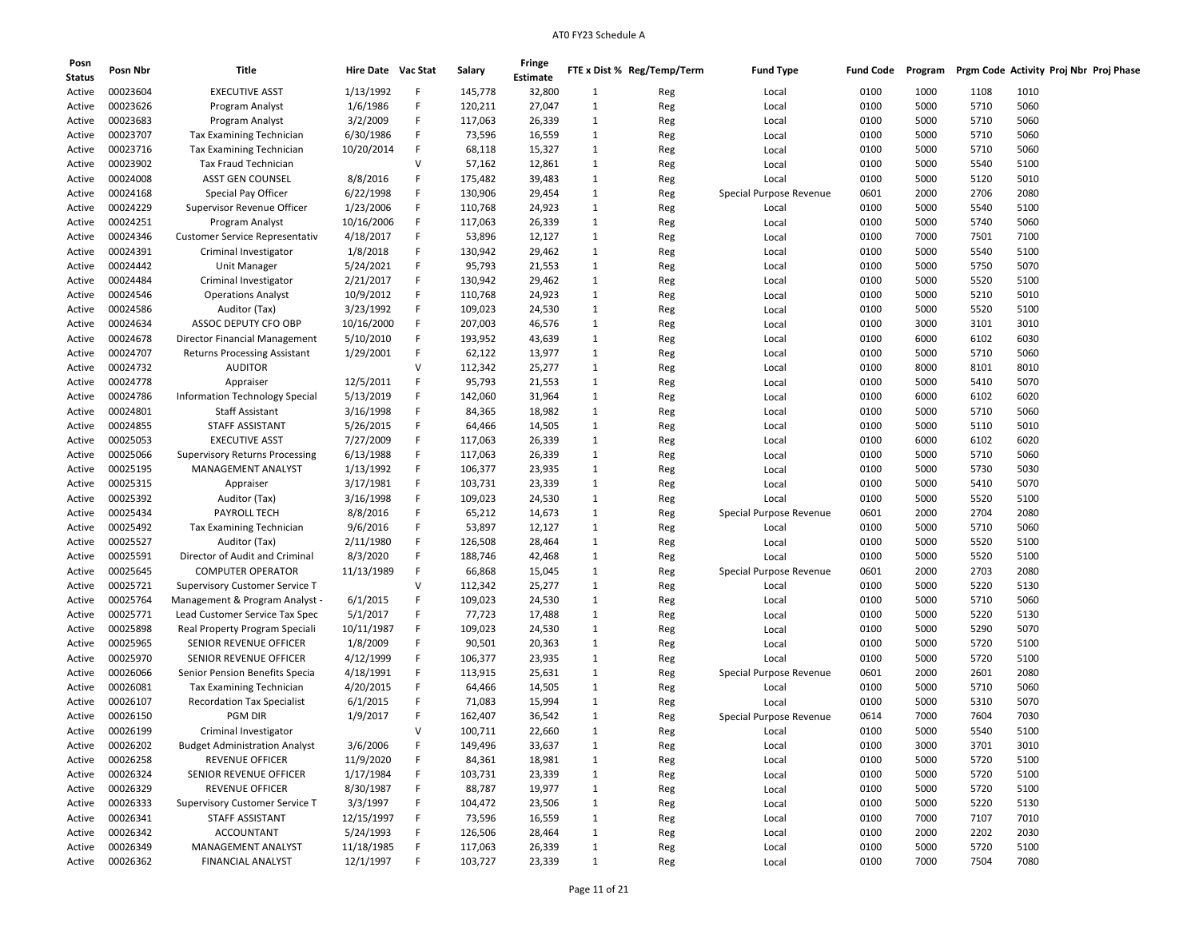# AT0 FY23 Schedule A

| Posn Status | Posn Nbr | Title | Hire Date | Vac Stat | Salary | Fringe Estimate | FTE x Dist % | Reg/Temp/Term | Fund Type | Fund Code | Program | Prgm Code | Activity | Proj Nbr | Proj Phase |
|---|---|---|---|---|---|---|---|---|---|---|---|---|---|---|---|
| Active | 00023604 | EXECUTIVE ASST | 1/13/1992 | F | 145,778 | 32,800 | 1 | Reg | Local | 0100 | 1000 | 1108 | 1010 | | |
| Active | 00023626 | Program Analyst | 1/6/1986 | F | 120,211 | 27,047 | 1 | Reg | Local | 0100 | 5000 | 5710 | 5060 | | |
| Active | 00023683 | Program Analyst | 3/2/2009 | F | 117,063 | 26,339 | 1 | Reg | Local | 0100 | 5000 | 5710 | 5060 | | |
| Active | 00023707 | Tax Examining Technician | 6/30/1986 | F | 73,596 | 16,559 | 1 | Reg | Local | 0100 | 5000 | 5710 | 5060 | | |
| Active | 00023716 | Tax Examining Technician | 10/20/2014 | F | 68,118 | 15,327 | 1 | Reg | Local | 0100 | 5000 | 5710 | 5060 | | |
| Active | 00023902 | Tax Fraud Technician | | V | 57,162 | 12,861 | 1 | Reg | Local | 0100 | 5000 | 5540 | 5100 | | |
| Active | 00024008 | ASST GEN COUNSEL | 8/8/2016 | F | 175,482 | 39,483 | 1 | Reg | Local | 0100 | 5000 | 5120 | 5010 | | |
| Active | 00024168 | Special Pay Officer | 6/22/1998 | F | 130,906 | 29,454 | 1 | Reg | Special Purpose Revenue | 0601 | 2000 | 2706 | 2080 | | |
| Active | 00024229 | Supervisor Revenue Officer | 1/23/2006 | F | 110,768 | 24,923 | 1 | Reg | Local | 0100 | 5000 | 5540 | 5100 | | |
| Active | 00024251 | Program Analyst | 10/16/2006 | F | 117,063 | 26,339 | 1 | Reg | Local | 0100 | 5000 | 5740 | 5060 | | |
| Active | 00024346 | Customer Service Representativ | 4/18/2017 | F | 53,896 | 12,127 | 1 | Reg | Local | 0100 | 7000 | 7501 | 7100 | | |
| Active | 00024391 | Criminal Investigator | 1/8/2018 | F | 130,942 | 29,462 | 1 | Reg | Local | 0100 | 5000 | 5540 | 5100 | | |
| Active | 00024442 | Unit Manager | 5/24/2021 | F | 95,793 | 21,553 | 1 | Reg | Local | 0100 | 5000 | 5750 | 5070 | | |
| Active | 00024484 | Criminal Investigator | 2/21/2017 | F | 130,942 | 29,462 | 1 | Reg | Local | 0100 | 5000 | 5520 | 5100 | | |
| Active | 00024546 | Operations Analyst | 10/9/2012 | F | 110,768 | 24,923 | 1 | Reg | Local | 0100 | 5000 | 5210 | 5010 | | |
| Active | 00024586 | Auditor (Tax) | 3/23/1992 | F | 109,023 | 24,530 | 1 | Reg | Local | 0100 | 5000 | 5520 | 5100 | | |
| Active | 00024634 | ASSOC DEPUTY CFO OBP | 10/16/2000 | F | 207,003 | 46,576 | 1 | Reg | Local | 0100 | 3000 | 3101 | 3010 | | |
| Active | 00024678 | Director Financial Management | 5/10/2010 | F | 193,952 | 43,639 | 1 | Reg | Local | 0100 | 6000 | 6102 | 6030 | | |
| Active | 00024707 | Returns Processing Assistant | 1/29/2001 | F | 62,122 | 13,977 | 1 | Reg | Local | 0100 | 5000 | 5710 | 5060 | | |
| Active | 00024732 | AUDITOR | | V | 112,342 | 25,277 | 1 | Reg | Local | 0100 | 8000 | 8101 | 8010 | | |
| Active | 00024778 | Appraiser | 12/5/2011 | F | 95,793 | 21,553 | 1 | Reg | Local | 0100 | 5000 | 5410 | 5070 | | |
| Active | 00024786 | Information Technology Special | 5/13/2019 | F | 142,060 | 31,964 | 1 | Reg | Local | 0100 | 6000 | 6102 | 6020 | | |
| Active | 00024801 | Staff Assistant | 3/16/1998 | F | 84,365 | 18,982 | 1 | Reg | Local | 0100 | 5000 | 5710 | 5060 | | |
| Active | 00024855 | STAFF ASSISTANT | 5/26/2015 | F | 64,466 | 14,505 | 1 | Reg | Local | 0100 | 5000 | 5110 | 5010 | | |
| Active | 00025053 | EXECUTIVE ASST | 7/27/2009 | F | 117,063 | 26,339 | 1 | Reg | Local | 0100 | 6000 | 6102 | 6020 | | |
| Active | 00025066 | Supervisory Returns Processing | 6/13/1988 | F | 117,063 | 26,339 | 1 | Reg | Local | 0100 | 5000 | 5710 | 5060 | | |
| Active | 00025195 | MANAGEMENT ANALYST | 1/13/1992 | F | 106,377 | 23,935 | 1 | Reg | Local | 0100 | 5000 | 5730 | 5030 | | |
| Active | 00025315 | Appraiser | 3/17/1981 | F | 103,731 | 23,339 | 1 | Reg | Local | 0100 | 5000 | 5410 | 5070 | | |
| Active | 00025392 | Auditor (Tax) | 3/16/1998 | F | 109,023 | 24,530 | 1 | Reg | Local | 0100 | 5000 | 5520 | 5100 | | |
| Active | 00025434 | PAYROLL TECH | 8/8/2016 | F | 65,212 | 14,673 | 1 | Reg | Special Purpose Revenue | 0601 | 2000 | 2704 | 2080 | | |
| Active | 00025492 | Tax Examining Technician | 9/6/2016 | F | 53,897 | 12,127 | 1 | Reg | Local | 0100 | 5000 | 5710 | 5060 | | |
| Active | 00025527 | Auditor (Tax) | 2/11/1980 | F | 126,508 | 28,464 | 1 | Reg | Local | 0100 | 5000 | 5520 | 5100 | | |
| Active | 00025591 | Director of Audit and Criminal | 8/3/2020 | F | 188,746 | 42,468 | 1 | Reg | Local | 0100 | 5000 | 5520 | 5100 | | |
| Active | 00025645 | COMPUTER OPERATOR | 11/13/1989 | F | 66,868 | 15,045 | 1 | Reg | Special Purpose Revenue | 0601 | 2000 | 2703 | 2080 | | |
| Active | 00025721 | Supervisory Customer Service T | | V | 112,342 | 25,277 | 1 | Reg | Local | 0100 | 5000 | 5220 | 5130 | | |
| Active | 00025764 | Management & Program Analyst - | 6/1/2015 | F | 109,023 | 24,530 | 1 | Reg | Local | 0100 | 5000 | 5710 | 5060 | | |
| Active | 00025771 | Lead Customer Service Tax Spec | 5/1/2017 | F | 77,723 | 17,488 | 1 | Reg | Local | 0100 | 5000 | 5220 | 5130 | | |
| Active | 00025898 | Real Property Program Speciali | 10/11/1987 | F | 109,023 | 24,530 | 1 | Reg | Local | 0100 | 5000 | 5290 | 5070 | | |
| Active | 00025965 | SENIOR REVENUE OFFICER | 1/8/2009 | F | 90,501 | 20,363 | 1 | Reg | Local | 0100 | 5000 | 5720 | 5100 | | |
| Active | 00025970 | SENIOR REVENUE OFFICER | 4/12/1999 | F | 106,377 | 23,935 | 1 | Reg | Local | 0100 | 5000 | 5720 | 5100 | | |
| Active | 00026066 | Senior Pension Benefits Specia | 4/18/1991 | F | 113,915 | 25,631 | 1 | Reg | Special Purpose Revenue | 0601 | 2000 | 2601 | 2080 | | |
| Active | 00026081 | Tax Examining Technician | 4/20/2015 | F | 64,466 | 14,505 | 1 | Reg | Local | 0100 | 5000 | 5710 | 5060 | | |
| Active | 00026107 | Recordation Tax Specialist | 6/1/2015 | F | 71,083 | 15,994 | 1 | Reg | Local | 0100 | 5000 | 5310 | 5070 | | |
| Active | 00026150 | PGM DIR | 1/9/2017 | F | 162,407 | 36,542 | 1 | Reg | Special Purpose Revenue | 0614 | 7000 | 7604 | 7030 | | |
| Active | 00026199 | Criminal Investigator | | V | 100,711 | 22,660 | 1 | Reg | Local | 0100 | 5000 | 5540 | 5100 | | |
| Active | 00026202 | Budget Administration Analyst | 3/6/2006 | F | 149,496 | 33,637 | 1 | Reg | Local | 0100 | 3000 | 3701 | 3010 | | |
| Active | 00026258 | REVENUE OFFICER | 11/9/2020 | F | 84,361 | 18,981 | 1 | Reg | Local | 0100 | 5000 | 5720 | 5100 | | |
| Active | 00026324 | SENIOR REVENUE OFFICER | 1/17/1984 | F | 103,731 | 23,339 | 1 | Reg | Local | 0100 | 5000 | 5720 | 5100 | | |
| Active | 00026329 | REVENUE OFFICER | 8/30/1987 | F | 88,787 | 19,977 | 1 | Reg | Local | 0100 | 5000 | 5720 | 5100 | | |
| Active | 00026333 | Supervisory Customer Service T | 3/3/1997 | F | 104,472 | 23,506 | 1 | Reg | Local | 0100 | 5000 | 5220 | 5130 | | |
| Active | 00026341 | STAFF ASSISTANT | 12/15/1997 | F | 73,596 | 16,559 | 1 | Reg | Local | 0100 | 7000 | 7107 | 7010 | | |
| Active | 00026342 | ACCOUNTANT | 5/24/1993 | F | 126,506 | 28,464 | 1 | Reg | Local | 0100 | 2000 | 2202 | 2030 | | |
| Active | 00026349 | MANAGEMENT ANALYST | 11/18/1985 | F | 117,063 | 26,339 | 1 | Reg | Local | 0100 | 5000 | 5720 | 5100 | | |
| Active | 00026362 | FINANCIAL ANALYST | 12/1/1997 | F | 103,727 | 23,339 | 1 | Reg | Local | 0100 | 7000 | 7504 | 7080 | | |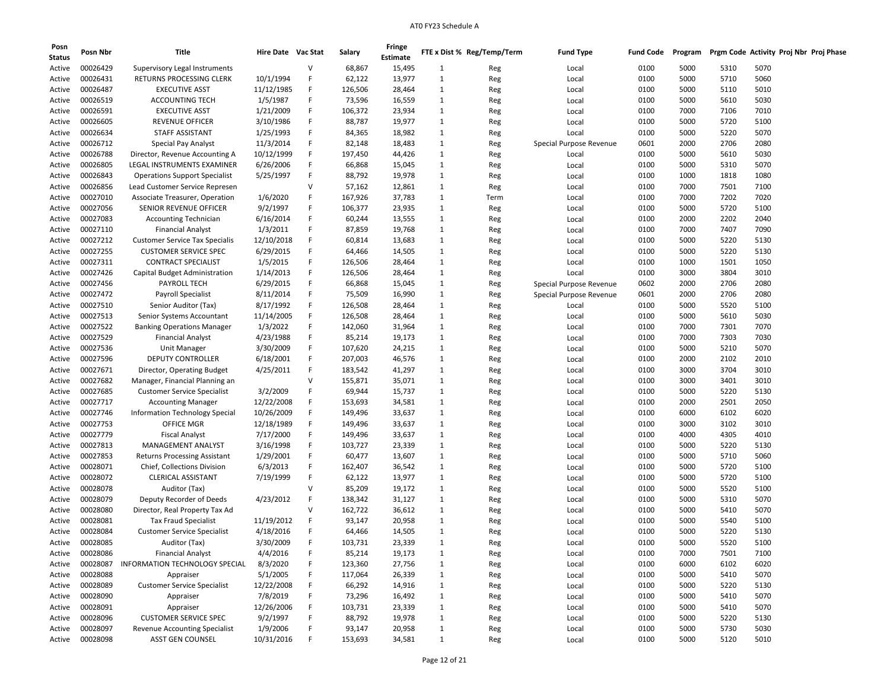# AT0 FY23 Schedule A

| Posn Status | Posn Nbr | Title | Hire Date | Vac Stat | Salary | Fringe Estimate | FTE x Dist % | Reg/Temp/Term | Fund Type | Fund Code | Program | Prgm Code | Activity | Proj Nbr | Proj Phase |
|---|---|---|---|---|---|---|---|---|---|---|---|---|---|---|---|
| Active | 00026429 | Supervisory Legal Instruments | | V | 68,867 | 15,495 | 1 | Reg | Local | 0100 | 5000 | 5310 | 5070 | | |
| Active | 00026431 | RETURNS PROCESSING CLERK | 10/1/1994 | F | 62,122 | 13,977 | 1 | Reg | Local | 0100 | 5000 | 5710 | 5060 | | |
| Active | 00026487 | EXECUTIVE ASST | 11/12/1985 | F | 126,506 | 28,464 | 1 | Reg | Local | 0100 | 5000 | 5110 | 5010 | | |
| Active | 00026519 | ACCOUNTING TECH | 1/5/1987 | F | 73,596 | 16,559 | 1 | Reg | Local | 0100 | 5000 | 5610 | 5030 | | |
| Active | 00026591 | EXECUTIVE ASST | 1/21/2009 | F | 106,372 | 23,934 | 1 | Reg | Local | 0100 | 7000 | 7106 | 7010 | | |
| Active | 00026605 | REVENUE OFFICER | 3/10/1986 | F | 88,787 | 19,977 | 1 | Reg | Local | 0100 | 5000 | 5720 | 5100 | | |
| Active | 00026634 | STAFF ASSISTANT | 1/25/1993 | F | 84,365 | 18,982 | 1 | Reg | Local | 0100 | 5000 | 5220 | 5070 | | |
| Active | 00026712 | Special Pay Analyst | 11/3/2014 | F | 82,148 | 18,483 | 1 | Reg | Special Purpose Revenue | 0601 | 2000 | 2706 | 2080 | | |
| Active | 00026788 | Director, Revenue Accounting A | 10/12/1999 | F | 197,450 | 44,426 | 1 | Reg | Local | 0100 | 5000 | 5610 | 5030 | | |
| Active | 00026805 | LEGAL INSTRUMENTS EXAMINER | 6/26/2006 | F | 66,868 | 15,045 | 1 | Reg | Local | 0100 | 5000 | 5310 | 5070 | | |
| Active | 00026843 | Operations Support Specialist | 5/25/1997 | F | 88,792 | 19,978 | 1 | Reg | Local | 0100 | 1000 | 1818 | 1080 | | |
| Active | 00026856 | Lead Customer Service Represen | | V | 57,162 | 12,861 | 1 | Reg | Local | 0100 | 7000 | 7501 | 7100 | | |
| Active | 00027010 | Associate Treasurer, Operation | 1/6/2020 | F | 167,926 | 37,783 | 1 | Term | Local | 0100 | 7000 | 7202 | 7020 | | |
| Active | 00027056 | SENIOR REVENUE OFFICER | 9/2/1997 | F | 106,377 | 23,935 | 1 | Reg | Local | 0100 | 5000 | 5720 | 5100 | | |
| Active | 00027083 | Accounting Technician | 6/16/2014 | F | 60,244 | 13,555 | 1 | Reg | Local | 0100 | 2000 | 2202 | 2040 | | |
| Active | 00027110 | Financial Analyst | 1/3/2011 | F | 87,859 | 19,768 | 1 | Reg | Local | 0100 | 7000 | 7407 | 7090 | | |
| Active | 00027212 | Customer Service Tax Specialis | 12/10/2018 | F | 60,814 | 13,683 | 1 | Reg | Local | 0100 | 5000 | 5220 | 5130 | | |
| Active | 00027255 | CUSTOMER SERVICE SPEC | 6/29/2015 | F | 64,466 | 14,505 | 1 | Reg | Local | 0100 | 5000 | 5220 | 5130 | | |
| Active | 00027311 | CONTRACT SPECIALIST | 1/5/2015 | F | 126,506 | 28,464 | 1 | Reg | Local | 0100 | 1000 | 1501 | 1050 | | |
| Active | 00027426 | Capital Budget Administration | 1/14/2013 | F | 126,506 | 28,464 | 1 | Reg | Local | 0100 | 3000 | 3804 | 3010 | | |
| Active | 00027456 | PAYROLL TECH | 6/29/2015 | F | 66,868 | 15,045 | 1 | Reg | Special Purpose Revenue | 0602 | 2000 | 2706 | 2080 | | |
| Active | 00027472 | Payroll Specialist | 8/11/2014 | F | 75,509 | 16,990 | 1 | Reg | Special Purpose Revenue | 0601 | 2000 | 2706 | 2080 | | |
| Active | 00027510 | Senior Auditor (Tax) | 8/17/1992 | F | 126,508 | 28,464 | 1 | Reg | Local | 0100 | 5000 | 5520 | 5100 | | |
| Active | 00027513 | Senior Systems Accountant | 11/14/2005 | F | 126,508 | 28,464 | 1 | Reg | Local | 0100 | 5000 | 5610 | 5030 | | |
| Active | 00027522 | Banking Operations Manager | 1/3/2022 | F | 142,060 | 31,964 | 1 | Reg | Local | 0100 | 7000 | 7301 | 7070 | | |
| Active | 00027529 | Financial Analyst | 4/23/1988 | F | 85,214 | 19,173 | 1 | Reg | Local | 0100 | 7000 | 7303 | 7030 | | |
| Active | 00027536 | Unit Manager | 3/30/2009 | F | 107,620 | 24,215 | 1 | Reg | Local | 0100 | 5000 | 5210 | 5070 | | |
| Active | 00027596 | DEPUTY CONTROLLER | 6/18/2001 | F | 207,003 | 46,576 | 1 | Reg | Local | 0100 | 2000 | 2102 | 2010 | | |
| Active | 00027671 | Director, Operating Budget | 4/25/2011 | F | 183,542 | 41,297 | 1 | Reg | Local | 0100 | 3000 | 3704 | 3010 | | |
| Active | 00027682 | Manager, Financial Planning an | | V | 155,871 | 35,071 | 1 | Reg | Local | 0100 | 3000 | 3401 | 3010 | | |
| Active | 00027685 | Customer Service Specialist | 3/2/2009 | F | 69,944 | 15,737 | 1 | Reg | Local | 0100 | 5000 | 5220 | 5130 | | |
| Active | 00027717 | Accounting Manager | 12/22/2008 | F | 153,693 | 34,581 | 1 | Reg | Local | 0100 | 2000 | 2501 | 2050 | | |
| Active | 00027746 | Information Technology Special | 10/26/2009 | F | 149,496 | 33,637 | 1 | Reg | Local | 0100 | 6000 | 6102 | 6020 | | |
| Active | 00027753 | OFFICE MGR | 12/18/1989 | F | 149,496 | 33,637 | 1 | Reg | Local | 0100 | 3000 | 3102 | 3010 | | |
| Active | 00027779 | Fiscal Analyst | 7/17/2000 | F | 149,496 | 33,637 | 1 | Reg | Local | 0100 | 4000 | 4305 | 4010 | | |
| Active | 00027813 | MANAGEMENT ANALYST | 3/16/1998 | F | 103,727 | 23,339 | 1 | Reg | Local | 0100 | 5000 | 5220 | 5130 | | |
| Active | 00027853 | Returns Processing Assistant | 1/29/2001 | F | 60,477 | 13,607 | 1 | Reg | Local | 0100 | 5000 | 5710 | 5060 | | |
| Active | 00028071 | Chief, Collections Division | 6/3/2013 | F | 162,407 | 36,542 | 1 | Reg | Local | 0100 | 5000 | 5720 | 5100 | | |
| Active | 00028072 | CLERICAL ASSISTANT | 7/19/1999 | F | 62,122 | 13,977 | 1 | Reg | Local | 0100 | 5000 | 5720 | 5100 | | |
| Active | 00028078 | Auditor (Tax) | | V | 85,209 | 19,172 | 1 | Reg | Local | 0100 | 5000 | 5520 | 5100 | | |
| Active | 00028079 | Deputy Recorder of Deeds | 4/23/2012 | F | 138,342 | 31,127 | 1 | Reg | Local | 0100 | 5000 | 5310 | 5070 | | |
| Active | 00028080 | Director, Real Property Tax Ad | | V | 162,722 | 36,612 | 1 | Reg | Local | 0100 | 5000 | 5410 | 5070 | | |
| Active | 00028081 | Tax Fraud Specialist | 11/19/2012 | F | 93,147 | 20,958 | 1 | Reg | Local | 0100 | 5000 | 5540 | 5100 | | |
| Active | 00028084 | Customer Service Specialist | 4/18/2016 | F | 64,466 | 14,505 | 1 | Reg | Local | 0100 | 5000 | 5220 | 5130 | | |
| Active | 00028085 | Auditor (Tax) | 3/30/2009 | F | 103,731 | 23,339 | 1 | Reg | Local | 0100 | 5000 | 5520 | 5100 | | |
| Active | 00028086 | Financial Analyst | 4/4/2016 | F | 85,214 | 19,173 | 1 | Reg | Local | 0100 | 7000 | 7501 | 7100 | | |
| Active | 00028087 | INFORMATION TECHNOLOGY SPECIAL | 8/3/2020 | F | 123,360 | 27,756 | 1 | Reg | Local | 0100 | 6000 | 6102 | 6020 | | |
| Active | 00028088 | Appraiser | 5/1/2005 | F | 117,064 | 26,339 | 1 | Reg | Local | 0100 | 5000 | 5410 | 5070 | | |
| Active | 00028089 | Customer Service Specialist | 12/22/2008 | F | 66,292 | 14,916 | 1 | Reg | Local | 0100 | 5000 | 5220 | 5130 | | |
| Active | 00028090 | Appraiser | 7/8/2019 | F | 73,296 | 16,492 | 1 | Reg | Local | 0100 | 5000 | 5410 | 5070 | | |
| Active | 00028091 | Appraiser | 12/26/2006 | F | 103,731 | 23,339 | 1 | Reg | Local | 0100 | 5000 | 5410 | 5070 | | |
| Active | 00028096 | CUSTOMER SERVICE SPEC | 9/2/1997 | F | 88,792 | 19,978 | 1 | Reg | Local | 0100 | 5000 | 5220 | 5130 | | |
| Active | 00028097 | Revenue Accounting Specialist | 1/9/2006 | F | 93,147 | 20,958 | 1 | Reg | Local | 0100 | 5000 | 5730 | 5030 | | |
| Active | 00028098 | ASST GEN COUNSEL | 10/31/2016 | F | 153,693 | 34,581 | 1 | Reg | Local | 0100 | 5000 | 5120 | 5010 | | |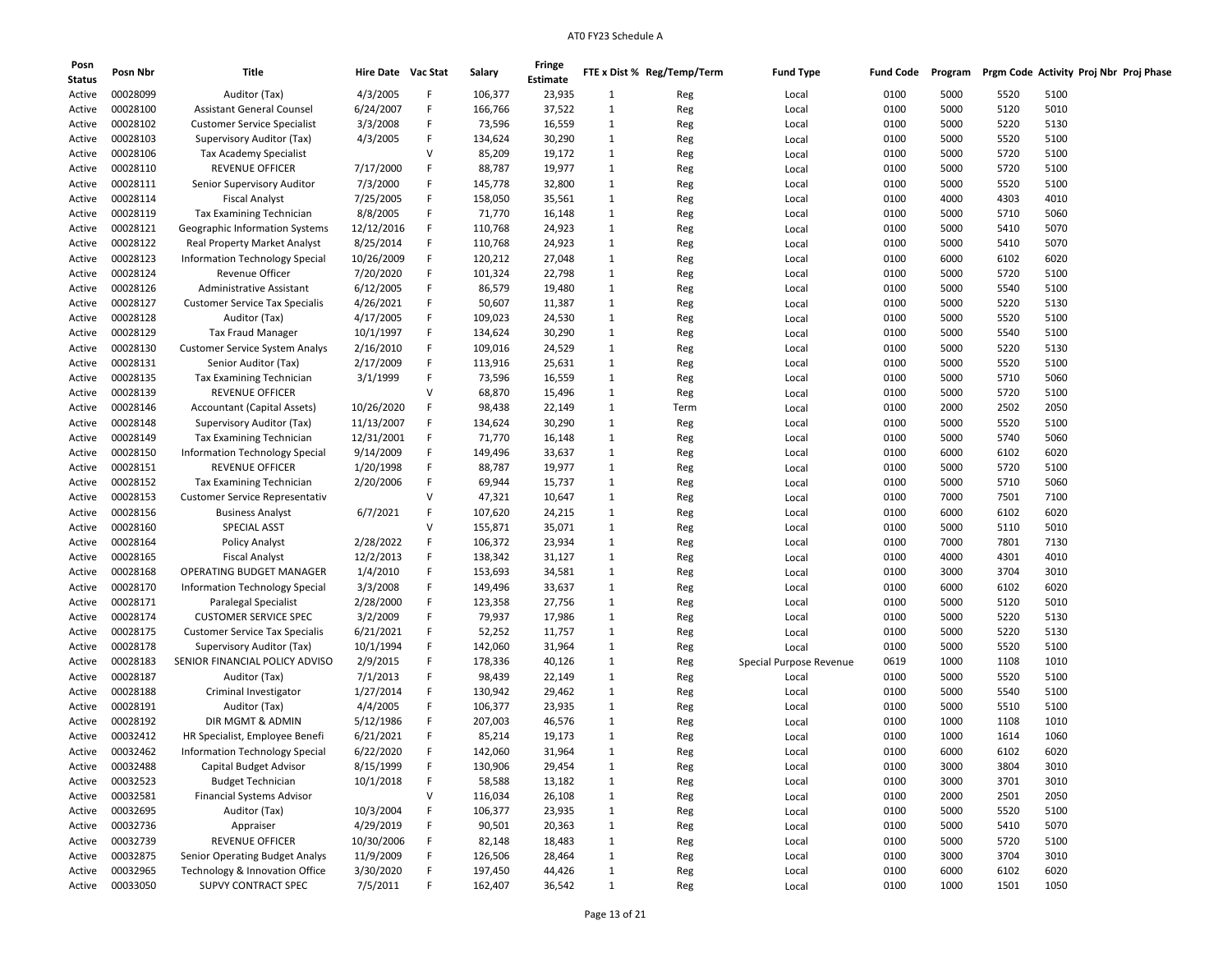# AT0 FY23 Schedule A

| Posn Status | Posn Nbr | Title | Hire Date | Vac Stat | Salary | Fringe Estimate | FTE x Dist % | Reg/Temp/Term | Fund Type | Fund Code | Program | Prgm Code | Activity | Proj Nbr | Proj Phase |
|---|---|---|---|---|---|---|---|---|---|---|---|---|---|---|---|
| Active | 00028099 | Auditor (Tax) | 4/3/2005 | F | 106,377 | 23,935 | 1 | Reg | Local | 0100 | 5000 | 5520 | 5100 | | |
| Active | 00028100 | Assistant General Counsel | 6/24/2007 | F | 166,766 | 37,522 | 1 | Reg | Local | 0100 | 5000 | 5120 | 5010 | | |
| Active | 00028102 | Customer Service Specialist | 3/3/2008 | F | 73,596 | 16,559 | 1 | Reg | Local | 0100 | 5000 | 5220 | 5130 | | |
| Active | 00028103 | Supervisory Auditor (Tax) | 4/3/2005 | F | 134,624 | 30,290 | 1 | Reg | Local | 0100 | 5000 | 5520 | 5100 | | |
| Active | 00028106 | Tax Academy Specialist | | V | 85,209 | 19,172 | 1 | Reg | Local | 0100 | 5000 | 5720 | 5100 | | |
| Active | 00028110 | REVENUE OFFICER | 7/17/2000 | F | 88,787 | 19,977 | 1 | Reg | Local | 0100 | 5000 | 5720 | 5100 | | |
| Active | 00028111 | Senior Supervisory Auditor | 7/3/2000 | F | 145,778 | 32,800 | 1 | Reg | Local | 0100 | 5000 | 5520 | 5100 | | |
| Active | 00028114 | Fiscal Analyst | 7/25/2005 | F | 158,050 | 35,561 | 1 | Reg | Local | 0100 | 4000 | 4303 | 4010 | | |
| Active | 00028119 | Tax Examining Technician | 8/8/2005 | F | 71,770 | 16,148 | 1 | Reg | Local | 0100 | 5000 | 5710 | 5060 | | |
| Active | 00028121 | Geographic Information Systems | 12/12/2016 | F | 110,768 | 24,923 | 1 | Reg | Local | 0100 | 5000 | 5410 | 5070 | | |
| Active | 00028122 | Real Property Market Analyst | 8/25/2014 | F | 110,768 | 24,923 | 1 | Reg | Local | 0100 | 5000 | 5410 | 5070 | | |
| Active | 00028123 | Information Technology Special | 10/26/2009 | F | 120,212 | 27,048 | 1 | Reg | Local | 0100 | 6000 | 6102 | 6020 | | |
| Active | 00028124 | Revenue Officer | 7/20/2020 | F | 101,324 | 22,798 | 1 | Reg | Local | 0100 | 5000 | 5720 | 5100 | | |
| Active | 00028126 | Administrative Assistant | 6/12/2005 | F | 86,579 | 19,480 | 1 | Reg | Local | 0100 | 5000 | 5540 | 5100 | | |
| Active | 00028127 | Customer Service Tax Specialis | 4/26/2021 | F | 50,607 | 11,387 | 1 | Reg | Local | 0100 | 5000 | 5220 | 5130 | | |
| Active | 00028128 | Auditor (Tax) | 4/17/2005 | F | 109,023 | 24,530 | 1 | Reg | Local | 0100 | 5000 | 5520 | 5100 | | |
| Active | 00028129 | Tax Fraud Manager | 10/1/1997 | F | 134,624 | 30,290 | 1 | Reg | Local | 0100 | 5000 | 5540 | 5100 | | |
| Active | 00028130 | Customer Service System Analys | 2/16/2010 | F | 109,016 | 24,529 | 1 | Reg | Local | 0100 | 5000 | 5220 | 5130 | | |
| Active | 00028131 | Senior Auditor (Tax) | 2/17/2009 | F | 113,916 | 25,631 | 1 | Reg | Local | 0100 | 5000 | 5520 | 5100 | | |
| Active | 00028135 | Tax Examining Technician | 3/1/1999 | F | 73,596 | 16,559 | 1 | Reg | Local | 0100 | 5000 | 5710 | 5060 | | |
| Active | 00028139 | REVENUE OFFICER | | V | 68,870 | 15,496 | 1 | Reg | Local | 0100 | 5000 | 5720 | 5100 | | |
| Active | 00028146 | Accountant (Capital Assets) | 10/26/2020 | F | 98,438 | 22,149 | 1 | Term | Local | 0100 | 2000 | 2502 | 2050 | | |
| Active | 00028148 | Supervisory Auditor (Tax) | 11/13/2007 | F | 134,624 | 30,290 | 1 | Reg | Local | 0100 | 5000 | 5520 | 5100 | | |
| Active | 00028149 | Tax Examining Technician | 12/31/2001 | F | 71,770 | 16,148 | 1 | Reg | Local | 0100 | 5000 | 5740 | 5060 | | |
| Active | 00028150 | Information Technology Special | 9/14/2009 | F | 149,496 | 33,637 | 1 | Reg | Local | 0100 | 6000 | 6102 | 6020 | | |
| Active | 00028151 | REVENUE OFFICER | 1/20/1998 | F | 88,787 | 19,977 | 1 | Reg | Local | 0100 | 5000 | 5720 | 5100 | | |
| Active | 00028152 | Tax Examining Technician | 2/20/2006 | F | 69,944 | 15,737 | 1 | Reg | Local | 0100 | 5000 | 5710 | 5060 | | |
| Active | 00028153 | Customer Service Representativ | | V | 47,321 | 10,647 | 1 | Reg | Local | 0100 | 7000 | 7501 | 7100 | | |
| Active | 00028156 | Business Analyst | 6/7/2021 | F | 107,620 | 24,215 | 1 | Reg | Local | 0100 | 6000 | 6102 | 6020 | | |
| Active | 00028160 | SPECIAL ASST | | V | 155,871 | 35,071 | 1 | Reg | Local | 0100 | 5000 | 5110 | 5010 | | |
| Active | 00028164 | Policy Analyst | 2/28/2022 | F | 106,372 | 23,934 | 1 | Reg | Local | 0100 | 7000 | 7801 | 7130 | | |
| Active | 00028165 | Fiscal Analyst | 12/2/2013 | F | 138,342 | 31,127 | 1 | Reg | Local | 0100 | 4000 | 4301 | 4010 | | |
| Active | 00028168 | OPERATING BUDGET MANAGER | 1/4/2010 | F | 153,693 | 34,581 | 1 | Reg | Local | 0100 | 3000 | 3704 | 3010 | | |
| Active | 00028170 | Information Technology Special | 3/3/2008 | F | 149,496 | 33,637 | 1 | Reg | Local | 0100 | 6000 | 6102 | 6020 | | |
| Active | 00028171 | Paralegal Specialist | 2/28/2000 | F | 123,358 | 27,756 | 1 | Reg | Local | 0100 | 5000 | 5120 | 5010 | | |
| Active | 00028174 | CUSTOMER SERVICE SPEC | 3/2/2009 | F | 79,937 | 17,986 | 1 | Reg | Local | 0100 | 5000 | 5220 | 5130 | | |
| Active | 00028175 | Customer Service Tax Specialis | 6/21/2021 | F | 52,252 | 11,757 | 1 | Reg | Local | 0100 | 5000 | 5220 | 5130 | | |
| Active | 00028178 | Supervisory Auditor (Tax) | 10/1/1994 | F | 142,060 | 31,964 | 1 | Reg | Local | 0100 | 5000 | 5520 | 5100 | | |
| Active | 00028183 | SENIOR FINANCIAL POLICY ADVISO | 2/9/2015 | F | 178,336 | 40,126 | 1 | Reg | Special Purpose Revenue | 0619 | 1000 | 1108 | 1010 | | |
| Active | 00028187 | Auditor (Tax) | 7/1/2013 | F | 98,439 | 22,149 | 1 | Reg | Local | 0100 | 5000 | 5520 | 5100 | | |
| Active | 00028188 | Criminal Investigator | 1/27/2014 | F | 130,942 | 29,462 | 1 | Reg | Local | 0100 | 5000 | 5540 | 5100 | | |
| Active | 00028191 | Auditor (Tax) | 4/4/2005 | F | 106,377 | 23,935 | 1 | Reg | Local | 0100 | 5000 | 5510 | 5100 | | |
| Active | 00028192 | DIR MGMT & ADMIN | 5/12/1986 | F | 207,003 | 46,576 | 1 | Reg | Local | 0100 | 1000 | 1108 | 1010 | | |
| Active | 00032412 | HR Specialist, Employee Benefi | 6/21/2021 | F | 85,214 | 19,173 | 1 | Reg | Local | 0100 | 1000 | 1614 | 1060 | | |
| Active | 00032462 | Information Technology Special | 6/22/2020 | F | 142,060 | 31,964 | 1 | Reg | Local | 0100 | 6000 | 6102 | 6020 | | |
| Active | 00032488 | Capital Budget Advisor | 8/15/1999 | F | 130,906 | 29,454 | 1 | Reg | Local | 0100 | 3000 | 3804 | 3010 | | |
| Active | 00032523 | Budget Technician | 10/1/2018 | F | 58,588 | 13,182 | 1 | Reg | Local | 0100 | 3000 | 3701 | 3010 | | |
| Active | 00032581 | Financial Systems Advisor | | V | 116,034 | 26,108 | 1 | Reg | Local | 0100 | 2000 | 2501 | 2050 | | |
| Active | 00032695 | Auditor (Tax) | 10/3/2004 | F | 106,377 | 23,935 | 1 | Reg | Local | 0100 | 5000 | 5520 | 5100 | | |
| Active | 00032736 | Appraiser | 4/29/2019 | F | 90,501 | 20,363 | 1 | Reg | Local | 0100 | 5000 | 5410 | 5070 | | |
| Active | 00032739 | REVENUE OFFICER | 10/30/2006 | F | 82,148 | 18,483 | 1 | Reg | Local | 0100 | 5000 | 5720 | 5100 | | |
| Active | 00032875 | Senior Operating Budget Analys | 11/9/2009 | F | 126,506 | 28,464 | 1 | Reg | Local | 0100 | 3000 | 3704 | 3010 | | |
| Active | 00032965 | Technology & Innovation Office | 3/30/2020 | F | 197,450 | 44,426 | 1 | Reg | Local | 0100 | 6000 | 6102 | 6020 | | |
| Active | 00033050 | SUPVY CONTRACT SPEC | 7/5/2011 | F | 162,407 | 36,542 | 1 | Reg | Local | 0100 | 1000 | 1501 | 1050 | | |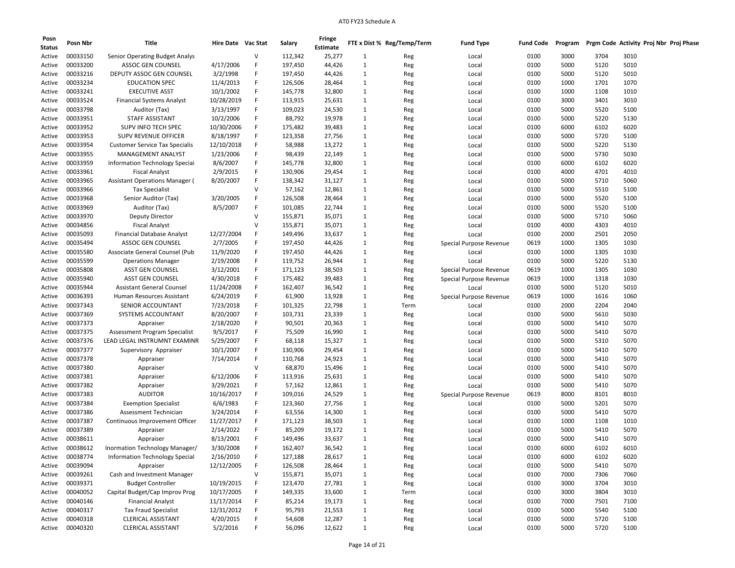# AT0 FY23 Schedule A

| Posn Status | Posn Nbr | Title | Hire Date | Vac Stat | Salary | Fringe Estimate | FTE x Dist % | Reg/Temp/Term | Fund Type | Fund Code | Program | Prgm Code | Activity | Proj Nbr | Proj Phase |
|---|---|---|---|---|---|---|---|---|---|---|---|---|---|---|---|
| Active | 00033150 | Senior Operating Budget Analys | | V | 112,342 | 25,277 | 1 | Reg | Local | 0100 | 3000 | 3704 | 3010 | | |
| Active | 00033200 | ASSOC GEN COUNSEL | 4/17/2006 | F | 197,450 | 44,426 | 1 | Reg | Local | 0100 | 5000 | 5120 | 5010 | | |
| Active | 00033216 | DEPUTY ASSOC GEN COUNSEL | 3/2/1998 | F | 197,450 | 44,426 | 1 | Reg | Local | 0100 | 5000 | 5120 | 5010 | | |
| Active | 00033234 | EDUCATION SPEC | 11/4/2013 | F | 126,506 | 28,464 | 1 | Reg | Local | 0100 | 1000 | 1701 | 1070 | | |
| Active | 00033241 | EXECUTIVE ASST | 10/1/2002 | F | 145,778 | 32,800 | 1 | Reg | Local | 0100 | 1000 | 1108 | 1010 | | |
| Active | 00033524 | Financial Systems Analyst | 10/28/2019 | F | 113,915 | 25,631 | 1 | Reg | Local | 0100 | 3000 | 3401 | 3010 | | |
| Active | 00033798 | Auditor (Tax) | 3/13/1997 | F | 109,023 | 24,530 | 1 | Reg | Local | 0100 | 5000 | 5520 | 5100 | | |
| Active | 00033951 | STAFF ASSISTANT | 10/2/2006 | F | 88,792 | 19,978 | 1 | Reg | Local | 0100 | 5000 | 5220 | 5130 | | |
| Active | 00033952 | SUPV INFO TECH SPEC | 10/30/2006 | F | 175,482 | 39,483 | 1 | Reg | Local | 0100 | 6000 | 6102 | 6020 | | |
| Active | 00033953 | SUPV REVENUE OFFICER | 8/18/1997 | F | 123,358 | 27,756 | 1 | Reg | Local | 0100 | 5000 | 5720 | 5100 | | |
| Active | 00033954 | Customer Service Tax Specialis | 12/10/2018 | F | 58,988 | 13,272 | 1 | Reg | Local | 0100 | 5000 | 5220 | 5130 | | |
| Active | 00033955 | MANAGEMENT ANALYST | 1/23/2006 | F | 98,439 | 22,149 | 1 | Reg | Local | 0100 | 5000 | 5730 | 5030 | | |
| Active | 00033959 | Information Technology Speciai | 8/6/2007 | F | 145,778 | 32,800 | 1 | Reg | Local | 0100 | 6000 | 6102 | 6020 | | |
| Active | 00033961 | Fiscal Analyst | 2/9/2015 | F | 130,906 | 29,454 | 1 | Reg | Local | 0100 | 4000 | 4701 | 4010 | | |
| Active | 00033965 | Assistant Operations Manager ( | 8/20/2007 | F | 138,342 | 31,127 | 1 | Reg | Local | 0100 | 5000 | 5710 | 5060 | | |
| Active | 00033966 | Tax Specialist | | V | 57,162 | 12,861 | 1 | Reg | Local | 0100 | 5000 | 5510 | 5100 | | |
| Active | 00033968 | Senior Auditor (Tax) | 3/20/2005 | F | 126,508 | 28,464 | 1 | Reg | Local | 0100 | 5000 | 5520 | 5100 | | |
| Active | 00033969 | Auditor (Tax) | 8/5/2007 | F | 101,085 | 22,744 | 1 | Reg | Local | 0100 | 5000 | 5520 | 5100 | | |
| Active | 00033970 | Deputy Director | | V | 155,871 | 35,071 | 1 | Reg | Local | 0100 | 5000 | 5710 | 5060 | | |
| Active | 00034856 | Fiscal Analyst | | V | 155,871 | 35,071 | 1 | Reg | Local | 0100 | 4000 | 4303 | 4010 | | |
| Active | 00035093 | Financial Database Analyst | 12/27/2004 | F | 149,496 | 33,637 | 1 | Reg | Local | 0100 | 2000 | 2501 | 2050 | | |
| Active | 00035494 | ASSOC GEN COUNSEL | 2/7/2005 | F | 197,450 | 44,426 | 1 | Reg | Special Purpose Revenue | 0619 | 1000 | 1305 | 1030 | | |
| Active | 00035580 | Associate General Counsel (Pub | 11/9/2020 | F | 197,450 | 44,426 | 1 | Reg | Local | 0100 | 1000 | 1305 | 1030 | | |
| Active | 00035599 | Operations Manager | 2/19/2008 | F | 119,752 | 26,944 | 1 | Reg | Local | 0100 | 5000 | 5220 | 5130 | | |
| Active | 00035808 | ASST GEN COUNSEL | 3/12/2001 | F | 171,123 | 38,503 | 1 | Reg | Special Purpose Revenue | 0619 | 1000 | 1305 | 1030 | | |
| Active | 00035940 | ASST GEN COUNSEL | 4/30/2018 | F | 175,482 | 39,483 | 1 | Reg | Special Purpose Revenue | 0619 | 1000 | 1318 | 1030 | | |
| Active | 00035944 | Assistant General Counsel | 11/24/2008 | F | 162,407 | 36,542 | 1 | Reg | Local | 0100 | 5000 | 5120 | 5010 | | |
| Active | 00036393 | Human Resources Assistant | 6/24/2019 | F | 61,900 | 13,928 | 1 | Reg | Special Purpose Revenue | 0619 | 1000 | 1616 | 1060 | | |
| Active | 00037343 | SENIOR ACCOUNTANT | 7/23/2018 | F | 101,325 | 22,798 | 1 | Term | Local | 0100 | 2000 | 2204 | 2040 | | |
| Active | 00037369 | SYSTEMS ACCOUNTANT | 8/20/2007 | F | 103,731 | 23,339 | 1 | Reg | Local | 0100 | 5000 | 5610 | 5030 | | |
| Active | 00037373 | Appraiser | 2/18/2020 | F | 90,501 | 20,363 | 1 | Reg | Local | 0100 | 5000 | 5410 | 5070 | | |
| Active | 00037375 | Assessment Program Specialist | 9/5/2017 | F | 75,509 | 16,990 | 1 | Reg | Local | 0100 | 5000 | 5410 | 5070 | | |
| Active | 00037376 | LEAD LEGAL INSTRUMNT EXAMINR | 5/29/2007 | F | 68,118 | 15,327 | 1 | Reg | Local | 0100 | 5000 | 5310 | 5070 | | |
| Active | 00037377 | Supervisory Appraiser | 10/1/2007 | F | 130,906 | 29,454 | 1 | Reg | Local | 0100 | 5000 | 5410 | 5070 | | |
| Active | 00037378 | Appraiser | 7/14/2014 | F | 110,768 | 24,923 | 1 | Reg | Local | 0100 | 5000 | 5410 | 5070 | | |
| Active | 00037380 | Appraiser | | V | 68,870 | 15,496 | 1 | Reg | Local | 0100 | 5000 | 5410 | 5070 | | |
| Active | 00037381 | Appraiser | 6/12/2006 | F | 113,916 | 25,631 | 1 | Reg | Local | 0100 | 5000 | 5410 | 5070 | | |
| Active | 00037382 | Appraiser | 3/29/2021 | F | 57,162 | 12,861 | 1 | Reg | Local | 0100 | 5000 | 5410 | 5070 | | |
| Active | 00037383 | AUDITOR | 10/16/2017 | F | 109,016 | 24,529 | 1 | Reg | Special Purpose Revenue | 0619 | 8000 | 8101 | 8010 | | |
| Active | 00037384 | Exemption Specialist | 6/6/1983 | F | 123,360 | 27,756 | 1 | Reg | Local | 0100 | 5000 | 5201 | 5070 | | |
| Active | 00037386 | Assessment Technician | 3/24/2014 | F | 63,556 | 14,300 | 1 | Reg | Local | 0100 | 5000 | 5410 | 5070 | | |
| Active | 00037387 | Continuous Improvement Officer | 11/27/2017 | F | 171,123 | 38,503 | 1 | Reg | Local | 0100 | 1000 | 1108 | 1010 | | |
| Active | 00037389 | Appraiser | 2/14/2022 | F | 85,209 | 19,172 | 1 | Reg | Local | 0100 | 5000 | 5410 | 5070 | | |
| Active | 00038611 | Appraiser | 8/13/2001 | F | 149,496 | 33,637 | 1 | Reg | Local | 0100 | 5000 | 5410 | 5070 | | |
| Active | 00038612 | Inormation Technology Manager/ | 3/30/2008 | F | 162,407 | 36,542 | 1 | Reg | Local | 0100 | 6000 | 6102 | 6010 | | |
| Active | 00038774 | Information Technology Special | 2/16/2010 | F | 127,188 | 28,617 | 1 | Reg | Local | 0100 | 6000 | 6102 | 6020 | | |
| Active | 00039094 | Appraiser | 12/12/2005 | F | 126,508 | 28,464 | 1 | Reg | Local | 0100 | 5000 | 5410 | 5070 | | |
| Active | 00039261 | Cash and Investment Manager | | V | 155,871 | 35,071 | 1 | Reg | Local | 0100 | 7000 | 7306 | 7060 | | |
| Active | 00039371 | Budget Controller | 10/19/2015 | F | 123,470 | 27,781 | 1 | Reg | Local | 0100 | 3000 | 3704 | 3010 | | |
| Active | 00040052 | Capital Budget/Cap Improv Prog | 10/17/2005 | F | 149,335 | 33,600 | 1 | Term | Local | 0100 | 3000 | 3804 | 3010 | | |
| Active | 00040146 | Financial Analyst | 11/17/2014 | F | 85,214 | 19,173 | 1 | Reg | Local | 0100 | 7000 | 7501 | 7100 | | |
| Active | 00040317 | Tax Fraud Specialist | 12/31/2012 | F | 95,793 | 21,553 | 1 | Reg | Local | 0100 | 5000 | 5540 | 5100 | | |
| Active | 00040318 | CLERICAL ASSISTANT | 4/20/2015 | F | 54,608 | 12,287 | 1 | Reg | Local | 0100 | 5000 | 5720 | 5100 | | |
| Active | 00040320 | CLERICAL ASSISTANT | 5/2/2016 | F | 56,096 | 12,622 | 1 | Reg | Local | 0100 | 5000 | 5720 | 5100 | | |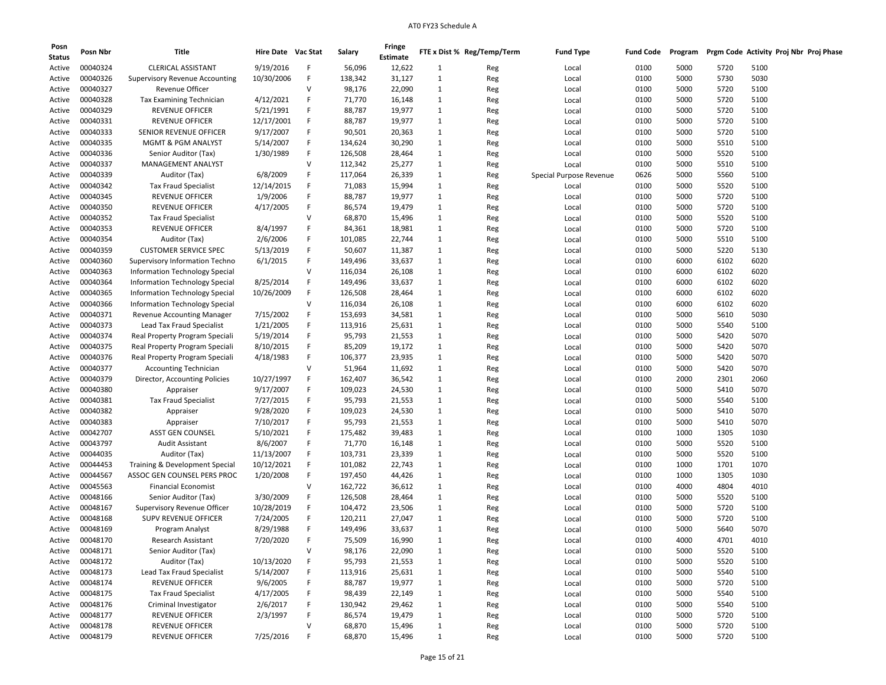# AT0 FY23 Schedule A

| Posn Status | Posn Nbr | Title | Hire Date | Vac Stat | Salary | Fringe Estimate | FTE x Dist % | Reg/Temp/Term | Fund Type | Fund Code | Program | Prgm Code | Activity | Proj Nbr | Proj Phase |
|---|---|---|---|---|---|---|---|---|---|---|---|---|---|---|---|
| Active | 00040324 | CLERICAL ASSISTANT | 9/19/2016 | F | 56,096 | 12,622 | 1 | Reg | Local | 0100 | 5000 | 5720 | 5100 | | |
| Active | 00040326 | Supervisory Revenue Accounting | 10/30/2006 | F | 138,342 | 31,127 | 1 | Reg | Local | 0100 | 5000 | 5730 | 5030 | | |
| Active | 00040327 | Revenue Officer | | V | 98,176 | 22,090 | 1 | Reg | Local | 0100 | 5000 | 5720 | 5100 | | |
| Active | 00040328 | Tax Examining Technician | 4/12/2021 | F | 71,770 | 16,148 | 1 | Reg | Local | 0100 | 5000 | 5720 | 5100 | | |
| Active | 00040329 | REVENUE OFFICER | 5/21/1991 | F | 88,787 | 19,977 | 1 | Reg | Local | 0100 | 5000 | 5720 | 5100 | | |
| Active | 00040331 | REVENUE OFFICER | 12/17/2001 | F | 88,787 | 19,977 | 1 | Reg | Local | 0100 | 5000 | 5720 | 5100 | | |
| Active | 00040333 | SENIOR REVENUE OFFICER | 9/17/2007 | F | 90,501 | 20,363 | 1 | Reg | Local | 0100 | 5000 | 5720 | 5100 | | |
| Active | 00040335 | MGMT & PGM ANALYST | 5/14/2007 | F | 134,624 | 30,290 | 1 | Reg | Local | 0100 | 5000 | 5510 | 5100 | | |
| Active | 00040336 | Senior Auditor (Tax) | 1/30/1989 | F | 126,508 | 28,464 | 1 | Reg | Local | 0100 | 5000 | 5520 | 5100 | | |
| Active | 00040337 | MANAGEMENT ANALYST | | V | 112,342 | 25,277 | 1 | Reg | Local | 0100 | 5000 | 5510 | 5100 | | |
| Active | 00040339 | Auditor (Tax) | 6/8/2009 | F | 117,064 | 26,339 | 1 | Reg | Special Purpose Revenue | 0626 | 5000 | 5560 | 5100 | | |
| Active | 00040342 | Tax Fraud Specialist | 12/14/2015 | F | 71,083 | 15,994 | 1 | Reg | Local | 0100 | 5000 | 5520 | 5100 | | |
| Active | 00040345 | REVENUE OFFICER | 1/9/2006 | F | 88,787 | 19,977 | 1 | Reg | Local | 0100 | 5000 | 5720 | 5100 | | |
| Active | 00040350 | REVENUE OFFICER | 4/17/2005 | F | 86,574 | 19,479 | 1 | Reg | Local | 0100 | 5000 | 5720 | 5100 | | |
| Active | 00040352 | Tax Fraud Specialist | | V | 68,870 | 15,496 | 1 | Reg | Local | 0100 | 5000 | 5520 | 5100 | | |
| Active | 00040353 | REVENUE OFFICER | 8/4/1997 | F | 84,361 | 18,981 | 1 | Reg | Local | 0100 | 5000 | 5720 | 5100 | | |
| Active | 00040354 | Auditor (Tax) | 2/6/2006 | F | 101,085 | 22,744 | 1 | Reg | Local | 0100 | 5000 | 5510 | 5100 | | |
| Active | 00040359 | CUSTOMER SERVICE SPEC | 5/13/2019 | F | 50,607 | 11,387 | 1 | Reg | Local | 0100 | 5000 | 5220 | 5130 | | |
| Active | 00040360 | Supervisory Information Techno | 6/1/2015 | F | 149,496 | 33,637 | 1 | Reg | Local | 0100 | 6000 | 6102 | 6020 | | |
| Active | 00040363 | Information Technology Special | | V | 116,034 | 26,108 | 1 | Reg | Local | 0100 | 6000 | 6102 | 6020 | | |
| Active | 00040364 | Information Technology Special | 8/25/2014 | F | 149,496 | 33,637 | 1 | Reg | Local | 0100 | 6000 | 6102 | 6020 | | |
| Active | 00040365 | Information Technology Special | 10/26/2009 | F | 126,508 | 28,464 | 1 | Reg | Local | 0100 | 6000 | 6102 | 6020 | | |
| Active | 00040366 | Information Technology Special | | V | 116,034 | 26,108 | 1 | Reg | Local | 0100 | 6000 | 6102 | 6020 | | |
| Active | 00040371 | Revenue Accounting Manager | 7/15/2002 | F | 153,693 | 34,581 | 1 | Reg | Local | 0100 | 5000 | 5610 | 5030 | | |
| Active | 00040373 | Lead Tax Fraud Specialist | 1/21/2005 | F | 113,916 | 25,631 | 1 | Reg | Local | 0100 | 5000 | 5540 | 5100 | | |
| Active | 00040374 | Real Property Program Speciali | 5/19/2014 | F | 95,793 | 21,553 | 1 | Reg | Local | 0100 | 5000 | 5420 | 5070 | | |
| Active | 00040375 | Real Property Program Speciali | 8/10/2015 | F | 85,209 | 19,172 | 1 | Reg | Local | 0100 | 5000 | 5420 | 5070 | | |
| Active | 00040376 | Real Property Program Speciali | 4/18/1983 | F | 106,377 | 23,935 | 1 | Reg | Local | 0100 | 5000 | 5420 | 5070 | | |
| Active | 00040377 | Accounting Technician | | V | 51,964 | 11,692 | 1 | Reg | Local | 0100 | 5000 | 5420 | 5070 | | |
| Active | 00040379 | Director, Accounting Policies | 10/27/1997 | F | 162,407 | 36,542 | 1 | Reg | Local | 0100 | 2000 | 2301 | 2060 | | |
| Active | 00040380 | Appraiser | 9/17/2007 | F | 109,023 | 24,530 | 1 | Reg | Local | 0100 | 5000 | 5410 | 5070 | | |
| Active | 00040381 | Tax Fraud Specialist | 7/27/2015 | F | 95,793 | 21,553 | 1 | Reg | Local | 0100 | 5000 | 5540 | 5100 | | |
| Active | 00040382 | Appraiser | 9/28/2020 | F | 109,023 | 24,530 | 1 | Reg | Local | 0100 | 5000 | 5410 | 5070 | | |
| Active | 00040383 | Appraiser | 7/10/2017 | F | 95,793 | 21,553 | 1 | Reg | Local | 0100 | 5000 | 5410 | 5070 | | |
| Active | 00042707 | ASST GEN COUNSEL | 5/10/2021 | F | 175,482 | 39,483 | 1 | Reg | Local | 0100 | 1000 | 1305 | 1030 | | |
| Active | 00043797 | Audit Assistant | 8/6/2007 | F | 71,770 | 16,148 | 1 | Reg | Local | 0100 | 5000 | 5520 | 5100 | | |
| Active | 00044035 | Auditor (Tax) | 11/13/2007 | F | 103,731 | 23,339 | 1 | Reg | Local | 0100 | 5000 | 5520 | 5100 | | |
| Active | 00044453 | Training & Development Special | 10/12/2021 | F | 101,082 | 22,743 | 1 | Reg | Local | 0100 | 1000 | 1701 | 1070 | | |
| Active | 00044567 | ASSOC GEN COUNSEL PERS PROC | 1/20/2008 | F | 197,450 | 44,426 | 1 | Reg | Local | 0100 | 1000 | 1305 | 1030 | | |
| Active | 00045563 | Financial Economist | | V | 162,722 | 36,612 | 1 | Reg | Local | 0100 | 4000 | 4804 | 4010 | | |
| Active | 00048166 | Senior Auditor (Tax) | 3/30/2009 | F | 126,508 | 28,464 | 1 | Reg | Local | 0100 | 5000 | 5520 | 5100 | | |
| Active | 00048167 | Supervisory Revenue Officer | 10/28/2019 | F | 104,472 | 23,506 | 1 | Reg | Local | 0100 | 5000 | 5720 | 5100 | | |
| Active | 00048168 | SUPV REVENUE OFFICER | 7/24/2005 | F | 120,211 | 27,047 | 1 | Reg | Local | 0100 | 5000 | 5720 | 5100 | | |
| Active | 00048169 | Program Analyst | 8/29/1988 | F | 149,496 | 33,637 | 1 | Reg | Local | 0100 | 5000 | 5640 | 5070 | | |
| Active | 00048170 | Research Assistant | 7/20/2020 | F | 75,509 | 16,990 | 1 | Reg | Local | 0100 | 4000 | 4701 | 4010 | | |
| Active | 00048171 | Senior Auditor (Tax) | | V | 98,176 | 22,090 | 1 | Reg | Local | 0100 | 5000 | 5520 | 5100 | | |
| Active | 00048172 | Auditor (Tax) | 10/13/2020 | F | 95,793 | 21,553 | 1 | Reg | Local | 0100 | 5000 | 5520 | 5100 | | |
| Active | 00048173 | Lead Tax Fraud Specialist | 5/14/2007 | F | 113,916 | 25,631 | 1 | Reg | Local | 0100 | 5000 | 5540 | 5100 | | |
| Active | 00048174 | REVENUE OFFICER | 9/6/2005 | F | 88,787 | 19,977 | 1 | Reg | Local | 0100 | 5000 | 5720 | 5100 | | |
| Active | 00048175 | Tax Fraud Specialist | 4/17/2005 | F | 98,439 | 22,149 | 1 | Reg | Local | 0100 | 5000 | 5540 | 5100 | | |
| Active | 00048176 | Criminal Investigator | 2/6/2017 | F | 130,942 | 29,462 | 1 | Reg | Local | 0100 | 5000 | 5540 | 5100 | | |
| Active | 00048177 | REVENUE OFFICER | 2/3/1997 | F | 86,574 | 19,479 | 1 | Reg | Local | 0100 | 5000 | 5720 | 5100 | | |
| Active | 00048178 | REVENUE OFFICER | | V | 68,870 | 15,496 | 1 | Reg | Local | 0100 | 5000 | 5720 | 5100 | | |
| Active | 00048179 | REVENUE OFFICER | 7/25/2016 | F | 68,870 | 15,496 | 1 | Reg | Local | 0100 | 5000 | 5720 | 5100 | | |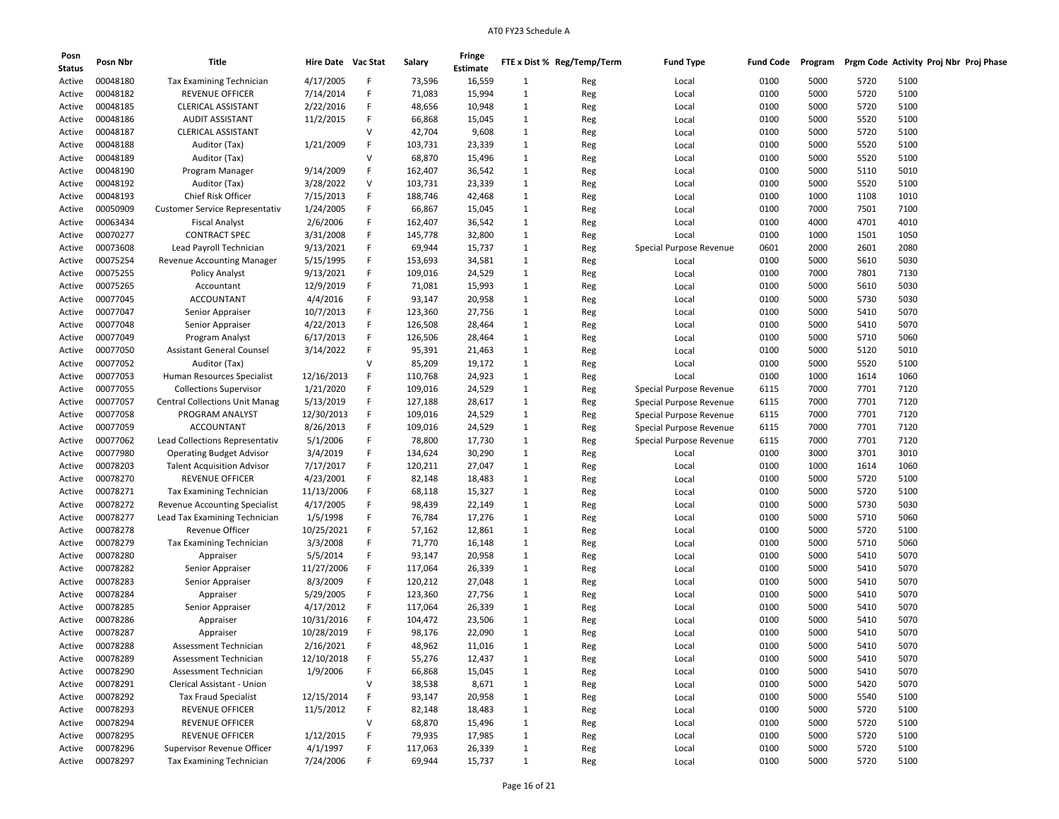AT0 FY23 Schedule A

| Posn Status | Posn Nbr | Title | Hire Date | Vac Stat | Salary | Fringe Estimate | FTE x Dist % | Reg/Temp/Term | Fund Type | Fund Code | Program | Prgm Code | Activity | Proj Nbr | Proj Phase |
|---|---|---|---|---|---|---|---|---|---|---|---|---|---|---|---|
| Active | 00048180 | Tax Examining Technician | 4/17/2005 | F | 73,596 | 16,559 | 1 | Reg | Local | 0100 | 5000 | 5720 | 5100 | | |
| Active | 00048182 | REVENUE OFFICER | 7/14/2014 | F | 71,083 | 15,994 | 1 | Reg | Local | 0100 | 5000 | 5720 | 5100 | | |
| Active | 00048185 | CLERICAL ASSISTANT | 2/22/2016 | F | 48,656 | 10,948 | 1 | Reg | Local | 0100 | 5000 | 5720 | 5100 | | |
| Active | 00048186 | AUDIT ASSISTANT | 11/2/2015 | F | 66,868 | 15,045 | 1 | Reg | Local | 0100 | 5000 | 5520 | 5100 | | |
| Active | 00048187 | CLERICAL ASSISTANT | | V | 42,704 | 9,608 | 1 | Reg | Local | 0100 | 5000 | 5720 | 5100 | | |
| Active | 00048188 | Auditor (Tax) | 1/21/2009 | F | 103,731 | 23,339 | 1 | Reg | Local | 0100 | 5000 | 5520 | 5100 | | |
| Active | 00048189 | Auditor (Tax) | | V | 68,870 | 15,496 | 1 | Reg | Local | 0100 | 5000 | 5520 | 5100 | | |
| Active | 00048190 | Program Manager | 9/14/2009 | F | 162,407 | 36,542 | 1 | Reg | Local | 0100 | 5000 | 5110 | 5010 | | |
| Active | 00048192 | Auditor (Tax) | 3/28/2022 | V | 103,731 | 23,339 | 1 | Reg | Local | 0100 | 5000 | 5520 | 5100 | | |
| Active | 00048193 | Chief Risk Officer | 7/15/2013 | F | 188,746 | 42,468 | 1 | Reg | Local | 0100 | 1000 | 1108 | 1010 | | |
| Active | 00050909 | Customer Service Representativ | 1/24/2005 | F | 66,867 | 15,045 | 1 | Reg | Local | 0100 | 7000 | 7501 | 7100 | | |
| Active | 00063434 | Fiscal Analyst | 2/6/2006 | F | 162,407 | 36,542 | 1 | Reg | Local | 0100 | 4000 | 4701 | 4010 | | |
| Active | 00070277 | CONTRACT SPEC | 3/31/2008 | F | 145,778 | 32,800 | 1 | Reg | Local | 0100 | 1000 | 1501 | 1050 | | |
| Active | 00073608 | Lead Payroll Technician | 9/13/2021 | F | 69,944 | 15,737 | 1 | Reg | Special Purpose Revenue | 0601 | 2000 | 2601 | 2080 | | |
| Active | 00075254 | Revenue Accounting Manager | 5/15/1995 | F | 153,693 | 34,581 | 1 | Reg | Local | 0100 | 5000 | 5610 | 5030 | | |
| Active | 00075255 | Policy Analyst | 9/13/2021 | F | 109,016 | 24,529 | 1 | Reg | Local | 0100 | 7000 | 7801 | 7130 | | |
| Active | 00075265 | Accountant | 12/9/2019 | F | 71,081 | 15,993 | 1 | Reg | Local | 0100 | 5000 | 5610 | 5030 | | |
| Active | 00077045 | ACCOUNTANT | 4/4/2016 | F | 93,147 | 20,958 | 1 | Reg | Local | 0100 | 5000 | 5730 | 5030 | | |
| Active | 00077047 | Senior Appraiser | 10/7/2013 | F | 123,360 | 27,756 | 1 | Reg | Local | 0100 | 5000 | 5410 | 5070 | | |
| Active | 00077048 | Senior Appraiser | 4/22/2013 | F | 126,508 | 28,464 | 1 | Reg | Local | 0100 | 5000 | 5410 | 5070 | | |
| Active | 00077049 | Program Analyst | 6/17/2013 | F | 126,506 | 28,464 | 1 | Reg | Local | 0100 | 5000 | 5710 | 5060 | | |
| Active | 00077050 | Assistant General Counsel | 3/14/2022 | F | 95,391 | 21,463 | 1 | Reg | Local | 0100 | 5000 | 5120 | 5010 | | |
| Active | 00077052 | Auditor (Tax) | | V | 85,209 | 19,172 | 1 | Reg | Local | 0100 | 5000 | 5520 | 5100 | | |
| Active | 00077053 | Human Resources Specialist | 12/16/2013 | F | 110,768 | 24,923 | 1 | Reg | Local | 0100 | 1000 | 1614 | 1060 | | |
| Active | 00077055 | Collections Supervisor | 1/21/2020 | F | 109,016 | 24,529 | 1 | Reg | Special Purpose Revenue | 6115 | 7000 | 7701 | 7120 | | |
| Active | 00077057 | Central Collections Unit Manag | 5/13/2019 | F | 127,188 | 28,617 | 1 | Reg | Special Purpose Revenue | 6115 | 7000 | 7701 | 7120 | | |
| Active | 00077058 | PROGRAM ANALYST | 12/30/2013 | F | 109,016 | 24,529 | 1 | Reg | Special Purpose Revenue | 6115 | 7000 | 7701 | 7120 | | |
| Active | 00077059 | ACCOUNTANT | 8/26/2013 | F | 109,016 | 24,529 | 1 | Reg | Special Purpose Revenue | 6115 | 7000 | 7701 | 7120 | | |
| Active | 00077062 | Lead Collections Representativ | 5/1/2006 | F | 78,800 | 17,730 | 1 | Reg | Special Purpose Revenue | 6115 | 7000 | 7701 | 7120 | | |
| Active | 00077980 | Operating Budget Advisor | 3/4/2019 | F | 134,624 | 30,290 | 1 | Reg | Local | 0100 | 3000 | 3701 | 3010 | | |
| Active | 00078203 | Talent Acquisition Advisor | 7/17/2017 | F | 120,211 | 27,047 | 1 | Reg | Local | 0100 | 1000 | 1614 | 1060 | | |
| Active | 00078270 | REVENUE OFFICER | 4/23/2001 | F | 82,148 | 18,483 | 1 | Reg | Local | 0100 | 5000 | 5720 | 5100 | | |
| Active | 00078271 | Tax Examining Technician | 11/13/2006 | F | 68,118 | 15,327 | 1 | Reg | Local | 0100 | 5000 | 5720 | 5100 | | |
| Active | 00078272 | Revenue Accounting Specialist | 4/17/2005 | F | 98,439 | 22,149 | 1 | Reg | Local | 0100 | 5000 | 5730 | 5030 | | |
| Active | 00078277 | Lead Tax Examining Technician | 1/5/1998 | F | 76,784 | 17,276 | 1 | Reg | Local | 0100 | 5000 | 5710 | 5060 | | |
| Active | 00078278 | Revenue Officer | 10/25/2021 | F | 57,162 | 12,861 | 1 | Reg | Local | 0100 | 5000 | 5720 | 5100 | | |
| Active | 00078279 | Tax Examining Technician | 3/3/2008 | F | 71,770 | 16,148 | 1 | Reg | Local | 0100 | 5000 | 5710 | 5060 | | |
| Active | 00078280 | Appraiser | 5/5/2014 | F | 93,147 | 20,958 | 1 | Reg | Local | 0100 | 5000 | 5410 | 5070 | | |
| Active | 00078282 | Senior Appraiser | 11/27/2006 | F | 117,064 | 26,339 | 1 | Reg | Local | 0100 | 5000 | 5410 | 5070 | | |
| Active | 00078283 | Senior Appraiser | 8/3/2009 | F | 120,212 | 27,048 | 1 | Reg | Local | 0100 | 5000 | 5410 | 5070 | | |
| Active | 00078284 | Appraiser | 5/29/2005 | F | 123,360 | 27,756 | 1 | Reg | Local | 0100 | 5000 | 5410 | 5070 | | |
| Active | 00078285 | Senior Appraiser | 4/17/2012 | F | 117,064 | 26,339 | 1 | Reg | Local | 0100 | 5000 | 5410 | 5070 | | |
| Active | 00078286 | Appraiser | 10/31/2016 | F | 104,472 | 23,506 | 1 | Reg | Local | 0100 | 5000 | 5410 | 5070 | | |
| Active | 00078287 | Appraiser | 10/28/2019 | F | 98,176 | 22,090 | 1 | Reg | Local | 0100 | 5000 | 5410 | 5070 | | |
| Active | 00078288 | Assessment Technician | 2/16/2021 | F | 48,962 | 11,016 | 1 | Reg | Local | 0100 | 5000 | 5410 | 5070 | | |
| Active | 00078289 | Assessment Technician | 12/10/2018 | F | 55,276 | 12,437 | 1 | Reg | Local | 0100 | 5000 | 5410 | 5070 | | |
| Active | 00078290 | Assessment Technician | 1/9/2006 | F | 66,868 | 15,045 | 1 | Reg | Local | 0100 | 5000 | 5410 | 5070 | | |
| Active | 00078291 | Clerical Assistant - Union | | V | 38,538 | 8,671 | 1 | Reg | Local | 0100 | 5000 | 5420 | 5070 | | |
| Active | 00078292 | Tax Fraud Specialist | 12/15/2014 | F | 93,147 | 20,958 | 1 | Reg | Local | 0100 | 5000 | 5540 | 5100 | | |
| Active | 00078293 | REVENUE OFFICER | 11/5/2012 | F | 82,148 | 18,483 | 1 | Reg | Local | 0100 | 5000 | 5720 | 5100 | | |
| Active | 00078294 | REVENUE OFFICER | | V | 68,870 | 15,496 | 1 | Reg | Local | 0100 | 5000 | 5720 | 5100 | | |
| Active | 00078295 | REVENUE OFFICER | 1/12/2015 | F | 79,935 | 17,985 | 1 | Reg | Local | 0100 | 5000 | 5720 | 5100 | | |
| Active | 00078296 | Supervisor Revenue Officer | 4/1/1997 | F | 117,063 | 26,339 | 1 | Reg | Local | 0100 | 5000 | 5720 | 5100 | | |
| Active | 00078297 | Tax Examining Technician | 7/24/2006 | F | 69,944 | 15,737 | 1 | Reg | Local | 0100 | 5000 | 5720 | 5100 | | |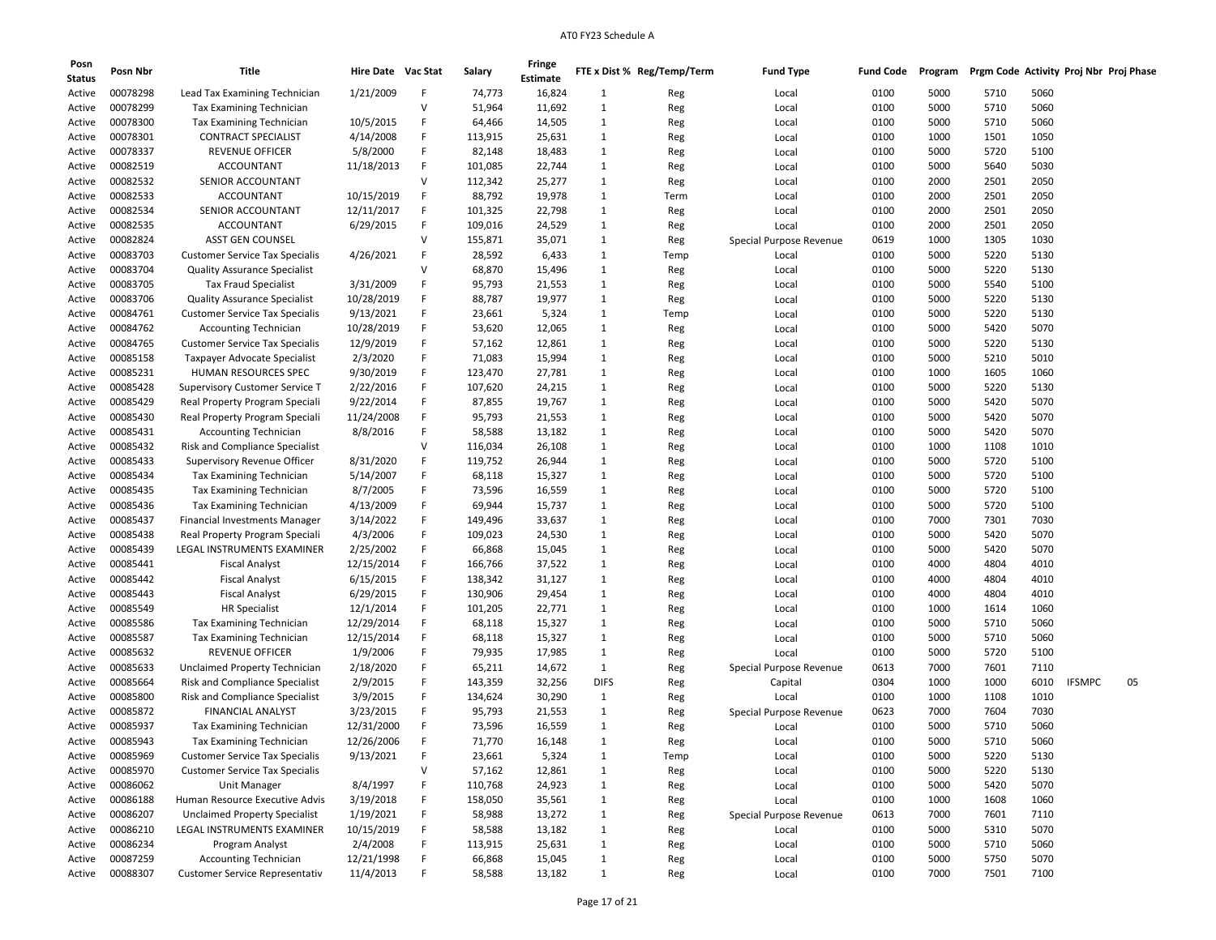# AT0 FY23 Schedule A

| Posn Status | Posn Nbr | Title | Hire Date | Vac Stat | Salary | Fringe Estimate | FTE x Dist % | Reg/Temp/Term | Fund Type | Fund Code | Program | Prgm Code | Activity | Proj Nbr | Proj Phase |
|---|---|---|---|---|---|---|---|---|---|---|---|---|---|---|---|
| Active | 00078298 | Lead Tax Examining Technician | 1/21/2009 | F | 74,773 | 16,824 | 1 | Reg | Local | 0100 | 5000 | 5710 | 5060 | | |
| Active | 00078299 | Tax Examining Technician | | V | 51,964 | 11,692 | 1 | Reg | Local | 0100 | 5000 | 5710 | 5060 | | |
| Active | 00078300 | Tax Examining Technician | 10/5/2015 | F | 64,466 | 14,505 | 1 | Reg | Local | 0100 | 5000 | 5710 | 5060 | | |
| Active | 00078301 | CONTRACT SPECIALIST | 4/14/2008 | F | 113,915 | 25,631 | 1 | Reg | Local | 0100 | 1000 | 1501 | 1050 | | |
| Active | 00078337 | REVENUE OFFICER | 5/8/2000 | F | 82,148 | 18,483 | 1 | Reg | Local | 0100 | 5000 | 5720 | 5100 | | |
| Active | 00082519 | ACCOUNTANT | 11/18/2013 | F | 101,085 | 22,744 | 1 | Reg | Local | 0100 | 5000 | 5640 | 5030 | | |
| Active | 00082532 | SENIOR ACCOUNTANT | | V | 112,342 | 25,277 | 1 | Reg | Local | 0100 | 2000 | 2501 | 2050 | | |
| Active | 00082533 | ACCOUNTANT | 10/15/2019 | F | 88,792 | 19,978 | 1 | Term | Local | 0100 | 2000 | 2501 | 2050 | | |
| Active | 00082534 | SENIOR ACCOUNTANT | 12/11/2017 | F | 101,325 | 22,798 | 1 | Reg | Local | 0100 | 2000 | 2501 | 2050 | | |
| Active | 00082535 | ACCOUNTANT | 6/29/2015 | F | 109,016 | 24,529 | 1 | Reg | Local | 0100 | 2000 | 2501 | 2050 | | |
| Active | 00082824 | ASST GEN COUNSEL | | V | 155,871 | 35,071 | 1 | Reg | Special Purpose Revenue | 0619 | 1000 | 1305 | 1030 | | |
| Active | 00083703 | Customer Service Tax Specialis | 4/26/2021 | F | 28,592 | 6,433 | 1 | Temp | Local | 0100 | 5000 | 5220 | 5130 | | |
| Active | 00083704 | Quality Assurance Specialist | | V | 68,870 | 15,496 | 1 | Reg | Local | 0100 | 5000 | 5220 | 5130 | | |
| Active | 00083705 | Tax Fraud Specialist | 3/31/2009 | F | 95,793 | 21,553 | 1 | Reg | Local | 0100 | 5000 | 5540 | 5100 | | |
| Active | 00083706 | Quality Assurance Specialist | 10/28/2019 | F | 88,787 | 19,977 | 1 | Reg | Local | 0100 | 5000 | 5220 | 5130 | | |
| Active | 00084761 | Customer Service Tax Specialis | 9/13/2021 | F | 23,661 | 5,324 | 1 | Temp | Local | 0100 | 5000 | 5220 | 5130 | | |
| Active | 00084762 | Accounting Technician | 10/28/2019 | F | 53,620 | 12,065 | 1 | Reg | Local | 0100 | 5000 | 5420 | 5070 | | |
| Active | 00084765 | Customer Service Tax Specialis | 12/9/2019 | F | 57,162 | 12,861 | 1 | Reg | Local | 0100 | 5000 | 5220 | 5130 | | |
| Active | 00085158 | Taxpayer Advocate Specialist | 2/3/2020 | F | 71,083 | 15,994 | 1 | Reg | Local | 0100 | 5000 | 5210 | 5010 | | |
| Active | 00085231 | HUMAN RESOURCES SPEC | 9/30/2019 | F | 123,470 | 27,781 | 1 | Reg | Local | 0100 | 1000 | 1605 | 1060 | | |
| Active | 00085428 | Supervisory Customer Service T | 2/22/2016 | F | 107,620 | 24,215 | 1 | Reg | Local | 0100 | 5000 | 5220 | 5130 | | |
| Active | 00085429 | Real Property Program Speciali | 9/22/2014 | F | 87,855 | 19,767 | 1 | Reg | Local | 0100 | 5000 | 5420 | 5070 | | |
| Active | 00085430 | Real Property Program Speciali | 11/24/2008 | F | 95,793 | 21,553 | 1 | Reg | Local | 0100 | 5000 | 5420 | 5070 | | |
| Active | 00085431 | Accounting Technician | 8/8/2016 | F | 58,588 | 13,182 | 1 | Reg | Local | 0100 | 5000 | 5420 | 5070 | | |
| Active | 00085432 | Risk and Compliance Specialist | | V | 116,034 | 26,108 | 1 | Reg | Local | 0100 | 1000 | 1108 | 1010 | | |
| Active | 00085433 | Supervisory Revenue Officer | 8/31/2020 | F | 119,752 | 26,944 | 1 | Reg | Local | 0100 | 5000 | 5720 | 5100 | | |
| Active | 00085434 | Tax Examining Technician | 5/14/2007 | F | 68,118 | 15,327 | 1 | Reg | Local | 0100 | 5000 | 5720 | 5100 | | |
| Active | 00085435 | Tax Examining Technician | 8/7/2005 | F | 73,596 | 16,559 | 1 | Reg | Local | 0100 | 5000 | 5720 | 5100 | | |
| Active | 00085436 | Tax Examining Technician | 4/13/2009 | F | 69,944 | 15,737 | 1 | Reg | Local | 0100 | 5000 | 5720 | 5100 | | |
| Active | 00085437 | Financial Investments Manager | 3/14/2022 | F | 149,496 | 33,637 | 1 | Reg | Local | 0100 | 7000 | 7301 | 7030 | | |
| Active | 00085438 | Real Property Program Speciali | 4/3/2006 | F | 109,023 | 24,530 | 1 | Reg | Local | 0100 | 5000 | 5420 | 5070 | | |
| Active | 00085439 | LEGAL INSTRUMENTS EXAMINER | 2/25/2002 | F | 66,868 | 15,045 | 1 | Reg | Local | 0100 | 5000 | 5420 | 5070 | | |
| Active | 00085441 | Fiscal Analyst | 12/15/2014 | F | 166,766 | 37,522 | 1 | Reg | Local | 0100 | 4000 | 4804 | 4010 | | |
| Active | 00085442 | Fiscal Analyst | 6/15/2015 | F | 138,342 | 31,127 | 1 | Reg | Local | 0100 | 4000 | 4804 | 4010 | | |
| Active | 00085443 | Fiscal Analyst | 6/29/2015 | F | 130,906 | 29,454 | 1 | Reg | Local | 0100 | 4000 | 4804 | 4010 | | |
| Active | 00085549 | HR Specialist | 12/1/2014 | F | 101,205 | 22,771 | 1 | Reg | Local | 0100 | 1000 | 1614 | 1060 | | |
| Active | 00085586 | Tax Examining Technician | 12/29/2014 | F | 68,118 | 15,327 | 1 | Reg | Local | 0100 | 5000 | 5710 | 5060 | | |
| Active | 00085587 | Tax Examining Technician | 12/15/2014 | F | 68,118 | 15,327 | 1 | Reg | Local | 0100 | 5000 | 5710 | 5060 | | |
| Active | 00085632 | REVENUE OFFICER | 1/9/2006 | F | 79,935 | 17,985 | 1 | Reg | Local | 0100 | 5000 | 5720 | 5100 | | |
| Active | 00085633 | Unclaimed Property Technician | 2/18/2020 | F | 65,211 | 14,672 | 1 | Reg | Special Purpose Revenue | 0613 | 7000 | 7601 | 7110 | | |
| Active | 00085664 | Risk and Compliance Specialist | 2/9/2015 | F | 143,359 | 32,256 | DIFS | Reg | Capital | 0304 | 1000 | 1000 | 6010 | IFSMPC | 05 |
| Active | 00085800 | Risk and Compliance Specialist | 3/9/2015 | F | 134,624 | 30,290 | 1 | Reg | Local | 0100 | 1000 | 1108 | 1010 | | |
| Active | 00085872 | FINANCIAL ANALYST | 3/23/2015 | F | 95,793 | 21,553 | 1 | Reg | Special Purpose Revenue | 0623 | 7000 | 7604 | 7030 | | |
| Active | 00085937 | Tax Examining Technician | 12/31/2000 | F | 73,596 | 16,559 | 1 | Reg | Local | 0100 | 5000 | 5710 | 5060 | | |
| Active | 00085943 | Tax Examining Technician | 12/26/2006 | F | 71,770 | 16,148 | 1 | Reg | Local | 0100 | 5000 | 5710 | 5060 | | |
| Active | 00085969 | Customer Service Tax Specialis | 9/13/2021 | F | 23,661 | 5,324 | 1 | Temp | Local | 0100 | 5000 | 5220 | 5130 | | |
| Active | 00085970 | Customer Service Tax Specialis | | V | 57,162 | 12,861 | 1 | Reg | Local | 0100 | 5000 | 5220 | 5130 | | |
| Active | 00086062 | Unit Manager | 8/4/1997 | F | 110,768 | 24,923 | 1 | Reg | Local | 0100 | 5000 | 5420 | 5070 | | |
| Active | 00086188 | Human Resource Executive Advis | 3/19/2018 | F | 158,050 | 35,561 | 1 | Reg | Local | 0100 | 1000 | 1608 | 1060 | | |
| Active | 00086207 | Unclaimed Property Specialist | 1/19/2021 | F | 58,988 | 13,272 | 1 | Reg | Special Purpose Revenue | 0613 | 7000 | 7601 | 7110 | | |
| Active | 00086210 | LEGAL INSTRUMENTS EXAMINER | 10/15/2019 | F | 58,588 | 13,182 | 1 | Reg | Local | 0100 | 5000 | 5310 | 5070 | | |
| Active | 00086234 | Program Analyst | 2/4/2008 | F | 113,915 | 25,631 | 1 | Reg | Local | 0100 | 5000 | 5710 | 5060 | | |
| Active | 00087259 | Accounting Technician | 12/21/1998 | F | 66,868 | 15,045 | 1 | Reg | Local | 0100 | 5000 | 5750 | 5070 | | |
| Active | 00088307 | Customer Service Representativ | 11/4/2013 | F | 58,588 | 13,182 | 1 | Reg | Local | 0100 | 7000 | 7501 | 7100 | | |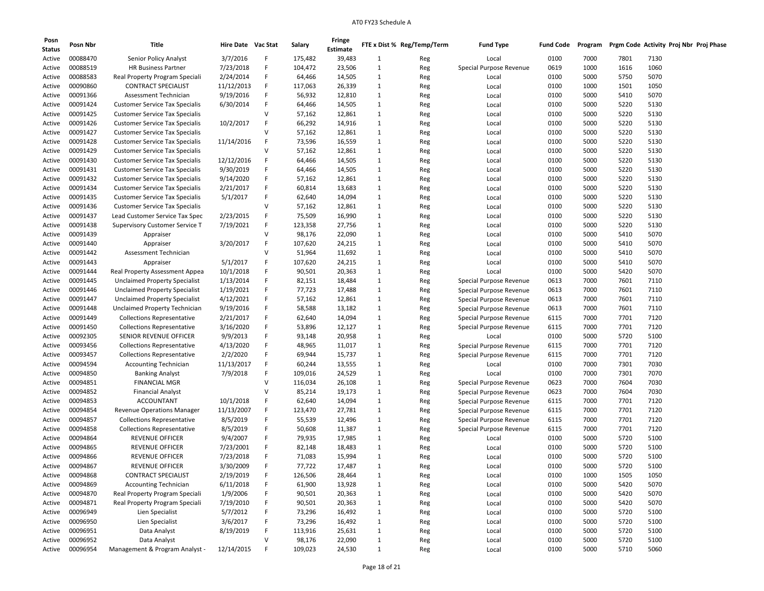| Posn Status | Posn Nbr | Title | Hire Date | Vac Stat | Salary | Fringe Estimate | FTE x Dist % | Reg/Temp/Term | Fund Type | Fund Code | Program | Prgm Code | Activity | Proj Nbr | Proj Phase |
|---|---|---|---|---|---|---|---|---|---|---|---|---|---|---|---|
| Active | 00088470 | Senior Policy Analyst | 3/7/2016 | F | 175,482 | 39,483 | 1 | Reg | Local | 0100 | 7000 | 7801 | 7130 | | |
| Active | 00088519 | HR Business Partner | 7/23/2018 | F | 104,472 | 23,506 | 1 | Reg | Special Purpose Revenue | 0619 | 1000 | 1616 | 1060 | | |
| Active | 00088583 | Real Property Program Speciali | 2/24/2014 | F | 64,466 | 14,505 | 1 | Reg | Local | 0100 | 5000 | 5750 | 5070 | | |
| Active | 00090860 | CONTRACT SPECIALIST | 11/12/2013 | F | 117,063 | 26,339 | 1 | Reg | Local | 0100 | 1000 | 1501 | 1050 | | |
| Active | 00091366 | Assessment Technician | 9/19/2016 | F | 56,932 | 12,810 | 1 | Reg | Local | 0100 | 5000 | 5410 | 5070 | | |
| Active | 00091424 | Customer Service Tax Specialis | 6/30/2014 | F | 64,466 | 14,505 | 1 | Reg | Local | 0100 | 5000 | 5220 | 5130 | | |
| Active | 00091425 | Customer Service Tax Specialis | | V | 57,162 | 12,861 | 1 | Reg | Local | 0100 | 5000 | 5220 | 5130 | | |
| Active | 00091426 | Customer Service Tax Specialis | 10/2/2017 | F | 66,292 | 14,916 | 1 | Reg | Local | 0100 | 5000 | 5220 | 5130 | | |
| Active | 00091427 | Customer Service Tax Specialis | | V | 57,162 | 12,861 | 1 | Reg | Local | 0100 | 5000 | 5220 | 5130 | | |
| Active | 00091428 | Customer Service Tax Specialis | 11/14/2016 | F | 73,596 | 16,559 | 1 | Reg | Local | 0100 | 5000 | 5220 | 5130 | | |
| Active | 00091429 | Customer Service Tax Specialis | | V | 57,162 | 12,861 | 1 | Reg | Local | 0100 | 5000 | 5220 | 5130 | | |
| Active | 00091430 | Customer Service Tax Specialis | 12/12/2016 | F | 64,466 | 14,505 | 1 | Reg | Local | 0100 | 5000 | 5220 | 5130 | | |
| Active | 00091431 | Customer Service Tax Specialis | 9/30/2019 | F | 64,466 | 14,505 | 1 | Reg | Local | 0100 | 5000 | 5220 | 5130 | | |
| Active | 00091432 | Customer Service Tax Specialis | 9/14/2020 | F | 57,162 | 12,861 | 1 | Reg | Local | 0100 | 5000 | 5220 | 5130 | | |
| Active | 00091434 | Customer Service Tax Specialis | 2/21/2017 | F | 60,814 | 13,683 | 1 | Reg | Local | 0100 | 5000 | 5220 | 5130 | | |
| Active | 00091435 | Customer Service Tax Specialis | 5/1/2017 | F | 62,640 | 14,094 | 1 | Reg | Local | 0100 | 5000 | 5220 | 5130 | | |
| Active | 00091436 | Customer Service Tax Specialis | | V | 57,162 | 12,861 | 1 | Reg | Local | 0100 | 5000 | 5220 | 5130 | | |
| Active | 00091437 | Lead Customer Service Tax Spec | 2/23/2015 | F | 75,509 | 16,990 | 1 | Reg | Local | 0100 | 5000 | 5220 | 5130 | | |
| Active | 00091438 | Supervisory Customer Service T | 7/19/2021 | F | 123,358 | 27,756 | 1 | Reg | Local | 0100 | 5000 | 5220 | 5130 | | |
| Active | 00091439 | Appraiser | | V | 98,176 | 22,090 | 1 | Reg | Local | 0100 | 5000 | 5410 | 5070 | | |
| Active | 00091440 | Appraiser | 3/20/2017 | F | 107,620 | 24,215 | 1 | Reg | Local | 0100 | 5000 | 5410 | 5070 | | |
| Active | 00091442 | Assessment Technician | | V | 51,964 | 11,692 | 1 | Reg | Local | 0100 | 5000 | 5410 | 5070 | | |
| Active | 00091443 | Appraiser | 5/1/2017 | F | 107,620 | 24,215 | 1 | Reg | Local | 0100 | 5000 | 5410 | 5070 | | |
| Active | 00091444 | Real Property Assessment Appea | 10/1/2018 | F | 90,501 | 20,363 | 1 | Reg | Local | 0100 | 5000 | 5420 | 5070 | | |
| Active | 00091445 | Unclaimed Property Specialist | 1/13/2014 | F | 82,151 | 18,484 | 1 | Reg | Special Purpose Revenue | 0613 | 7000 | 7601 | 7110 | | |
| Active | 00091446 | Unclaimed Property Specialist | 1/19/2021 | F | 77,723 | 17,488 | 1 | Reg | Special Purpose Revenue | 0613 | 7000 | 7601 | 7110 | | |
| Active | 00091447 | Unclaimed Property Specialist | 4/12/2021 | F | 57,162 | 12,861 | 1 | Reg | Special Purpose Revenue | 0613 | 7000 | 7601 | 7110 | | |
| Active | 00091448 | Unclaimed Property Technician | 9/19/2016 | F | 58,588 | 13,182 | 1 | Reg | Special Purpose Revenue | 0613 | 7000 | 7601 | 7110 | | |
| Active | 00091449 | Collections Representative | 2/21/2017 | F | 62,640 | 14,094 | 1 | Reg | Special Purpose Revenue | 6115 | 7000 | 7701 | 7120 | | |
| Active | 00091450 | Collections Representative | 3/16/2020 | F | 53,896 | 12,127 | 1 | Reg | Special Purpose Revenue | 6115 | 7000 | 7701 | 7120 | | |
| Active | 00092305 | SENIOR REVENUE OFFICER | 9/9/2013 | F | 93,148 | 20,958 | 1 | Reg | Local | 0100 | 5000 | 5720 | 5100 | | |
| Active | 00093456 | Collections Representative | 4/13/2020 | F | 48,965 | 11,017 | 1 | Reg | Special Purpose Revenue | 6115 | 7000 | 7701 | 7120 | | |
| Active | 00093457 | Collections Representative | 2/2/2020 | F | 69,944 | 15,737 | 1 | Reg | Special Purpose Revenue | 6115 | 7000 | 7701 | 7120 | | |
| Active | 00094594 | Accounting Technician | 11/13/2017 | F | 60,244 | 13,555 | 1 | Reg | Local | 0100 | 7000 | 7301 | 7030 | | |
| Active | 00094850 | Banking Analyst | 7/9/2018 | F | 109,016 | 24,529 | 1 | Reg | Local | 0100 | 7000 | 7301 | 7070 | | |
| Active | 00094851 | FINANCIAL MGR | | V | 116,034 | 26,108 | 1 | Reg | Special Purpose Revenue | 0623 | 7000 | 7604 | 7030 | | |
| Active | 00094852 | Financial Analyst | | V | 85,214 | 19,173 | 1 | Reg | Special Purpose Revenue | 0623 | 7000 | 7604 | 7030 | | |
| Active | 00094853 | ACCOUNTANT | 10/1/2018 | F | 62,640 | 14,094 | 1 | Reg | Special Purpose Revenue | 6115 | 7000 | 7701 | 7120 | | |
| Active | 00094854 | Revenue Operations Manager | 11/13/2007 | F | 123,470 | 27,781 | 1 | Reg | Special Purpose Revenue | 6115 | 7000 | 7701 | 7120 | | |
| Active | 00094857 | Collections Representative | 8/5/2019 | F | 55,539 | 12,496 | 1 | Reg | Special Purpose Revenue | 6115 | 7000 | 7701 | 7120 | | |
| Active | 00094858 | Collections Representative | 8/5/2019 | F | 50,608 | 11,387 | 1 | Reg | Special Purpose Revenue | 6115 | 7000 | 7701 | 7120 | | |
| Active | 00094864 | REVENUE OFFICER | 9/4/2007 | F | 79,935 | 17,985 | 1 | Reg | Local | 0100 | 5000 | 5720 | 5100 | | |
| Active | 00094865 | REVENUE OFFICER | 7/23/2001 | F | 82,148 | 18,483 | 1 | Reg | Local | 0100 | 5000 | 5720 | 5100 | | |
| Active | 00094866 | REVENUE OFFICER | 7/23/2018 | F | 71,083 | 15,994 | 1 | Reg | Local | 0100 | 5000 | 5720 | 5100 | | |
| Active | 00094867 | REVENUE OFFICER | 3/30/2009 | F | 77,722 | 17,487 | 1 | Reg | Local | 0100 | 5000 | 5720 | 5100 | | |
| Active | 00094868 | CONTRACT SPECIALIST | 2/19/2019 | F | 126,506 | 28,464 | 1 | Reg | Local | 0100 | 1000 | 1505 | 1050 | | |
| Active | 00094869 | Accounting Technician | 6/11/2018 | F | 61,900 | 13,928 | 1 | Reg | Local | 0100 | 5000 | 5420 | 5070 | | |
| Active | 00094870 | Real Property Program Speciali | 1/9/2006 | F | 90,501 | 20,363 | 1 | Reg | Local | 0100 | 5000 | 5420 | 5070 | | |
| Active | 00094871 | Real Property Program Speciali | 7/19/2010 | F | 90,501 | 20,363 | 1 | Reg | Local | 0100 | 5000 | 5420 | 5070 | | |
| Active | 00096949 | Lien Specialist | 5/7/2012 | F | 73,296 | 16,492 | 1 | Reg | Local | 0100 | 5000 | 5720 | 5100 | | |
| Active | 00096950 | Lien Specialist | 3/6/2017 | F | 73,296 | 16,492 | 1 | Reg | Local | 0100 | 5000 | 5720 | 5100 | | |
| Active | 00096951 | Data Analyst | 8/19/2019 | F | 113,916 | 25,631 | 1 | Reg | Local | 0100 | 5000 | 5720 | 5100 | | |
| Active | 00096952 | Data Analyst | | V | 98,176 | 22,090 | 1 | Reg | Local | 0100 | 5000 | 5720 | 5100 | | |
| Active | 00096954 | Management & Program Analyst - | 12/14/2015 | F | 109,023 | 24,530 | 1 | Reg | Local | 0100 | 5000 | 5710 | 5060 | | |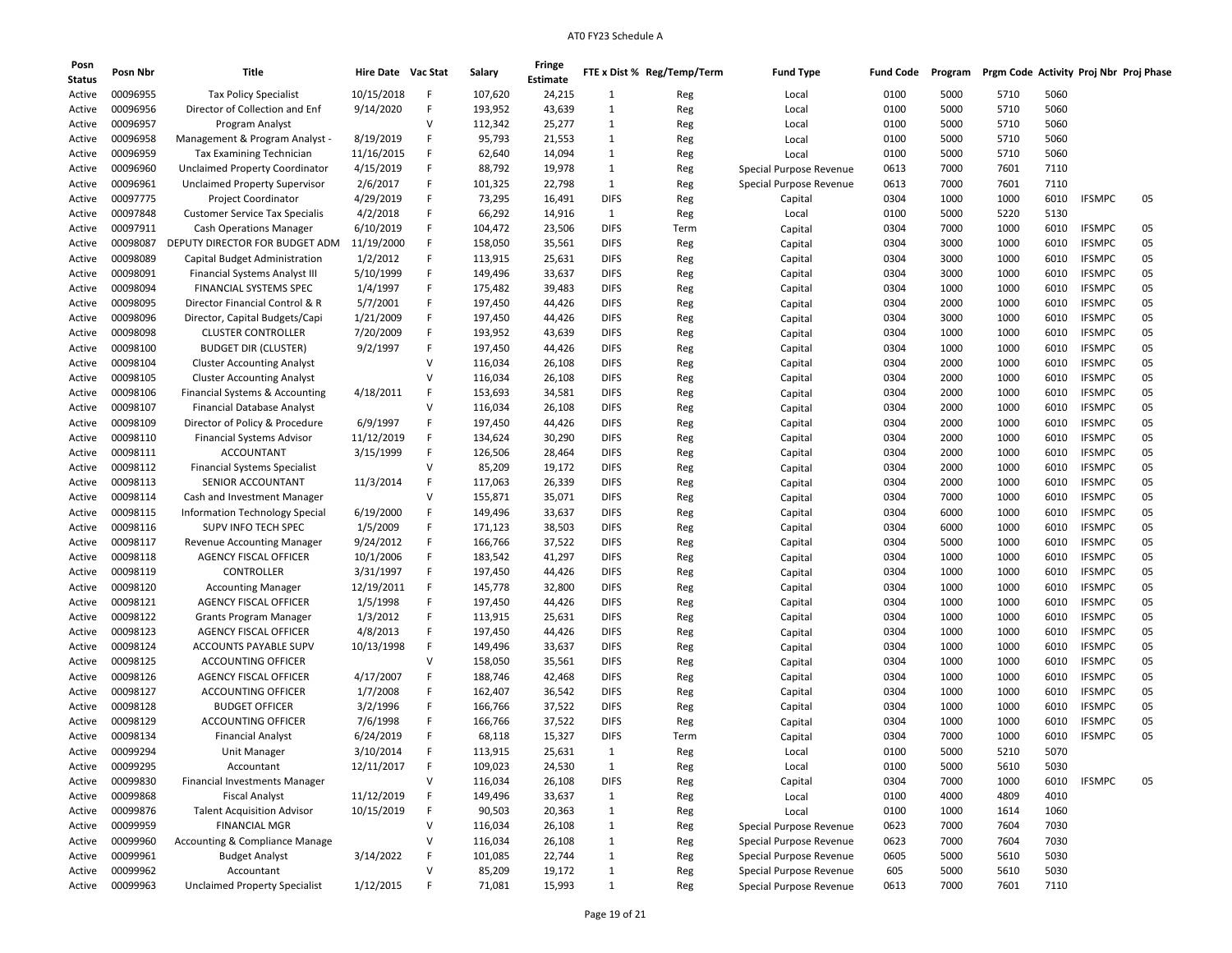AT0 FY23 Schedule A

| Posn Status | Posn Nbr | Title | Hire Date | Vac Stat | Salary | Fringe Estimate | FTE x Dist % | Reg/Temp/Term | Fund Type | Fund Code | Program | Prgm Code | Activity | Proj Nbr | Proj Phase |
|---|---|---|---|---|---|---|---|---|---|---|---|---|---|---|---|
| Active | 00096955 | Tax Policy Specialist | 10/15/2018 | F | 107,620 | 24,215 | 1 | Reg | Local | 0100 | 5000 | 5710 | 5060 | | |
| Active | 00096956 | Director of Collection and Enf | 9/14/2020 | F | 193,952 | 43,639 | 1 | Reg | Local | 0100 | 5000 | 5710 | 5060 | | |
| Active | 00096957 | Program Analyst | | V | 112,342 | 25,277 | 1 | Reg | Local | 0100 | 5000 | 5710 | 5060 | | |
| Active | 00096958 | Management & Program Analyst - | 8/19/2019 | F | 95,793 | 21,553 | 1 | Reg | Local | 0100 | 5000 | 5710 | 5060 | | |
| Active | 00096959 | Tax Examining Technician | 11/16/2015 | F | 62,640 | 14,094 | 1 | Reg | Local | 0100 | 5000 | 5710 | 5060 | | |
| Active | 00096960 | Unclaimed Property Coordinator | 4/15/2019 | F | 88,792 | 19,978 | 1 | Reg | Special Purpose Revenue | 0613 | 7000 | 7601 | 7110 | | |
| Active | 00096961 | Unclaimed Property Supervisor | 2/6/2017 | F | 101,325 | 22,798 | 1 | Reg | Special Purpose Revenue | 0613 | 7000 | 7601 | 7110 | | |
| Active | 00097775 | Project Coordinator | 4/29/2019 | F | 73,295 | 16,491 | DIFS | Reg | Capital | 0304 | 1000 | 1000 | 6010 | IFSMPC | 05 |
| Active | 00097848 | Customer Service Tax Specialis | 4/2/2018 | F | 66,292 | 14,916 | 1 | Reg | Local | 0100 | 5000 | 5220 | 5130 | | |
| Active | 00097911 | Cash Operations Manager | 6/10/2019 | F | 104,472 | 23,506 | DIFS | Term | Capital | 0304 | 7000 | 1000 | 6010 | IFSMPC | 05 |
| Active | 00098087 | DEPUTY DIRECTOR FOR BUDGET ADM | 11/19/2000 | F | 158,050 | 35,561 | DIFS | Reg | Capital | 0304 | 3000 | 1000 | 6010 | IFSMPC | 05 |
| Active | 00098089 | Capital Budget Administration | 1/2/2012 | F | 113,915 | 25,631 | DIFS | Reg | Capital | 0304 | 3000 | 1000 | 6010 | IFSMPC | 05 |
| Active | 00098091 | Financial Systems Analyst III | 5/10/1999 | F | 149,496 | 33,637 | DIFS | Reg | Capital | 0304 | 3000 | 1000 | 6010 | IFSMPC | 05 |
| Active | 00098094 | FINANCIAL SYSTEMS SPEC | 1/4/1997 | F | 175,482 | 39,483 | DIFS | Reg | Capital | 0304 | 1000 | 1000 | 6010 | IFSMPC | 05 |
| Active | 00098095 | Director Financial Control & R | 5/7/2001 | F | 197,450 | 44,426 | DIFS | Reg | Capital | 0304 | 2000 | 1000 | 6010 | IFSMPC | 05 |
| Active | 00098096 | Director, Capital Budgets/Capi | 1/21/2009 | F | 197,450 | 44,426 | DIFS | Reg | Capital | 0304 | 3000 | 1000 | 6010 | IFSMPC | 05 |
| Active | 00098098 | CLUSTER CONTROLLER | 7/20/2009 | F | 193,952 | 43,639 | DIFS | Reg | Capital | 0304 | 1000 | 1000 | 6010 | IFSMPC | 05 |
| Active | 00098100 | BUDGET DIR (CLUSTER) | 9/2/1997 | F | 197,450 | 44,426 | DIFS | Reg | Capital | 0304 | 1000 | 1000 | 6010 | IFSMPC | 05 |
| Active | 00098104 | Cluster Accounting Analyst | | V | 116,034 | 26,108 | DIFS | Reg | Capital | 0304 | 2000 | 1000 | 6010 | IFSMPC | 05 |
| Active | 00098105 | Cluster Accounting Analyst | | V | 116,034 | 26,108 | DIFS | Reg | Capital | 0304 | 2000 | 1000 | 6010 | IFSMPC | 05 |
| Active | 00098106 | Financial Systems & Accounting | 4/18/2011 | F | 153,693 | 34,581 | DIFS | Reg | Capital | 0304 | 2000 | 1000 | 6010 | IFSMPC | 05 |
| Active | 00098107 | Financial Database Analyst | | V | 116,034 | 26,108 | DIFS | Reg | Capital | 0304 | 2000 | 1000 | 6010 | IFSMPC | 05 |
| Active | 00098109 | Director of Policy & Procedure | 6/9/1997 | F | 197,450 | 44,426 | DIFS | Reg | Capital | 0304 | 2000 | 1000 | 6010 | IFSMPC | 05 |
| Active | 00098110 | Financial Systems Advisor | 11/12/2019 | F | 134,624 | 30,290 | DIFS | Reg | Capital | 0304 | 2000 | 1000 | 6010 | IFSMPC | 05 |
| Active | 00098111 | ACCOUNTANT | 3/15/1999 | F | 126,506 | 28,464 | DIFS | Reg | Capital | 0304 | 2000 | 1000 | 6010 | IFSMPC | 05 |
| Active | 00098112 | Financial Systems Specialist | | V | 85,209 | 19,172 | DIFS | Reg | Capital | 0304 | 2000 | 1000 | 6010 | IFSMPC | 05 |
| Active | 00098113 | SENIOR ACCOUNTANT | 11/3/2014 | F | 117,063 | 26,339 | DIFS | Reg | Capital | 0304 | 2000 | 1000 | 6010 | IFSMPC | 05 |
| Active | 00098114 | Cash and Investment Manager | | V | 155,871 | 35,071 | DIFS | Reg | Capital | 0304 | 7000 | 1000 | 6010 | IFSMPC | 05 |
| Active | 00098115 | Information Technology Special | 6/19/2000 | F | 149,496 | 33,637 | DIFS | Reg | Capital | 0304 | 6000 | 1000 | 6010 | IFSMPC | 05 |
| Active | 00098116 | SUPV INFO TECH SPEC | 1/5/2009 | F | 171,123 | 38,503 | DIFS | Reg | Capital | 0304 | 6000 | 1000 | 6010 | IFSMPC | 05 |
| Active | 00098117 | Revenue Accounting Manager | 9/24/2012 | F | 166,766 | 37,522 | DIFS | Reg | Capital | 0304 | 5000 | 1000 | 6010 | IFSMPC | 05 |
| Active | 00098118 | AGENCY FISCAL OFFICER | 10/1/2006 | F | 183,542 | 41,297 | DIFS | Reg | Capital | 0304 | 1000 | 1000 | 6010 | IFSMPC | 05 |
| Active | 00098119 | CONTROLLER | 3/31/1997 | F | 197,450 | 44,426 | DIFS | Reg | Capital | 0304 | 1000 | 1000 | 6010 | IFSMPC | 05 |
| Active | 00098120 | Accounting Manager | 12/19/2011 | F | 145,778 | 32,800 | DIFS | Reg | Capital | 0304 | 1000 | 1000 | 6010 | IFSMPC | 05 |
| Active | 00098121 | AGENCY FISCAL OFFICER | 1/5/1998 | F | 197,450 | 44,426 | DIFS | Reg | Capital | 0304 | 1000 | 1000 | 6010 | IFSMPC | 05 |
| Active | 00098122 | Grants Program Manager | 1/3/2012 | F | 113,915 | 25,631 | DIFS | Reg | Capital | 0304 | 1000 | 1000 | 6010 | IFSMPC | 05 |
| Active | 00098123 | AGENCY FISCAL OFFICER | 4/8/2013 | F | 197,450 | 44,426 | DIFS | Reg | Capital | 0304 | 1000 | 1000 | 6010 | IFSMPC | 05 |
| Active | 00098124 | ACCOUNTS PAYABLE SUPV | 10/13/1998 | F | 149,496 | 33,637 | DIFS | Reg | Capital | 0304 | 1000 | 1000 | 6010 | IFSMPC | 05 |
| Active | 00098125 | ACCOUNTING OFFICER | | V | 158,050 | 35,561 | DIFS | Reg | Capital | 0304 | 1000 | 1000 | 6010 | IFSMPC | 05 |
| Active | 00098126 | AGENCY FISCAL OFFICER | 4/17/2007 | F | 188,746 | 42,468 | DIFS | Reg | Capital | 0304 | 1000 | 1000 | 6010 | IFSMPC | 05 |
| Active | 00098127 | ACCOUNTING OFFICER | 1/7/2008 | F | 162,407 | 36,542 | DIFS | Reg | Capital | 0304 | 1000 | 1000 | 6010 | IFSMPC | 05 |
| Active | 00098128 | BUDGET OFFICER | 3/2/1996 | F | 166,766 | 37,522 | DIFS | Reg | Capital | 0304 | 1000 | 1000 | 6010 | IFSMPC | 05 |
| Active | 00098129 | ACCOUNTING OFFICER | 7/6/1998 | F | 166,766 | 37,522 | DIFS | Reg | Capital | 0304 | 1000 | 1000 | 6010 | IFSMPC | 05 |
| Active | 00098134 | Financial Analyst | 6/24/2019 | F | 68,118 | 15,327 | DIFS | Term | Capital | 0304 | 7000 | 1000 | 6010 | IFSMPC | 05 |
| Active | 00099294 | Unit Manager | 3/10/2014 | F | 113,915 | 25,631 | 1 | Reg | Local | 0100 | 5000 | 5210 | 5070 | | |
| Active | 00099295 | Accountant | 12/11/2017 | F | 109,023 | 24,530 | 1 | Reg | Local | 0100 | 5000 | 5610 | 5030 | | |
| Active | 00099830 | Financial Investments Manager | | V | 116,034 | 26,108 | DIFS | Reg | Capital | 0304 | 7000 | 1000 | 6010 | IFSMPC | 05 |
| Active | 00099868 | Fiscal Analyst | 11/12/2019 | F | 149,496 | 33,637 | 1 | Reg | Local | 0100 | 4000 | 4809 | 4010 | | |
| Active | 00099876 | Talent Acquisition Advisor | 10/15/2019 | F | 90,503 | 20,363 | 1 | Reg | Local | 0100 | 1000 | 1614 | 1060 | | |
| Active | 00099959 | FINANCIAL MGR | | V | 116,034 | 26,108 | 1 | Reg | Special Purpose Revenue | 0623 | 7000 | 7604 | 7030 | | |
| Active | 00099960 | Accounting & Compliance Manage | | V | 116,034 | 26,108 | 1 | Reg | Special Purpose Revenue | 0623 | 7000 | 7604 | 7030 | | |
| Active | 00099961 | Budget Analyst | 3/14/2022 | F | 101,085 | 22,744 | 1 | Reg | Special Purpose Revenue | 0605 | 5000 | 5610 | 5030 | | |
| Active | 00099962 | Accountant | | V | 85,209 | 19,172 | 1 | Reg | Special Purpose Revenue | 605 | 5000 | 5610 | 5030 | | |
| Active | 00099963 | Unclaimed Property Specialist | 1/12/2015 | F | 71,081 | 15,993 | 1 | Reg | Special Purpose Revenue | 0613 | 7000 | 7601 | 7110 | | |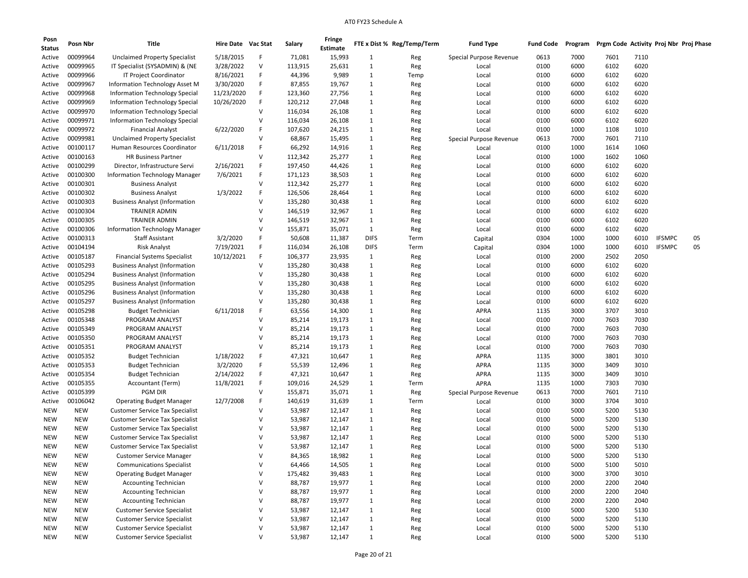# AT0 FY23 Schedule A

| Posn Status | Posn Nbr | Title | Hire Date | Vac Stat | Salary | Fringe Estimate | FTE x Dist % | Reg/Temp/Term | Fund Type | Fund Code | Program | Prgm Code | Activity | Proj Nbr | Proj Phase |
|---|---|---|---|---|---|---|---|---|---|---|---|---|---|---|---|
| Active | 00099964 | Unclaimed Property Specialist | 5/18/2015 | F | 71,081 | 15,993 | 1 | Reg | Special Purpose Revenue | 0613 | 7000 | 7601 | 7110 | | |
| Active | 00099965 | IT Specialist (SYSADMIN) & (NE | 3/28/2022 | V | 113,915 | 25,631 | 1 | Reg | Local | 0100 | 6000 | 6102 | 6020 | | |
| Active | 00099966 | IT Project Coordinator | 8/16/2021 | F | 44,396 | 9,989 | 1 | Temp | Local | 0100 | 6000 | 6102 | 6020 | | |
| Active | 00099967 | Information Technology Asset M | 3/30/2020 | F | 87,855 | 19,767 | 1 | Reg | Local | 0100 | 6000 | 6102 | 6020 | | |
| Active | 00099968 | Information Technology Special | 11/23/2020 | F | 123,360 | 27,756 | 1 | Reg | Local | 0100 | 6000 | 6102 | 6020 | | |
| Active | 00099969 | Information Technology Special | 10/26/2020 | F | 120,212 | 27,048 | 1 | Reg | Local | 0100 | 6000 | 6102 | 6020 | | |
| Active | 00099970 | Information Technology Special | | V | 116,034 | 26,108 | 1 | Reg | Local | 0100 | 6000 | 6102 | 6020 | | |
| Active | 00099971 | Information Technology Special | | V | 116,034 | 26,108 | 1 | Reg | Local | 0100 | 6000 | 6102 | 6020 | | |
| Active | 00099972 | Financial Analyst | 6/22/2020 | F | 107,620 | 24,215 | 1 | Reg | Local | 0100 | 1000 | 1108 | 1010 | | |
| Active | 00099981 | Unclaimed Property Specialist | | V | 68,867 | 15,495 | 1 | Reg | Special Purpose Revenue | 0613 | 7000 | 7601 | 7110 | | |
| Active | 00100117 | Human Resources Coordinator | 6/11/2018 | F | 66,292 | 14,916 | 1 | Reg | Local | 0100 | 1000 | 1614 | 1060 | | |
| Active | 00100163 | HR Business Partner | | V | 112,342 | 25,277 | 1 | Reg | Local | 0100 | 1000 | 1602 | 1060 | | |
| Active | 00100299 | Director, Infrastructure Servi | 2/16/2021 | F | 197,450 | 44,426 | 1 | Reg | Local | 0100 | 6000 | 6102 | 6020 | | |
| Active | 00100300 | Information Technology Manager | 7/6/2021 | F | 171,123 | 38,503 | 1 | Reg | Local | 0100 | 6000 | 6102 | 6020 | | |
| Active | 00100301 | Business Analyst | | V | 112,342 | 25,277 | 1 | Reg | Local | 0100 | 6000 | 6102 | 6020 | | |
| Active | 00100302 | Business Analyst | 1/3/2022 | F | 126,506 | 28,464 | 1 | Reg | Local | 0100 | 6000 | 6102 | 6020 | | |
| Active | 00100303 | Business Analyst (Information | | V | 135,280 | 30,438 | 1 | Reg | Local | 0100 | 6000 | 6102 | 6020 | | |
| Active | 00100304 | TRAINER ADMIN | | V | 146,519 | 32,967 | 1 | Reg | Local | 0100 | 6000 | 6102 | 6020 | | |
| Active | 00100305 | TRAINER ADMIN | | V | 146,519 | 32,967 | 1 | Reg | Local | 0100 | 6000 | 6102 | 6020 | | |
| Active | 00100306 | Information Technology Manager | | V | 155,871 | 35,071 | 1 | Reg | Local | 0100 | 6000 | 6102 | 6020 | | |
| Active | 00100313 | Staff Assistant | 3/2/2020 | F | 50,608 | 11,387 | DIFS | Term | Capital | 0304 | 1000 | 1000 | 6010 | IFSMPC | 05 |
| Active | 00104194 | Risk Analyst | 7/19/2021 | F | 116,034 | 26,108 | DIFS | Term | Capital | 0304 | 1000 | 1000 | 6010 | IFSMPC | 05 |
| Active | 00105187 | Financial Systems Specialist | 10/12/2021 | F | 106,377 | 23,935 | 1 | Reg | Local | 0100 | 2000 | 2502 | 2050 | | |
| Active | 00105293 | Business Analyst (Information | | V | 135,280 | 30,438 | 1 | Reg | Local | 0100 | 6000 | 6102 | 6020 | | |
| Active | 00105294 | Business Analyst (Information | | V | 135,280 | 30,438 | 1 | Reg | Local | 0100 | 6000 | 6102 | 6020 | | |
| Active | 00105295 | Business Analyst (Information | | V | 135,280 | 30,438 | 1 | Reg | Local | 0100 | 6000 | 6102 | 6020 | | |
| Active | 00105296 | Business Analyst (Information | | V | 135,280 | 30,438 | 1 | Reg | Local | 0100 | 6000 | 6102 | 6020 | | |
| Active | 00105297 | Business Analyst (Information | | V | 135,280 | 30,438 | 1 | Reg | Local | 0100 | 6000 | 6102 | 6020 | | |
| Active | 00105298 | Budget Technician | 6/11/2018 | F | 63,556 | 14,300 | 1 | Reg | APRA | 1135 | 3000 | 3707 | 3010 | | |
| Active | 00105348 | PROGRAM ANALYST | | V | 85,214 | 19,173 | 1 | Reg | Local | 0100 | 7000 | 7603 | 7030 | | |
| Active | 00105349 | PROGRAM ANALYST | | V | 85,214 | 19,173 | 1 | Reg | Local | 0100 | 7000 | 7603 | 7030 | | |
| Active | 00105350 | PROGRAM ANALYST | | V | 85,214 | 19,173 | 1 | Reg | Local | 0100 | 7000 | 7603 | 7030 | | |
| Active | 00105351 | PROGRAM ANALYST | | V | 85,214 | 19,173 | 1 | Reg | Local | 0100 | 7000 | 7603 | 7030 | | |
| Active | 00105352 | Budget Technician | 1/18/2022 | F | 47,321 | 10,647 | 1 | Reg | APRA | 1135 | 3000 | 3801 | 3010 | | |
| Active | 00105353 | Budget Technician | 3/2/2020 | F | 55,539 | 12,496 | 1 | Reg | APRA | 1135 | 3000 | 3409 | 3010 | | |
| Active | 00105354 | Budget Technician | 2/14/2022 | F | 47,321 | 10,647 | 1 | Reg | APRA | 1135 | 3000 | 3409 | 3010 | | |
| Active | 00105355 | Accountant (Term) | 11/8/2021 | F | 109,016 | 24,529 | 1 | Term | APRA | 1135 | 1000 | 7303 | 7030 | | |
| Active | 00105399 | PGM DIR | | V | 155,871 | 35,071 | 1 | Reg | Special Purpose Revenue | 0613 | 7000 | 7601 | 7110 | | |
| Active | 00106042 | Operating Budget Manager | 12/7/2008 | F | 140,619 | 31,639 | 1 | Term | Local | 0100 | 3000 | 3704 | 3010 | | |
| NEW | NEW | Customer Service Tax Specialist | | V | 53,987 | 12,147 | 1 | Reg | Local | 0100 | 5000 | 5200 | 5130 | | |
| NEW | NEW | Customer Service Tax Specialist | | V | 53,987 | 12,147 | 1 | Reg | Local | 0100 | 5000 | 5200 | 5130 | | |
| NEW | NEW | Customer Service Tax Specialist | | V | 53,987 | 12,147 | 1 | Reg | Local | 0100 | 5000 | 5200 | 5130 | | |
| NEW | NEW | Customer Service Tax Specialist | | V | 53,987 | 12,147 | 1 | Reg | Local | 0100 | 5000 | 5200 | 5130 | | |
| NEW | NEW | Customer Service Tax Specialist | | V | 53,987 | 12,147 | 1 | Reg | Local | 0100 | 5000 | 5200 | 5130 | | |
| NEW | NEW | Customer Service Manager | | V | 84,365 | 18,982 | 1 | Reg | Local | 0100 | 5000 | 5200 | 5130 | | |
| NEW | NEW | Communications Specialist | | V | 64,466 | 14,505 | 1 | Reg | Local | 0100 | 5000 | 5100 | 5010 | | |
| NEW | NEW | Operating Budget Manager | | V | 175,482 | 39,483 | 1 | Reg | Local | 0100 | 3000 | 3700 | 3010 | | |
| NEW | NEW | Accounting Technician | | V | 88,787 | 19,977 | 1 | Reg | Local | 0100 | 2000 | 2200 | 2040 | | |
| NEW | NEW | Accounting Technician | | V | 88,787 | 19,977 | 1 | Reg | Local | 0100 | 2000 | 2200 | 2040 | | |
| NEW | NEW | Accounting Technician | | V | 88,787 | 19,977 | 1 | Reg | Local | 0100 | 2000 | 2200 | 2040 | | |
| NEW | NEW | Customer Service Specialist | | V | 53,987 | 12,147 | 1 | Reg | Local | 0100 | 5000 | 5200 | 5130 | | |
| NEW | NEW | Customer Service Specialist | | V | 53,987 | 12,147 | 1 | Reg | Local | 0100 | 5000 | 5200 | 5130 | | |
| NEW | NEW | Customer Service Specialist | | V | 53,987 | 12,147 | 1 | Reg | Local | 0100 | 5000 | 5200 | 5130 | | |
| NEW | NEW | Customer Service Specialist | | V | 53,987 | 12,147 | 1 | Reg | Local | 0100 | 5000 | 5200 | 5130 | | |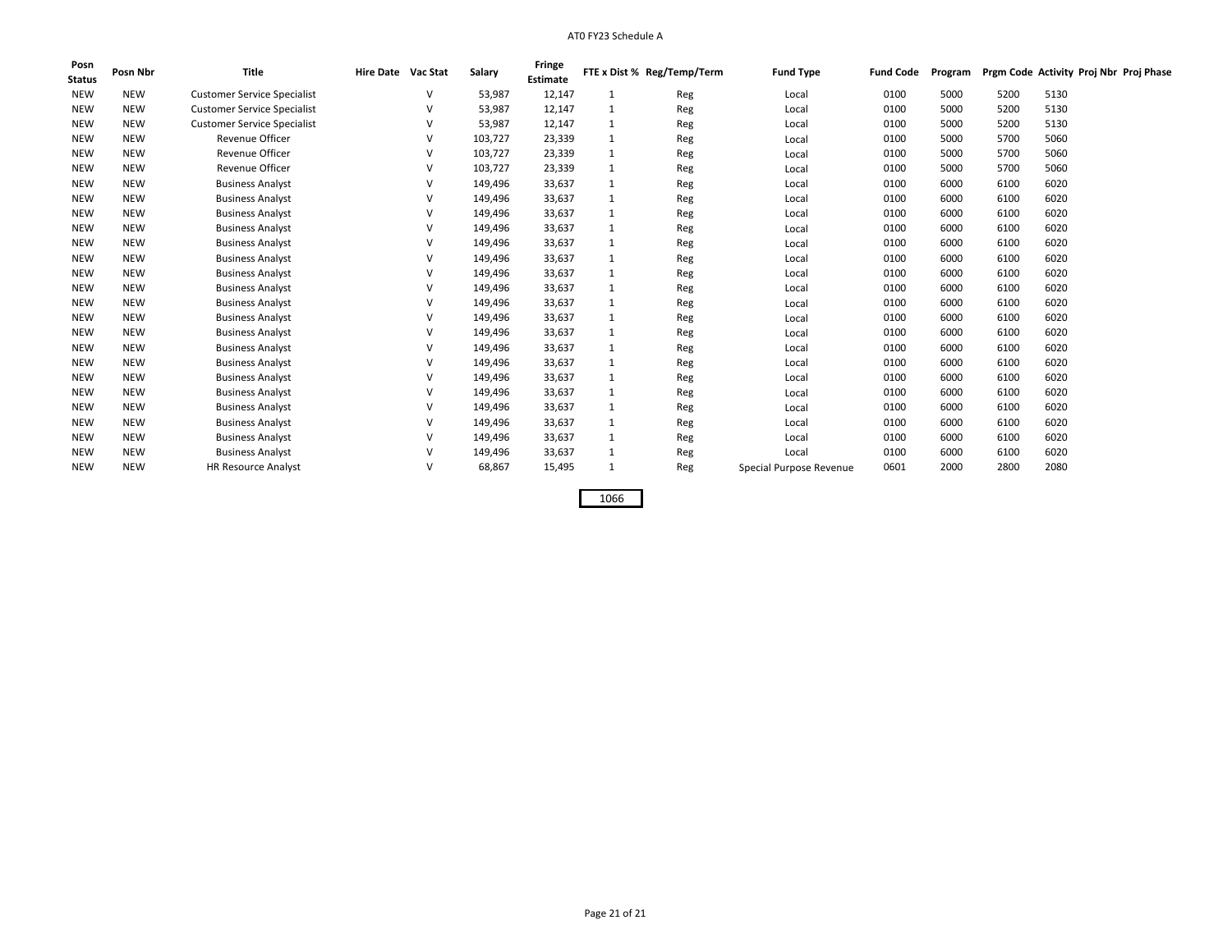AT0 FY23 Schedule A

| Posn Status | Posn Nbr | Title | Hire Date | Vac Stat | Salary | Fringe Estimate | FTE x Dist % | Reg/Temp/Term | Fund Type | Fund Code | Program | Prgm Code | Activity | Proj Nbr | Proj Phase |
|---|---|---|---|---|---|---|---|---|---|---|---|---|---|---|---|
| NEW | NEW | Customer Service Specialist | | V | 53,987 | 12,147 | 1 | Reg | Local | 0100 | 5000 | 5200 | 5130 | | |
| NEW | NEW | Customer Service Specialist | | V | 53,987 | 12,147 | 1 | Reg | Local | 0100 | 5000 | 5200 | 5130 | | |
| NEW | NEW | Customer Service Specialist | | V | 53,987 | 12,147 | 1 | Reg | Local | 0100 | 5000 | 5200 | 5130 | | |
| NEW | NEW | Revenue Officer | | V | 103,727 | 23,339 | 1 | Reg | Local | 0100 | 5000 | 5700 | 5060 | | |
| NEW | NEW | Revenue Officer | | V | 103,727 | 23,339 | 1 | Reg | Local | 0100 | 5000 | 5700 | 5060 | | |
| NEW | NEW | Revenue Officer | | V | 103,727 | 23,339 | 1 | Reg | Local | 0100 | 5000 | 5700 | 5060 | | |
| NEW | NEW | Business Analyst | | V | 149,496 | 33,637 | 1 | Reg | Local | 0100 | 6000 | 6100 | 6020 | | |
| NEW | NEW | Business Analyst | | V | 149,496 | 33,637 | 1 | Reg | Local | 0100 | 6000 | 6100 | 6020 | | |
| NEW | NEW | Business Analyst | | V | 149,496 | 33,637 | 1 | Reg | Local | 0100 | 6000 | 6100 | 6020 | | |
| NEW | NEW | Business Analyst | | V | 149,496 | 33,637 | 1 | Reg | Local | 0100 | 6000 | 6100 | 6020 | | |
| NEW | NEW | Business Analyst | | V | 149,496 | 33,637 | 1 | Reg | Local | 0100 | 6000 | 6100 | 6020 | | |
| NEW | NEW | Business Analyst | | V | 149,496 | 33,637 | 1 | Reg | Local | 0100 | 6000 | 6100 | 6020 | | |
| NEW | NEW | Business Analyst | | V | 149,496 | 33,637 | 1 | Reg | Local | 0100 | 6000 | 6100 | 6020 | | |
| NEW | NEW | Business Analyst | | V | 149,496 | 33,637 | 1 | Reg | Local | 0100 | 6000 | 6100 | 6020 | | |
| NEW | NEW | Business Analyst | | V | 149,496 | 33,637 | 1 | Reg | Local | 0100 | 6000 | 6100 | 6020 | | |
| NEW | NEW | Business Analyst | | V | 149,496 | 33,637 | 1 | Reg | Local | 0100 | 6000 | 6100 | 6020 | | |
| NEW | NEW | Business Analyst | | V | 149,496 | 33,637 | 1 | Reg | Local | 0100 | 6000 | 6100 | 6020 | | |
| NEW | NEW | Business Analyst | | V | 149,496 | 33,637 | 1 | Reg | Local | 0100 | 6000 | 6100 | 6020 | | |
| NEW | NEW | Business Analyst | | V | 149,496 | 33,637 | 1 | Reg | Local | 0100 | 6000 | 6100 | 6020 | | |
| NEW | NEW | Business Analyst | | V | 149,496 | 33,637 | 1 | Reg | Local | 0100 | 6000 | 6100 | 6020 | | |
| NEW | NEW | Business Analyst | | V | 149,496 | 33,637 | 1 | Reg | Local | 0100 | 6000 | 6100 | 6020 | | |
| NEW | NEW | Business Analyst | | V | 149,496 | 33,637 | 1 | Reg | Local | 0100 | 6000 | 6100 | 6020 | | |
| NEW | NEW | Business Analyst | | V | 149,496 | 33,637 | 1 | Reg | Local | 0100 | 6000 | 6100 | 6020 | | |
| NEW | NEW | Business Analyst | | V | 149,496 | 33,637 | 1 | Reg | Local | 0100 | 6000 | 6100 | 6020 | | |
| NEW | NEW | HR Resource Analyst | | V | 68,867 | 15,495 | 1 | Reg | Special Purpose Revenue | 0601 | 2000 | 2800 | 2080 | | |

1066